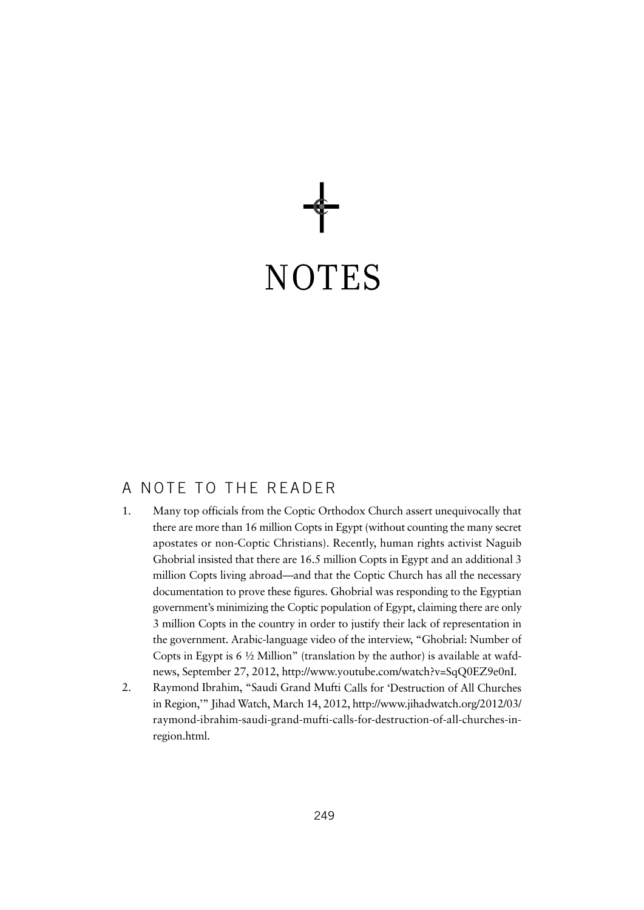# NOTES

## A NOTE TO THE READER

1. Many top officials from the Coptic Orthodox Church assert unequivocally that there are more than 16 million Copts in Egypt (without counting the many secret apostates or non-Coptic Christians). Recently, human rights activist Naguib Ghobrial insisted that there are 16.5 million Copts in Egypt and an additional 3 million Copts living abroad—and that the Coptic Church has all the necessary documentation to prove these figures. Ghobrial was responding to the Egyptian government's minimizing the Coptic population of Egypt, claiming there are only 3 million Copts in the country in order to justify their lack of representation in the government. Arabic-language video of the interview, "Ghobrial: Number of Copts in Egypt is 6 ½ Million" (translation by the author) is available at wafd-news, September 27, 2012, http://www.youtube.com/watch?v=SqQ0EZ9e0nI.
2. Raymond Ibrahim, "Saudi Grand Mufti Calls for 'Destruction of All Churches in Region,'" Jihad Watch, March 14, 2012, http://www.jihadwatch.org/2012/03/raymond-ibrahim-saudi-grand-mufti-calls-for-destruction-of-all-churches-in-region.html.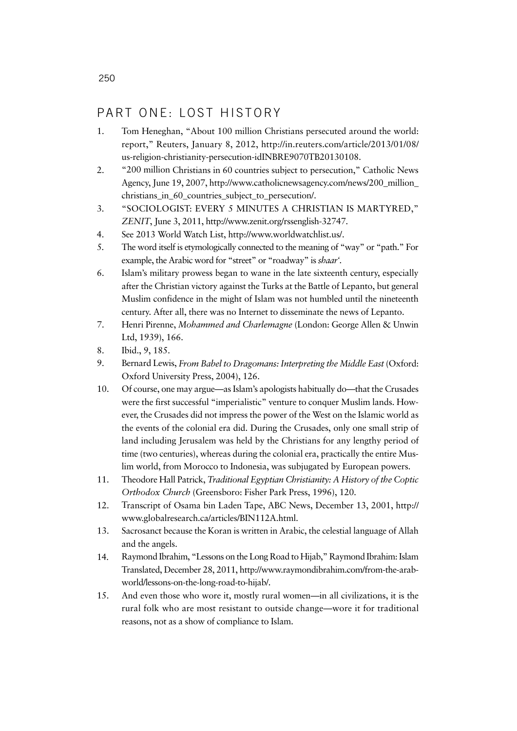## PART ONE: LOST HISTORY

1. Tom Heneghan, "About 100 million Christians persecuted around the world: report," Reuters, January 8, 2012, http://in.reuters.com/article/2013/01/08/us-religion-christianity-persecution-idINBRE9070TB20130108.
2. "200 million Christians in 60 countries subject to persecution," Catholic News Agency, June 19, 2007, http://www.catholicnewsagency.com/news/200_million_christians_in_60_countries_subject_to_persecution/.
3. "SOCIOLOGIST: EVERY 5 MINUTES A CHRISTIAN IS MARTYRED," *ZENIT*, June 3, 2011, http://www.zenit.org/rssenglish-32747.
4. See 2013 World Watch List, http://www.worldwatchlist.us/.
5. The word itself is etymologically connected to the meaning of "way" or "path." For example, the Arabic word for "street" or "roadway" is *shaar'*.
6. Islam's military prowess began to wane in the late sixteenth century, especially after the Christian victory against the Turks at the Battle of Lepanto, but general Muslim confidence in the might of Islam was not humbled until the nineteenth century. After all, there was no Internet to disseminate the news of Lepanto.
7. Henri Pirenne, *Mohammed and Charlemagne* (London: George Allen & Unwin Ltd, 1939), 166.
8. Ibid., 9, 185.
9. Bernard Lewis, *From Babel to Dragomans: Interpreting the Middle East* (Oxford: Oxford University Press, 2004), 126.
10. Of course, one may argue—as Islam's apologists habitually do—that the Crusades were the first successful "imperialistic" venture to conquer Muslim lands. However, the Crusades did not impress the power of the West on the Islamic world as the events of the colonial era did. During the Crusades, only one small strip of land including Jerusalem was held by the Christians for any lengthy period of time (two centuries), whereas during the colonial era, practically the entire Muslim world, from Morocco to Indonesia, was subjugated by European powers.
11. Theodore Hall Patrick, *Traditional Egyptian Christianity: A History of the Coptic Orthodox Church* (Greensboro: Fisher Park Press, 1996), 120.
12. Transcript of Osama bin Laden Tape, ABC News, December 13, 2001, http://www.globalresearch.ca/articles/BIN112A.html.
13. Sacrosanct because the Koran is written in Arabic, the celestial language of Allah and the angels.
14. Raymond Ibrahim, "Lessons on the Long Road to Hijab," Raymond Ibrahim: Islam Translated, December 28, 2011, http://www.raymondibrahim.com/from-the-arab-world/lessons-on-the-long-road-to-hijab/.
15. And even those who wore it, mostly rural women—in all civilizations, it is the rural folk who are most resistant to outside change—wore it for traditional reasons, not as a show of compliance to Islam.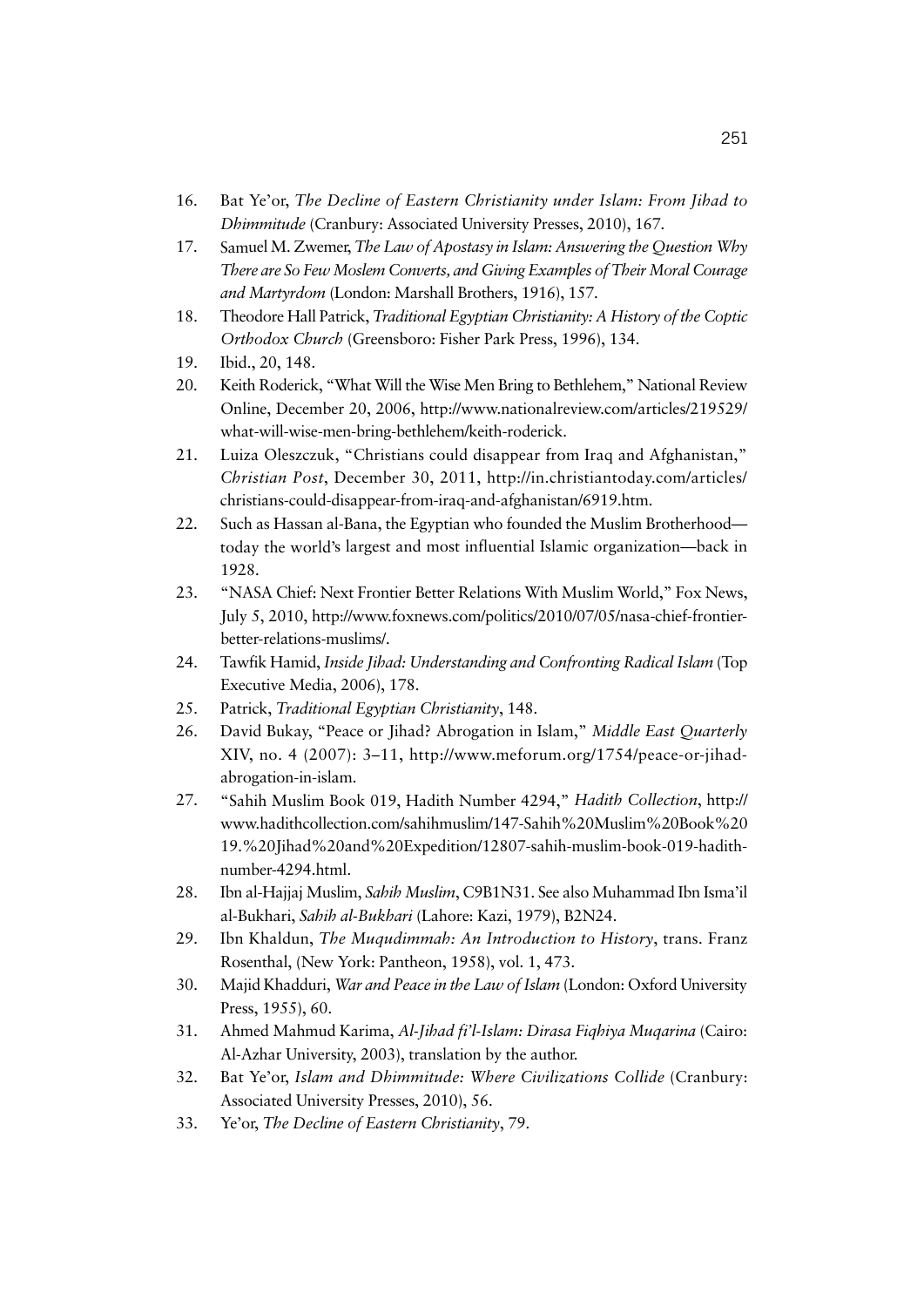16. Bat Ye'or, *The Decline of Eastern Christianity under Islam: From Jihad to Dhimmitude* (Cranbury: Associated University Presses, 2010), 167.
17. Samuel M. Zwemer, *The Law of Apostasy in Islam: Answering the Question Why There are So Few Moslem Converts, and Giving Examples of Their Moral Courage and Martyrdom* (London: Marshall Brothers, 1916), 157.
18. Theodore Hall Patrick, *Traditional Egyptian Christianity: A History of the Coptic Orthodox Church* (Greensboro: Fisher Park Press, 1996), 134.
19. Ibid., 20, 148.
20. Keith Roderick, "What Will the Wise Men Bring to Bethlehem," National Review Online, December 20, 2006, http://www.nationalreview.com/articles/219529/what-will-wise-men-bring-bethlehem/keith-roderick.
21. Luiza Oleszczuk, "Christians could disappear from Iraq and Afghanistan," *Christian Post*, December 30, 2011, http://in.christiantoday.com/articles/christians-could-disappear-from-iraq-and-afghanistan/6919.htm.
22. Such as Hassan al-Bana, the Egyptian who founded the Muslim Brotherhood—today the world's largest and most influential Islamic organization—back in 1928.
23. "NASA Chief: Next Frontier Better Relations With Muslim World," Fox News, July 5, 2010, http://www.foxnews.com/politics/2010/07/05/nasa-chief-frontier-better-relations-muslims/.
24. Tawfik Hamid, *Inside Jihad: Understanding and Confronting Radical Islam* (Top Executive Media, 2006), 178.
25. Patrick, *Traditional Egyptian Christianity*, 148.
26. David Bukay, "Peace or Jihad? Abrogation in Islam," *Middle East Quarterly* XIV, no. 4 (2007): 3–11, http://www.meforum.org/1754/peace-or-jihad-abrogation-in-islam.
27. "Sahih Muslim Book 019, Hadith Number 4294," *Hadith Collection*, http://www.hadithcollection.com/sahihmuslim/147-Sahih%20Muslim%20Book%2019.%20Jihad%20and%20Expedition/12807-sahih-muslim-book-019-hadith-number-4294.html.
28. Ibn al-Hajjaj Muslim, *Sahih Muslim*, C9B1N31. See also Muhammad Ibn Isma'il al-Bukhari, *Sahih al-Bukhari* (Lahore: Kazi, 1979), B2N24.
29. Ibn Khaldun, *The Muqudimmah: An Introduction to History*, trans. Franz Rosenthal, (New York: Pantheon, 1958), vol. 1, 473.
30. Majid Khadduri, *War and Peace in the Law of Islam* (London: Oxford University Press, 1955), 60.
31. Ahmed Mahmud Karima, *Al-Jihad fi'l-Islam: Dirasa Fiqhiya Muqarina* (Cairo: Al-Azhar University, 2003), translation by the author.
32. Bat Ye'or, *Islam and Dhimmitude: Where Civilizations Collide* (Cranbury: Associated University Presses, 2010), 56.
33. Ye'or, *The Decline of Eastern Christianity*, 79.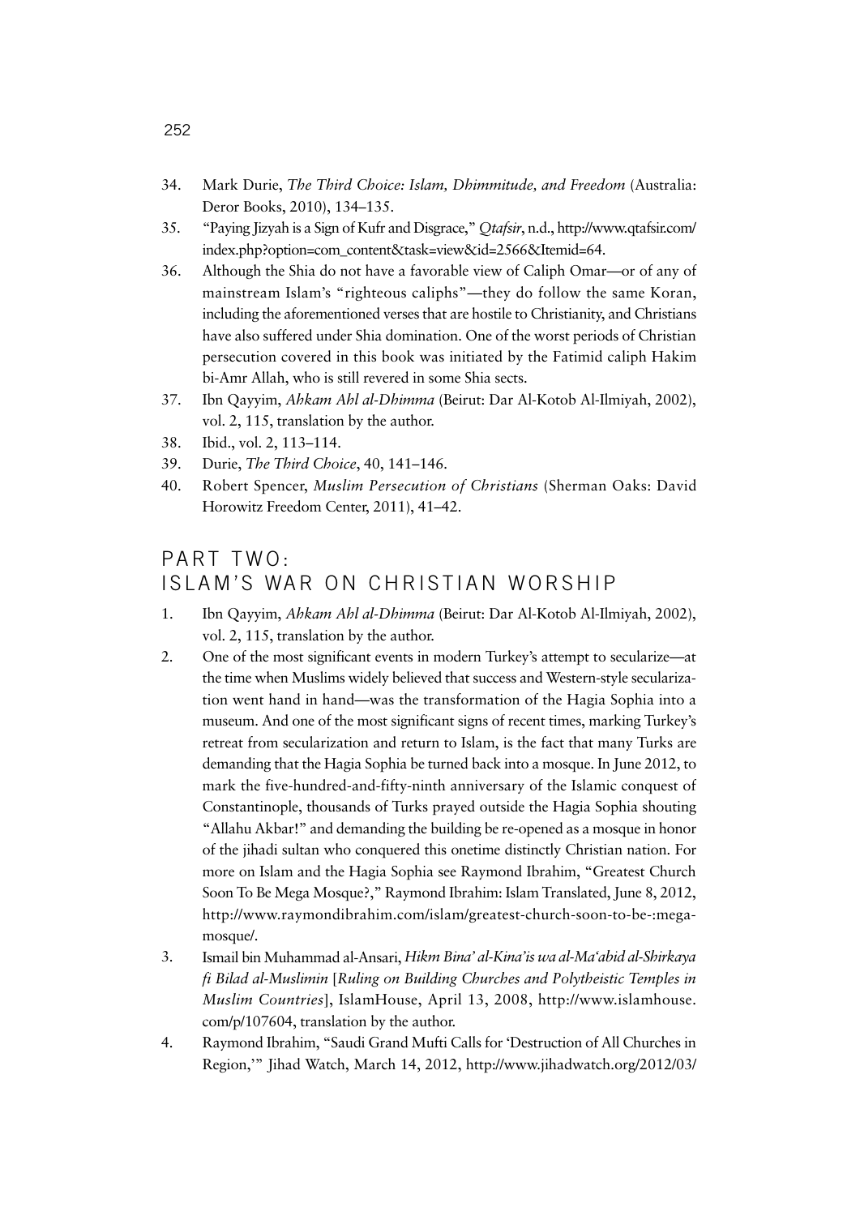34. Mark Durie, *The Third Choice: Islam, Dhimmitude, and Freedom* (Australia: Deror Books, 2010), 134–135.
35. "Paying Jizyah is a Sign of Kufr and Disgrace," *Qtafsir*, n.d., http://www.qtafsir.com/index.php?option=com_content&task=view&id=2566&Itemid=64.
36. Although the Shia do not have a favorable view of Caliph Omar—or of any of mainstream Islam's "righteous caliphs"—they do follow the same Koran, including the aforementioned verses that are hostile to Christianity, and Christians have also suffered under Shia domination. One of the worst periods of Christian persecution covered in this book was initiated by the Fatimid caliph Hakim bi-Amr Allah, who is still revered in some Shia sects.
37. Ibn Qayyim, *Ahkam Ahl al-Dhimma* (Beirut: Dar Al-Kotob Al-Ilmiyah, 2002), vol. 2, 115, translation by the author.
38. Ibid., vol. 2, 113–114.
39. Durie, *The Third Choice*, 40, 141–146.
40. Robert Spencer, *Muslim Persecution of Christians* (Sherman Oaks: David Horowitz Freedom Center, 2011), 41–42.

## PART TWO: ISLAM'S WAR ON CHRISTIAN WORSHIP

1. Ibn Qayyim, *Ahkam Ahl al-Dhimma* (Beirut: Dar Al-Kotob Al-Ilmiyah, 2002), vol. 2, 115, translation by the author.
2. One of the most significant events in modern Turkey's attempt to secularize—at the time when Muslims widely believed that success and Western-style secularization went hand in hand—was the transformation of the Hagia Sophia into a museum. And one of the most significant signs of recent times, marking Turkey's retreat from secularization and return to Islam, is the fact that many Turks are demanding that the Hagia Sophia be turned back into a mosque. In June 2012, to mark the five-hundred-and-fifty-ninth anniversary of the Islamic conquest of Constantinople, thousands of Turks prayed outside the Hagia Sophia shouting "Allahu Akbar!" and demanding the building be re-opened as a mosque in honor of the jihadi sultan who conquered this onetime distinctly Christian nation. For more on Islam and the Hagia Sophia see Raymond Ibrahim, "Greatest Church Soon To Be Mega Mosque?," Raymond Ibrahim: Islam Translated, June 8, 2012, http://www.raymondibrahim.com/islam/greatest-church-soon-to-be-:mega-mosque/.
3. Ismail bin Muhammad al-Ansari, *Hikm Bina' al-Kina'is wa al-Ma'abid al-Shirkaya fi Bilad al-Muslimin* [*Ruling on Building Churches and Polytheistic Temples in Muslim Countries*], IslamHouse, April 13, 2008, http://www.islamhouse.com/p/107604, translation by the author.
4. Raymond Ibrahim, "Saudi Grand Mufti Calls for 'Destruction of All Churches in Region,'" Jihad Watch, March 14, 2012, http://www.jihadwatch.org/2012/03/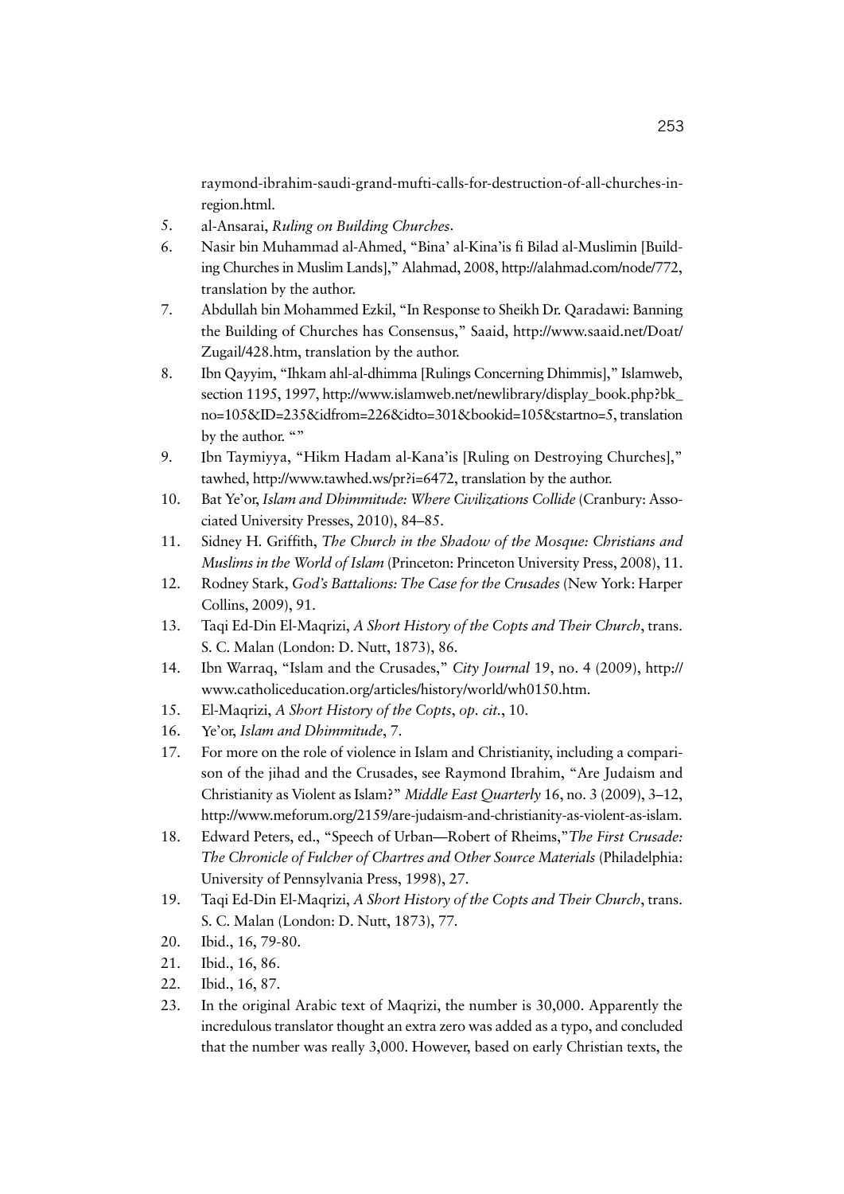raymond-ibrahim-saudi-grand-mufti-calls-for-destruction-of-all-churches-in-region.html.

5. al-Ansarai, *Ruling on Building Churches*.
6. Nasir bin Muhammad al-Ahmed, "Bina' al-Kina'is fi Bilad al-Muslimin [Building Churches in Muslim Lands]," Alahmad, 2008, http://alahmad.com/node/772, translation by the author.
7. Abdullah bin Mohammed Ezkil, "In Response to Sheikh Dr. Qaradawi: Banning the Building of Churches has Consensus," Saaid, http://www.saaid.net/Doat/Zugail/428.htm, translation by the author.
8. Ibn Qayyim, "Ihkam ahl-al-dhimma [Rulings Concerning Dhimmis]," Islamweb, section 1195, 1997, http://www.islamweb.net/newlibrary/display_book.php?bk_no=105&ID=235&idfrom=226&idto=301&bookid=105&startno=5, translation by the author. ""
9. Ibn Taymiyya, "Hikm Hadam al-Kana'is [Ruling on Destroying Churches]," tawhed, http://www.tawhed.ws/pr?i=6472, translation by the author.
10. Bat Ye'or, *Islam and Dhimmitude: Where Civilizations Collide* (Cranbury: Associated University Presses, 2010), 84–85.
11. Sidney H. Griffith, *The Church in the Shadow of the Mosque: Christians and Muslims in the World of Islam* (Princeton: Princeton University Press, 2008), 11.
12. Rodney Stark, *God's Battalions: The Case for the Crusades* (New York: Harper Collins, 2009), 91.
13. Taqi Ed-Din El-Maqrizi, *A Short History of the Copts and Their Church*, trans. S. C. Malan (London: D. Nutt, 1873), 86.
14. Ibn Warraq, "Islam and the Crusades," *City Journal* 19, no. 4 (2009), http://www.catholiceducation.org/articles/history/world/wh0150.htm.
15. El-Maqrizi, *A Short History of the Copts*, *op. cit.*, 10.
16. Ye'or, *Islam and Dhimmitude*, 7.
17. For more on the role of violence in Islam and Christianity, including a comparison of the jihad and the Crusades, see Raymond Ibrahim, "Are Judaism and Christianity as Violent as Islam?" *Middle East Quarterly* 16, no. 3 (2009), 3–12, http://www.meforum.org/2159/are-judaism-and-christianity-as-violent-as-islam.
18. Edward Peters, ed., "Speech of Urban—Robert of Rheims,"*The First Crusade: The Chronicle of Fulcher of Chartres and Other Source Materials* (Philadelphia: University of Pennsylvania Press, 1998), 27.
19. Taqi Ed-Din El-Maqrizi, *A Short History of the Copts and Their Church*, trans. S. C. Malan (London: D. Nutt, 1873), 77.
20. Ibid., 16, 79-80.
21. Ibid., 16, 86.
22. Ibid., 16, 87.
23. In the original Arabic text of Maqrizi, the number is 30,000. Apparently the incredulous translator thought an extra zero was added as a typo, and concluded that the number was really 3,000. However, based on early Christian texts, the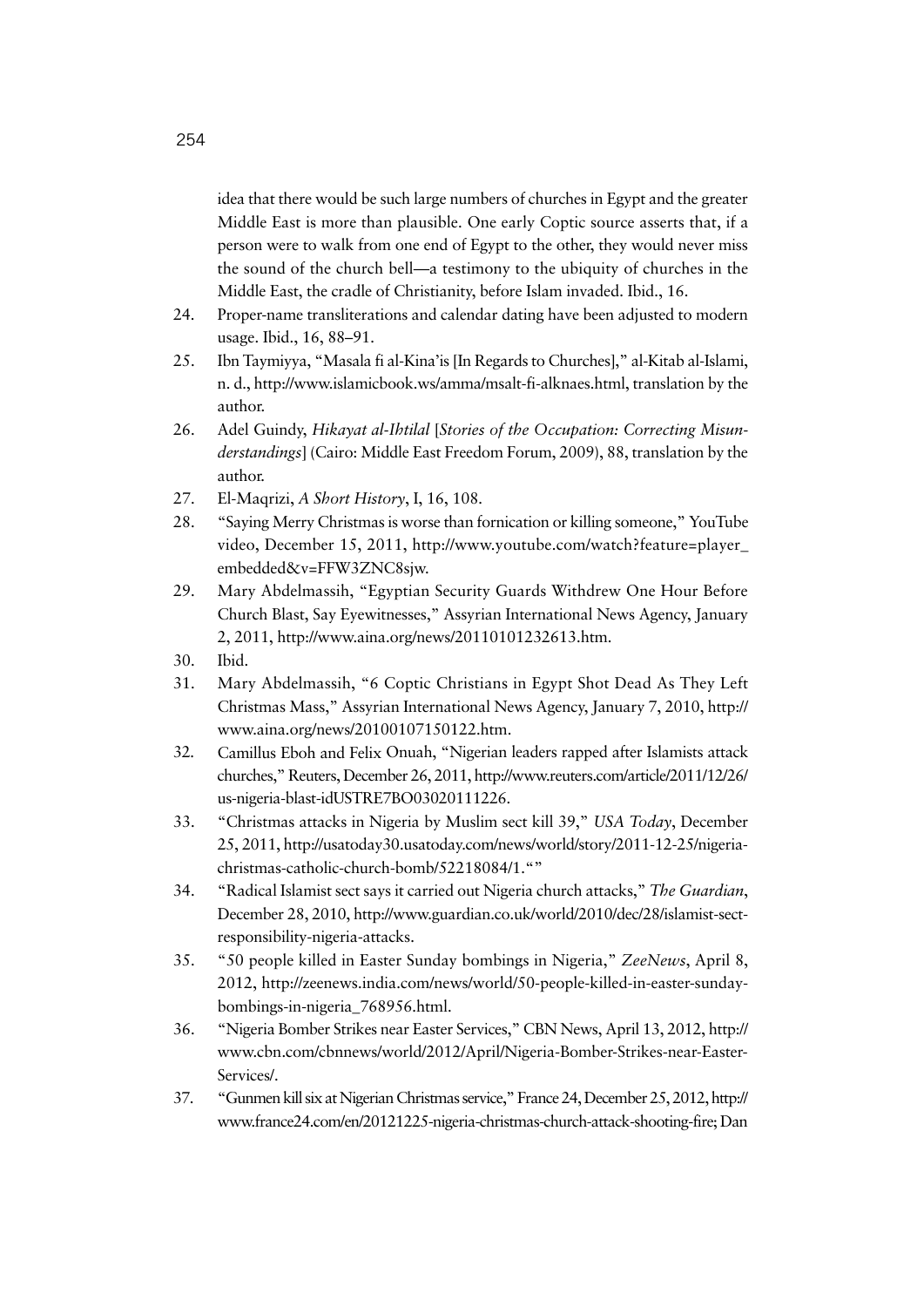idea that there would be such large numbers of churches in Egypt and the greater Middle East is more than plausible. One early Coptic source asserts that, if a person were to walk from one end of Egypt to the other, they would never miss the sound of the church bell—a testimony to the ubiquity of churches in the Middle East, the cradle of Christianity, before Islam invaded. Ibid., 16.

24. Proper-name transliterations and calendar dating have been adjusted to modern usage. Ibid., 16, 88–91.
25. Ibn Taymiyya, "Masala fi al-Kina'is [In Regards to Churches]," al-Kitab al-Islami, n. d., http://www.islamicbook.ws/amma/msalt-fi-alknaes.html, translation by the author.
26. Adel Guindy, *Hikayat al-Ihtilal* [*Stories of the Occupation: Correcting Misunderstandings*] (Cairo: Middle East Freedom Forum, 2009), 88, translation by the author.
27. El-Maqrizi, *A Short History*, I, 16, 108.
28. "Saying Merry Christmas is worse than fornication or killing someone," YouTube video, December 15, 2011, http://www.youtube.com/watch?feature=player_embedded&v=FFW3ZNC8sjw.
29. Mary Abdelmassih, "Egyptian Security Guards Withdrew One Hour Before Church Blast, Say Eyewitnesses," Assyrian International News Agency, January 2, 2011, http://www.aina.org/news/20110101232613.htm.
30. Ibid.
31. Mary Abdelmassih, "6 Coptic Christians in Egypt Shot Dead As They Left Christmas Mass," Assyrian International News Agency, January 7, 2010, http://www.aina.org/news/20100107150122.htm.
32. Camillus Eboh and Felix Onuah, "Nigerian leaders rapped after Islamists attack churches," Reuters, December 26, 2011, http://www.reuters.com/article/2011/12/26/us-nigeria-blast-idUSTRE7BO03020111226.
33. "Christmas attacks in Nigeria by Muslim sect kill 39," *USA Today*, December 25, 2011, http://usatoday30.usatoday.com/news/world/story/2011-12-25/nigeria-christmas-catholic-church-bomb/52218084/1.""
34. "Radical Islamist sect says it carried out Nigeria church attacks," *The Guardian*, December 28, 2010, http://www.guardian.co.uk/world/2010/dec/28/islamist-sect-responsibility-nigeria-attacks.
35. "50 people killed in Easter Sunday bombings in Nigeria," *ZeeNews*, April 8, 2012, http://zeenews.india.com/news/world/50-people-killed-in-easter-sunday-bombings-in-nigeria_768956.html.
36. "Nigeria Bomber Strikes near Easter Services," CBN News, April 13, 2012, http://www.cbn.com/cbnnews/world/2012/April/Nigeria-Bomber-Strikes-near-Easter-Services/.
37. "Gunmen kill six at Nigerian Christmas service," France 24, December 25, 2012, http://www.france24.com/en/20121225-nigeria-christmas-church-attack-shooting-fire; Dan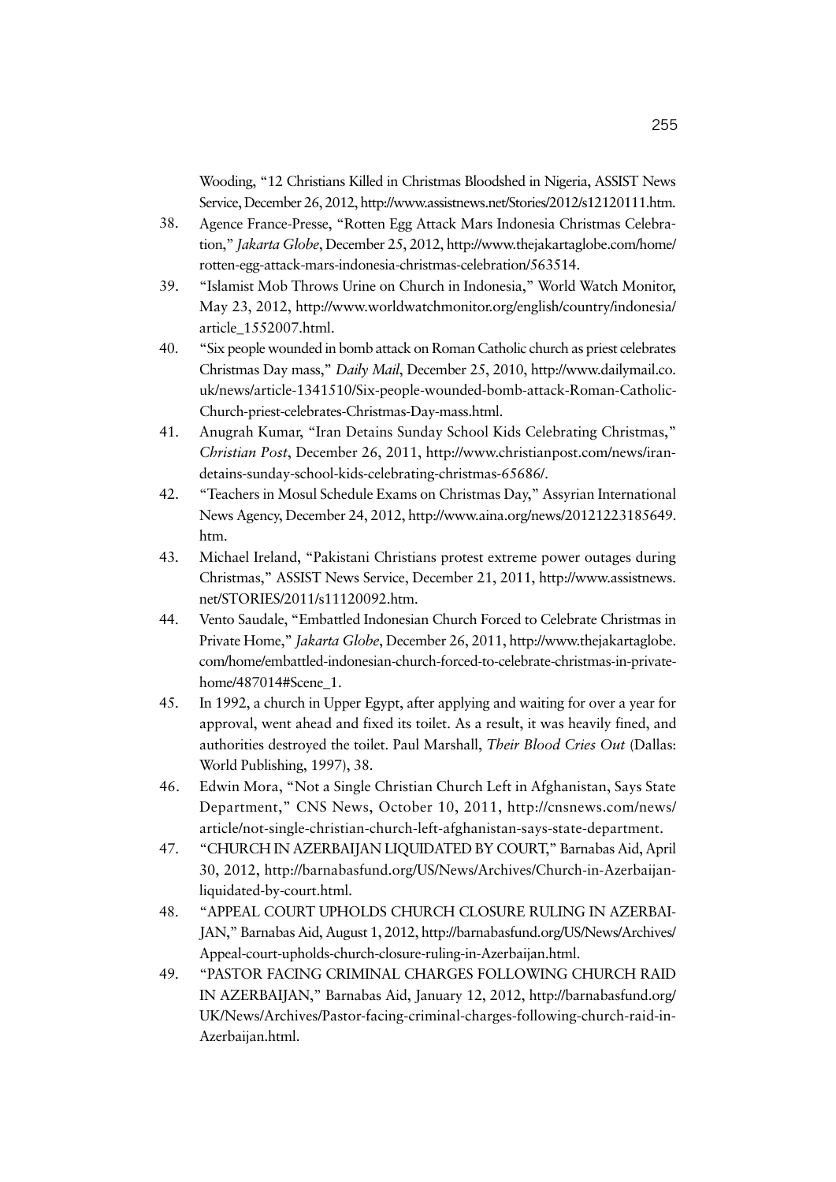Wooding, "12 Christians Killed in Christmas Bloodshed in Nigeria, ASSIST News Service, December 26, 2012, http://www.assistnews.net/Stories/2012/s12120111.htm.

38. Agence France-Presse, "Rotten Egg Attack Mars Indonesia Christmas Celebration," *Jakarta Globe*, December 25, 2012, http://www.thejakartaglobe.com/home/rotten-egg-attack-mars-indonesia-christmas-celebration/563514.
39. "Islamist Mob Throws Urine on Church in Indonesia," World Watch Monitor, May 23, 2012, http://www.worldwatchmonitor.org/english/country/indonesia/article_1552007.html.
40. "Six people wounded in bomb attack on Roman Catholic church as priest celebrates Christmas Day mass," *Daily Mail*, December 25, 2010, http://www.dailymail.co.uk/news/article-1341510/Six-people-wounded-bomb-attack-Roman-Catholic-Church-priest-celebrates-Christmas-Day-mass.html.
41. Anugrah Kumar, "Iran Detains Sunday School Kids Celebrating Christmas," *Christian Post*, December 26, 2011, http://www.christianpost.com/news/iran-detains-sunday-school-kids-celebrating-christmas-65686/.
42. "Teachers in Mosul Schedule Exams on Christmas Day," Assyrian International News Agency, December 24, 2012, http://www.aina.org/news/20121223185649.htm.
43. Michael Ireland, "Pakistani Christians protest extreme power outages during Christmas," ASSIST News Service, December 21, 2011, http://www.assistnews.net/STORIES/2011/s11120092.htm.
44. Vento Saudale, "Embattled Indonesian Church Forced to Celebrate Christmas in Private Home," *Jakarta Globe*, December 26, 2011, http://www.thejakartaglobe.com/home/embattled-indonesian-church-forced-to-celebrate-christmas-in-private-home/487014#Scene_1.
45. In 1992, a church in Upper Egypt, after applying and waiting for over a year for approval, went ahead and fixed its toilet. As a result, it was heavily fined, and authorities destroyed the toilet. Paul Marshall, *Their Blood Cries Out* (Dallas: World Publishing, 1997), 38.
46. Edwin Mora, "Not a Single Christian Church Left in Afghanistan, Says State Department," CNS News, October 10, 2011, http://cnsnews.com/news/article/not-single-christian-church-left-afghanistan-says-state-department.
47. "CHURCH IN AZERBAIJAN LIQUIDATED BY COURT," Barnabas Aid, April 30, 2012, http://barnabasfund.org/US/News/Archives/Church-in-Azerbaijan-liquidated-by-court.html.
48. "APPEAL COURT UPHOLDS CHURCH CLOSURE RULING IN AZERBAIJAN," Barnabas Aid, August 1, 2012, http://barnabasfund.org/US/News/Archives/Appeal-court-upholds-church-closure-ruling-in-Azerbaijan.html.
49. "PASTOR FACING CRIMINAL CHARGES FOLLOWING CHURCH RAID IN AZERBAIJAN," Barnabas Aid, January 12, 2012, http://barnabasfund.org/UK/News/Archives/Pastor-facing-criminal-charges-following-church-raid-in-Azerbaijan.html.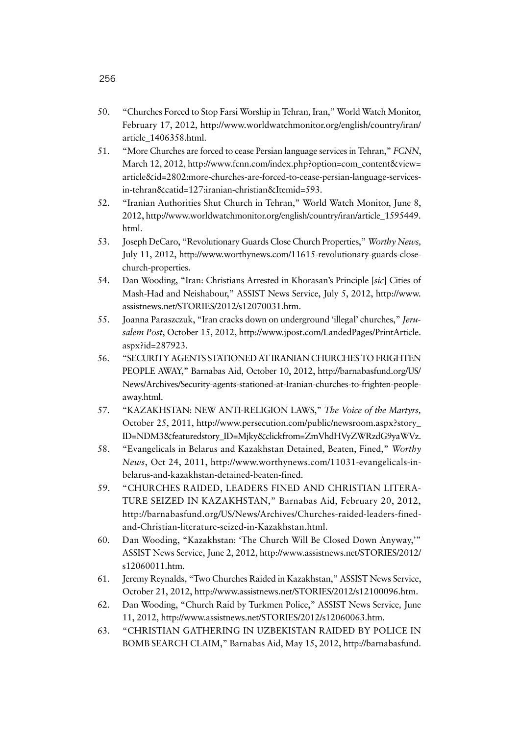50. "Churches Forced to Stop Farsi Worship in Tehran, Iran," World Watch Monitor, February 17, 2012, http://www.worldwatchmonitor.org/english/country/iran/article_1406358.html.
51. "More Churches are forced to cease Persian language services in Tehran," *FCNN*, March 12, 2012, http://www.fcnn.com/index.php?option=com_content&view=article&id=2802:more-churches-are-forced-to-cease-persian-language-services-in-tehran&catid=127:iranian-christian&Itemid=593.
52. "Iranian Authorities Shut Church in Tehran," World Watch Monitor, June 8, 2012, http://www.worldwatchmonitor.org/english/country/iran/article_1595449.html.
53. Joseph DeCaro, "Revolutionary Guards Close Church Properties," *Worthy News,* July 11, 2012, http://www.worthynews.com/11615-revolutionary-guards-close-church-properties.
54. Dan Wooding, "Iran: Christians Arrested in Khorasan's Principle [*sic*] Cities of Mash-Had and Neishabour," ASSIST News Service, July 5, 2012, http://www.assistnews.net/STORIES/2012/s12070031.htm.
55. Joanna Paraszczuk, "Iran cracks down on underground 'illegal' churches," *Jerusalem Post*, October 15, 2012, http://www.jpost.com/LandedPages/PrintArticle.aspx?id=287923.
56. "SECURITY AGENTS STATIONED AT IRANIAN CHURCHES TO FRIGHTEN PEOPLE AWAY," Barnabas Aid, October 10, 2012, http://barnabasfund.org/US/News/Archives/Security-agents-stationed-at-Iranian-churches-to-frighten-people-away.html.
57. "KAZAKHSTAN: NEW ANTI-RELIGION LAWS," *The Voice of the Martyrs,* October 25, 2011, http://www.persecution.com/public/newsroom.aspx?story_ID=NDM3&featuredstory_ID=Mjky&clickfrom=ZmVhdHVyZWRzdG9yaWVz.
58. "Evangelicals in Belarus and Kazakhstan Detained, Beaten, Fined," *Worthy News*, Oct 24, 2011, http://www.worthynews.com/11031-evangelicals-in-belarus-and-kazakhstan-detained-beaten-fined.
59. "CHURCHES RAIDED, LEADERS FINED AND CHRISTIAN LITERATURE SEIZED IN KAZAKHSTAN," Barnabas Aid, February 20, 2012, http://barnabasfund.org/US/News/Archives/Churches-raided-leaders-fined-and-Christian-literature-seized-in-Kazakhstan.html.
60. Dan Wooding, "Kazakhstan: 'The Church Will Be Closed Down Anyway,'" ASSIST News Service, June 2, 2012, http://www.assistnews.net/STORIES/2012/s12060011.htm.
61. Jeremy Reynalds, "Two Churches Raided in Kazakhstan," ASSIST News Service, October 21, 2012, http://www.assistnews.net/STORIES/2012/s12100096.htm.
62. Dan Wooding, "Church Raid by Turkmen Police," ASSIST News Service*,* June 11, 2012, http://www.assistnews.net/STORIES/2012/s12060063.htm.
63. "CHRISTIAN GATHERING IN UZBEKISTAN RAIDED BY POLICE IN BOMB SEARCH CLAIM," Barnabas Aid, May 15, 2012, http://barnabasfund.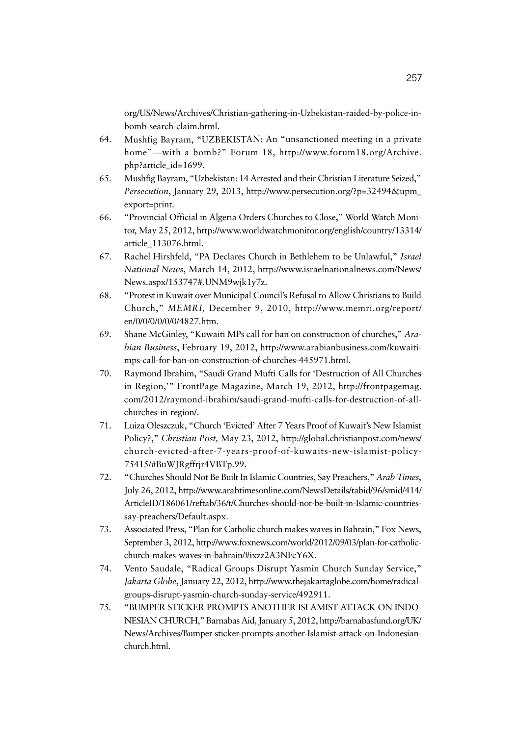org/US/News/Archives/Christian-gathering-in-Uzbekistan-raided-by-police-in-bomb-search-claim.html.

64. Mushfig Bayram, "UZBEKISTAN: An "unsanctioned meeting in a private home"—with a bomb?" Forum 18, http://www.forum18.org/Archive.php?article_id=1699.
65. Mushfig Bayram, "Uzbekistan: 14 Arrested and their Christian Literature Seized," *Persecution*, January 29, 2013, http://www.persecution.org/?p=32494&upm_export=print.
66. "Provincial Official in Algeria Orders Churches to Close," World Watch Monitor, May 25, 2012, http://www.worldwatchmonitor.org/english/country/13314/article_113076.html.
67. Rachel Hirshfeld, "PA Declares Church in Bethlehem to be Unlawful," *Israel National News*, March 14, 2012, http://www.israelnationalnews.com/News/News.aspx/153747#.UNM9wjk1y7z.
68. "Protest in Kuwait over Municipal Council's Refusal to Allow Christians to Build Church," *MEMRI,* December 9, 2010, http://www.memri.org/report/en/0/0/0/0/0/0/4827.htm.
69. Shane McGinley, "Kuwaiti MPs call for ban on construction of churches," *Arabian Business*, February 19, 2012, http://www.arabianbusiness.com/kuwaiti-mps-call-for-ban-on-construction-of-churches-445971.html.
70. Raymond Ibrahim, "Saudi Grand Mufti Calls for 'Destruction of All Churches in Region,'" FrontPage Magazine, March 19, 2012, http://frontpagemag.com/2012/raymond-ibrahim/saudi-grand-mufti-calls-for-destruction-of-all-churches-in-region/.
71. Luiza Oleszczuk, "Church 'Evicted' After 7 Years Proof of Kuwait's New Islamist Policy?," *Christian Post,* May 23, 2012, http://global.christianpost.com/news/church-evicted-after-7-years-proof-of-kuwaits-new-islamist-policy-75415/#BuWJRgffrjr4VBTp.99.
72. "Churches Should Not Be Built In Islamic Countries, Say Preachers," *Arab Times*, July 26, 2012, http://www.arabtimesonline.com/NewsDetails/tabid/96/smid/414/ArticleID/186061/reftab/36/t/Churches-should-not-be-built-in-Islamic-countries-say-preachers/Default.aspx.
73. Associated Press, "Plan for Catholic church makes waves in Bahrain," Fox News, September 3, 2012, http://www.foxnews.com/world/2012/09/03/plan-for-catholic-church-makes-waves-in-bahrain/#ixzz2A3NFcY6X.
74. Vento Saudale, "Radical Groups Disrupt Yasmin Church Sunday Service," *Jakarta Globe*, January 22, 2012, http://www.thejakartaglobe.com/home/radical-groups-disrupt-yasmin-church-sunday-service/492911.
75. "BUMPER STICKER PROMPTS ANOTHER ISLAMIST ATTACK ON INDONESIAN CHURCH," Barnabas Aid, January 5, 2012, http://barnabasfund.org/UK/News/Archives/Bumper-sticker-prompts-another-Islamist-attack-on-Indonesian-church.html.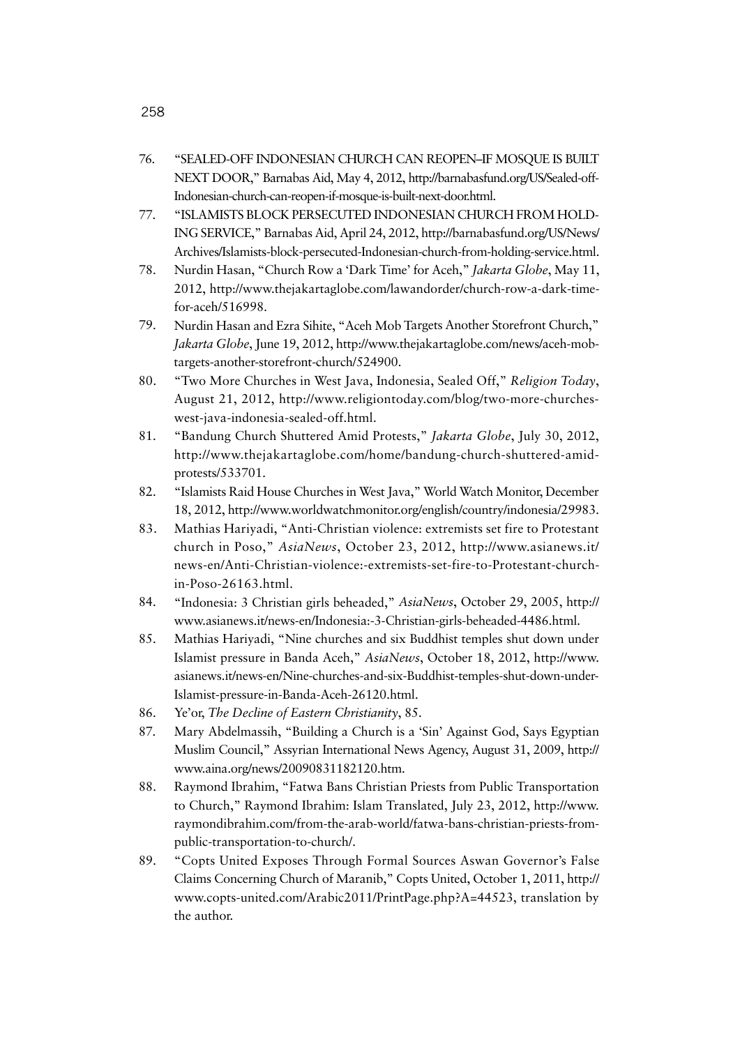76. "SEALED-OFF INDONESIAN CHURCH CAN REOPEN–IF MOSQUE IS BUILT NEXT DOOR," Barnabas Aid, May 4, 2012, http://barnabasfund.org/US/Sealed-off-Indonesian-church-can-reopen-if-mosque-is-built-next-door.html.
77. "ISLAMISTS BLOCK PERSECUTED INDONESIAN CHURCH FROM HOLDING SERVICE," Barnabas Aid, April 24, 2012, http://barnabasfund.org/US/News/Archives/Islamists-block-persecuted-Indonesian-church-from-holding-service.html.
78. Nurdin Hasan, "Church Row a 'Dark Time' for Aceh," *Jakarta Globe*, May 11, 2012, http://www.thejakartaglobe.com/lawandorder/church-row-a-dark-time-for-aceh/516998.
79. Nurdin Hasan and Ezra Sihite, "Aceh Mob Targets Another Storefront Church," *Jakarta Globe*, June 19, 2012, http://www.thejakartaglobe.com/news/aceh-mob-targets-another-storefront-church/524900.
80. "Two More Churches in West Java, Indonesia, Sealed Off," *Religion Today*, August 21, 2012, http://www.religiontoday.com/blog/two-more-churches-west-java-indonesia-sealed-off.html.
81. "Bandung Church Shuttered Amid Protests," *Jakarta Globe*, July 30, 2012, http://www.thejakartaglobe.com/home/bandung-church-shuttered-amid-protests/533701.
82. "Islamists Raid House Churches in West Java," World Watch Monitor, December 18, 2012, http://www.worldwatchmonitor.org/english/country/indonesia/29983.
83. Mathias Hariyadi, "Anti-Christian violence: extremists set fire to Protestant church in Poso," *AsiaNews*, October 23, 2012, http://www.asianews.it/news-en/Anti-Christian-violence:-extremists-set-fire-to-Protestant-church-in-Poso-26163.html.
84. "Indonesia: 3 Christian girls beheaded," *AsiaNews*, October 29, 2005, http://www.asianews.it/news-en/Indonesia:-3-Christian-girls-beheaded-4486.html.
85. Mathias Hariyadi, "Nine churches and six Buddhist temples shut down under Islamist pressure in Banda Aceh," *AsiaNews*, October 18, 2012, http://www.asianews.it/news-en/Nine-churches-and-six-Buddhist-temples-shut-down-under-Islamist-pressure-in-Banda-Aceh-26120.html.
86. Ye'or, *The Decline of Eastern Christianity*, 85.
87. Mary Abdelmassih, "Building a Church is a 'Sin' Against God, Says Egyptian Muslim Council," Assyrian International News Agency, August 31, 2009, http://www.aina.org/news/20090831182120.htm.
88. Raymond Ibrahim, "Fatwa Bans Christian Priests from Public Transportation to Church," Raymond Ibrahim: Islam Translated, July 23, 2012, http://www.raymondibrahim.com/from-the-arab-world/fatwa-bans-christian-priests-from-public-transportation-to-church/.
89. "Copts United Exposes Through Formal Sources Aswan Governor's False Claims Concerning Church of Maranib," Copts United, October 1, 2011, http://www.copts-united.com/Arabic2011/PrintPage.php?A=44523, translation by the author.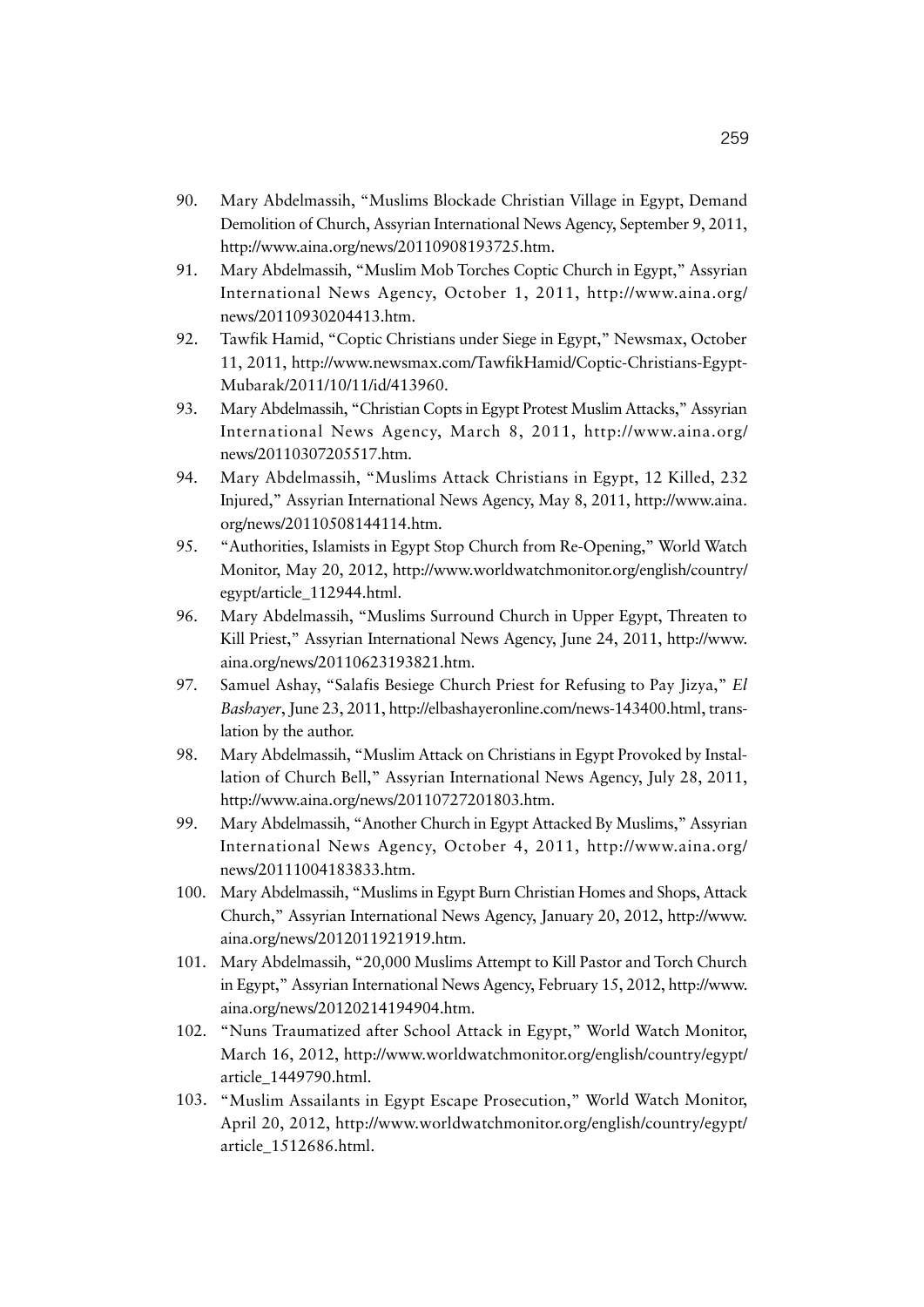90. Mary Abdelmassih, "Muslims Blockade Christian Village in Egypt, Demand Demolition of Church, Assyrian International News Agency, September 9, 2011, http://www.aina.org/news/20110908193725.htm.
91. Mary Abdelmassih, "Muslim Mob Torches Coptic Church in Egypt," Assyrian International News Agency, October 1, 2011, http://www.aina.org/news/20110930204413.htm.
92. Tawfik Hamid, "Coptic Christians under Siege in Egypt," Newsmax, October 11, 2011, http://www.newsmax.com/TawfikHamid/Coptic-Christians-Egypt-Mubarak/2011/10/11/id/413960.
93. Mary Abdelmassih, "Christian Copts in Egypt Protest Muslim Attacks," Assyrian International News Agency, March 8, 2011, http://www.aina.org/news/20110307205517.htm.
94. Mary Abdelmassih, "Muslims Attack Christians in Egypt, 12 Killed, 232 Injured," Assyrian International News Agency, May 8, 2011, http://www.aina.org/news/20110508144114.htm.
95. "Authorities, Islamists in Egypt Stop Church from Re-Opening," World Watch Monitor, May 20, 2012, http://www.worldwatchmonitor.org/english/country/egypt/article_112944.html.
96. Mary Abdelmassih, "Muslims Surround Church in Upper Egypt, Threaten to Kill Priest," Assyrian International News Agency, June 24, 2011, http://www.aina.org/news/20110623193821.htm.
97. Samuel Ashay, "Salafis Besiege Church Priest for Refusing to Pay Jizya," *El Bashayer*, June 23, 2011, http://elbashayeronline.com/news-143400.html, translation by the author.
98. Mary Abdelmassih, "Muslim Attack on Christians in Egypt Provoked by Installation of Church Bell," Assyrian International News Agency, July 28, 2011, http://www.aina.org/news/20110727201803.htm.
99. Mary Abdelmassih, "Another Church in Egypt Attacked By Muslims," Assyrian International News Agency, October 4, 2011, http://www.aina.org/news/20111004183833.htm.
100. Mary Abdelmassih, "Muslims in Egypt Burn Christian Homes and Shops, Attack Church," Assyrian International News Agency, January 20, 2012, http://www.aina.org/news/2012011921919.htm.
101. Mary Abdelmassih, "20,000 Muslims Attempt to Kill Pastor and Torch Church in Egypt," Assyrian International News Agency, February 15, 2012, http://www.aina.org/news/20120214194904.htm.
102. "Nuns Traumatized after School Attack in Egypt," World Watch Monitor, March 16, 2012, http://www.worldwatchmonitor.org/english/country/egypt/article_1449790.html.
103. "Muslim Assailants in Egypt Escape Prosecution," World Watch Monitor, April 20, 2012, http://www.worldwatchmonitor.org/english/country/egypt/article_1512686.html.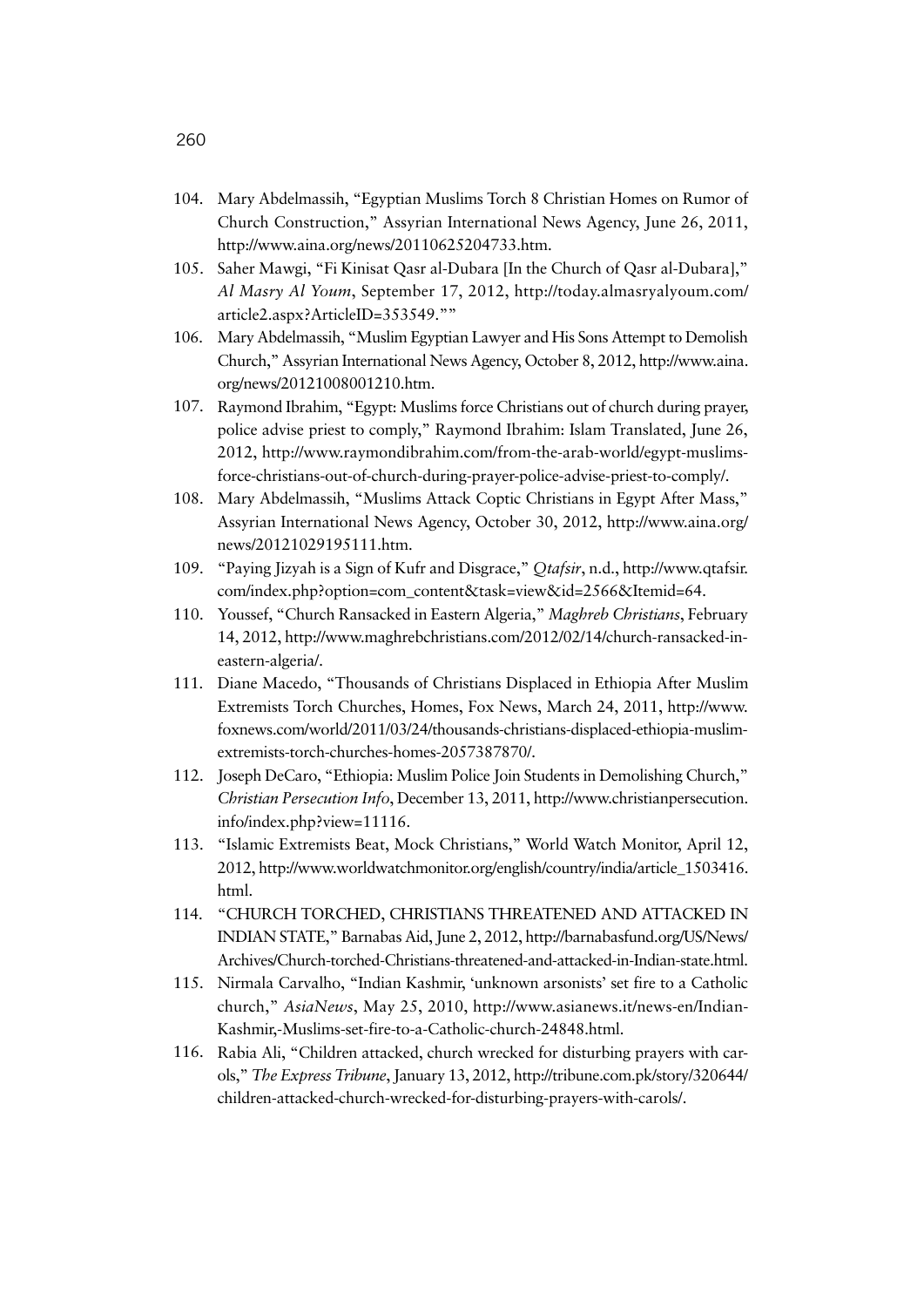104. Mary Abdelmassih, "Egyptian Muslims Torch 8 Christian Homes on Rumor of Church Construction," Assyrian International News Agency, June 26, 2011, http://www.aina.org/news/20110625204733.htm.
105. Saher Mawgi, "Fi Kinisat Qasr al-Dubara [In the Church of Qasr al-Dubara]," *Al Masry Al Youm*, September 17, 2012, http://today.almasryalyoum.com/article2.aspx?ArticleID=353549.""
106. Mary Abdelmassih, "Muslim Egyptian Lawyer and His Sons Attempt to Demolish Church," Assyrian International News Agency, October 8, 2012, http://www.aina.org/news/20121008001210.htm.
107. Raymond Ibrahim, "Egypt: Muslims force Christians out of church during prayer, police advise priest to comply," Raymond Ibrahim: Islam Translated, June 26, 2012, http://www.raymondibrahim.com/from-the-arab-world/egypt-muslims-force-christians-out-of-church-during-prayer-police-advise-priest-to-comply/.
108. Mary Abdelmassih, "Muslims Attack Coptic Christians in Egypt After Mass," Assyrian International News Agency, October 30, 2012, http://www.aina.org/news/20121029195111.htm.
109. "Paying Jizyah is a Sign of Kufr and Disgrace," *Qtafsir*, n.d., http://www.qtafsir.com/index.php?option=com_content&task=view&id=2566&Itemid=64.
110. Youssef, "Church Ransacked in Eastern Algeria," *Maghreb Christians*, February 14, 2012, http://www.maghrebchristians.com/2012/02/14/church-ransacked-in-eastern-algeria/.
111. Diane Macedo, "Thousands of Christians Displaced in Ethiopia After Muslim Extremists Torch Churches, Homes, Fox News, March 24, 2011, http://www.foxnews.com/world/2011/03/24/thousands-christians-displaced-ethiopia-muslim-extremists-torch-churches-homes-2057387870/.
112. Joseph DeCaro, "Ethiopia: Muslim Police Join Students in Demolishing Church," *Christian Persecution Info*, December 13, 2011, http://www.christianpersecution.info/index.php?view=11116.
113. "Islamic Extremists Beat, Mock Christians," World Watch Monitor, April 12, 2012, http://www.worldwatchmonitor.org/english/country/india/article_1503416.html.
114. "CHURCH TORCHED, CHRISTIANS THREATENED AND ATTACKED IN INDIAN STATE," Barnabas Aid, June 2, 2012, http://barnabasfund.org/US/News/Archives/Church-torched-Christians-threatened-and-attacked-in-Indian-state.html.
115. Nirmala Carvalho, "Indian Kashmir, 'unknown arsonists' set fire to a Catholic church," *AsiaNews*, May 25, 2010, http://www.asianews.it/news-en/Indian-Kashmir,-Muslims-set-fire-to-a-Catholic-church-24848.html.
116. Rabia Ali, "Children attacked, church wrecked for disturbing prayers with carols," *The Express Tribune*, January 13, 2012, http://tribune.com.pk/story/320644/children-attacked-church-wrecked-for-disturbing-prayers-with-carols/.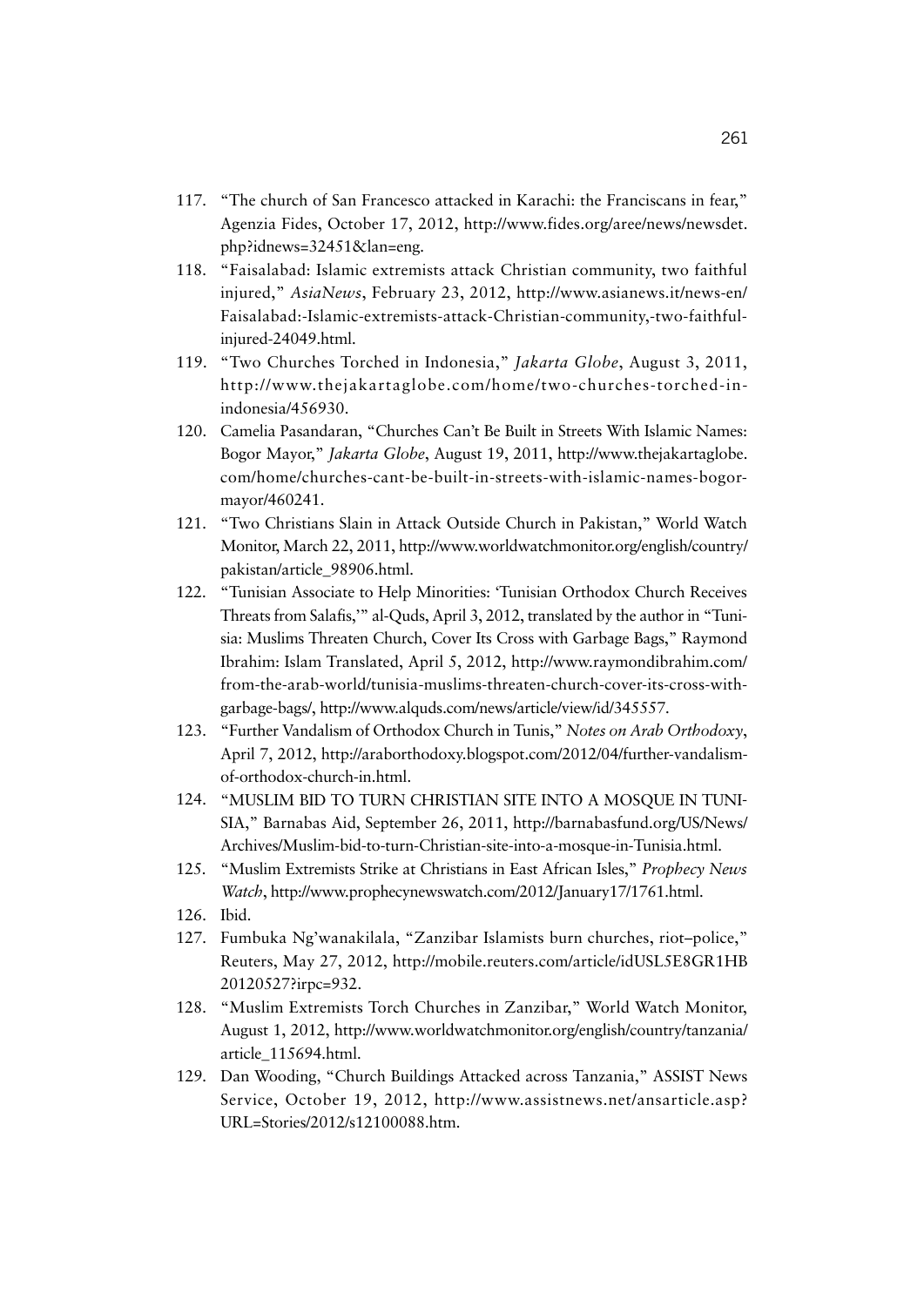117. "The church of San Francesco attacked in Karachi: the Franciscans in fear," Agenzia Fides, October 17, 2012, http://www.fides.org/aree/news/newsdet.php?idnews=32451&lan=eng.
118. "Faisalabad: Islamic extremists attack Christian community, two faithful injured," *AsiaNews*, February 23, 2012, http://www.asianews.it/news-en/Faisalabad:-Islamic-extremists-attack-Christian-community,-two-faithful-injured-24049.html.
119. "Two Churches Torched in Indonesia," *Jakarta Globe*, August 3, 2011, http://www.thejakartaglobe.com/home/two-churches-torched-in-indonesia/456930.
120. Camelia Pasandaran, "Churches Can't Be Built in Streets With Islamic Names: Bogor Mayor," *Jakarta Globe*, August 19, 2011, http://www.thejakartaglobe.com/home/churches-cant-be-built-in-streets-with-islamic-names-bogor-mayor/460241.
121. "Two Christians Slain in Attack Outside Church in Pakistan," World Watch Monitor, March 22, 2011, http://www.worldwatchmonitor.org/english/country/pakistan/article_98906.html.
122. "Tunisian Associate to Help Minorities: 'Tunisian Orthodox Church Receives Threats from Salafis,'" al-Quds, April 3, 2012, translated by the author in "Tunisia: Muslims Threaten Church, Cover Its Cross with Garbage Bags," Raymond Ibrahim: Islam Translated, April 5, 2012, http://www.raymondibrahim.com/from-the-arab-world/tunisia-muslims-threaten-church-cover-its-cross-with-garbage-bags/, http://www.alquds.com/news/article/view/id/345557.
123. "Further Vandalism of Orthodox Church in Tunis," *Notes on Arab Orthodoxy*, April 7, 2012, http://araborthodoxy.blogspot.com/2012/04/further-vandalism-of-orthodox-church-in.html.
124. "MUSLIM BID TO TURN CHRISTIAN SITE INTO A MOSQUE IN TUNISIA," Barnabas Aid, September 26, 2011, http://barnabasfund.org/US/News/Archives/Muslim-bid-to-turn-Christian-site-into-a-mosque-in-Tunisia.html.
125. "Muslim Extremists Strike at Christians in East African Isles," *Prophecy News Watch*, http://www.prophecynewswatch.com/2012/January17/1761.html.
126. Ibid.
127. Fumbuka Ng'wanakilala, "Zanzibar Islamists burn churches, riot–police," Reuters, May 27, 2012, http://mobile.reuters.com/article/idUSL5E8GR1HB20120527?irpc=932.
128. "Muslim Extremists Torch Churches in Zanzibar," World Watch Monitor, August 1, 2012, http://www.worldwatchmonitor.org/english/country/tanzania/article_115694.html.
129. Dan Wooding, "Church Buildings Attacked across Tanzania," ASSIST News Service, October 19, 2012, http://www.assistnews.net/ansarticle.asp?URL=Stories/2012/s12100088.htm.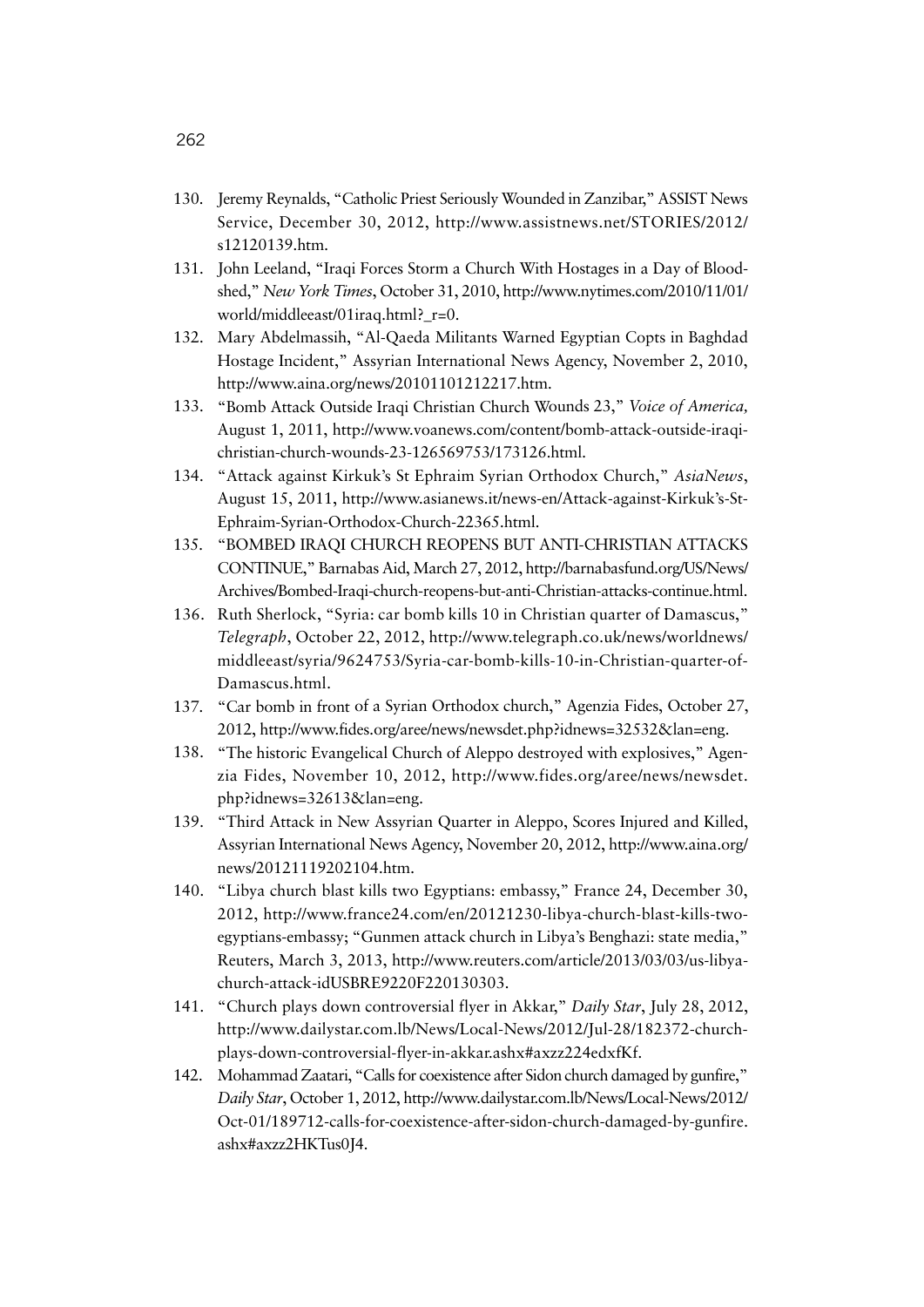130. Jeremy Reynalds, "Catholic Priest Seriously Wounded in Zanzibar," ASSIST News Service, December 30, 2012, http://www.assistnews.net/STORIES/2012/s12120139.htm.
131. John Leeland, "Iraqi Forces Storm a Church With Hostages in a Day of Bloodshed," *New York Times*, October 31, 2010, http://www.nytimes.com/2010/11/01/world/middleeast/01iraq.html?_r=0.
132. Mary Abdelmassih, "Al-Qaeda Militants Warned Egyptian Copts in Baghdad Hostage Incident," Assyrian International News Agency, November 2, 2010, http://www.aina.org/news/20101101212217.htm.
133. "Bomb Attack Outside Iraqi Christian Church Wounds 23," *Voice of America,* August 1, 2011, http://www.voanews.com/content/bomb-attack-outside-iraqi-christian-church-wounds-23-126569753/173126.html.
134. "Attack against Kirkuk's St Ephraim Syrian Orthodox Church," *AsiaNews*, August 15, 2011, http://www.asianews.it/news-en/Attack-against-Kirkuk's-St-Ephraim-Syrian-Orthodox-Church-22365.html.
135. "BOMBED IRAQI CHURCH REOPENS BUT ANTI-CHRISTIAN ATTACKS CONTINUE," Barnabas Aid, March 27, 2012, http://barnabasfund.org/US/News/Archives/Bombed-Iraqi-church-reopens-but-anti-Christian-attacks-continue.html.
136. Ruth Sherlock, "Syria: car bomb kills 10 in Christian quarter of Damascus," *Telegraph*, October 22, 2012, http://www.telegraph.co.uk/news/worldnews/middleeast/syria/9624753/Syria-car-bomb-kills-10-in-Christian-quarter-of-Damascus.html.
137. "Car bomb in front of a Syrian Orthodox church," Agenzia Fides, October 27, 2012, http://www.fides.org/aree/news/newsdet.php?idnews=32532&lan=eng.
138. "The historic Evangelical Church of Aleppo destroyed with explosives," Agenzia Fides, November 10, 2012, http://www.fides.org/aree/news/newsdet.php?idnews=32613&lan=eng.
139. "Third Attack in New Assyrian Quarter in Aleppo, Scores Injured and Killed, Assyrian International News Agency, November 20, 2012, http://www.aina.org/news/20121119202104.htm.
140. "Libya church blast kills two Egyptians: embassy," France 24, December 30, 2012, http://www.france24.com/en/20121230-libya-church-blast-kills-two-egyptians-embassy; "Gunmen attack church in Libya's Benghazi: state media," Reuters, March 3, 2013, http://www.reuters.com/article/2013/03/03/us-libya-church-attack-idUSBRE9220F220130303.
141. "Church plays down controversial flyer in Akkar," *Daily Star*, July 28, 2012, http://www.dailystar.com.lb/News/Local-News/2012/Jul-28/182372-church-plays-down-controversial-flyer-in-akkar.ashx#axzz224edxfKf.
142. Mohammad Zaatari, "Calls for coexistence after Sidon church damaged by gunfire," *Daily Star*, October 1, 2012, http://www.dailystar.com.lb/News/Local-News/2012/Oct-01/189712-calls-for-coexistence-after-sidon-church-damaged-by-gunfire.ashx#axzz2HKTus0J4.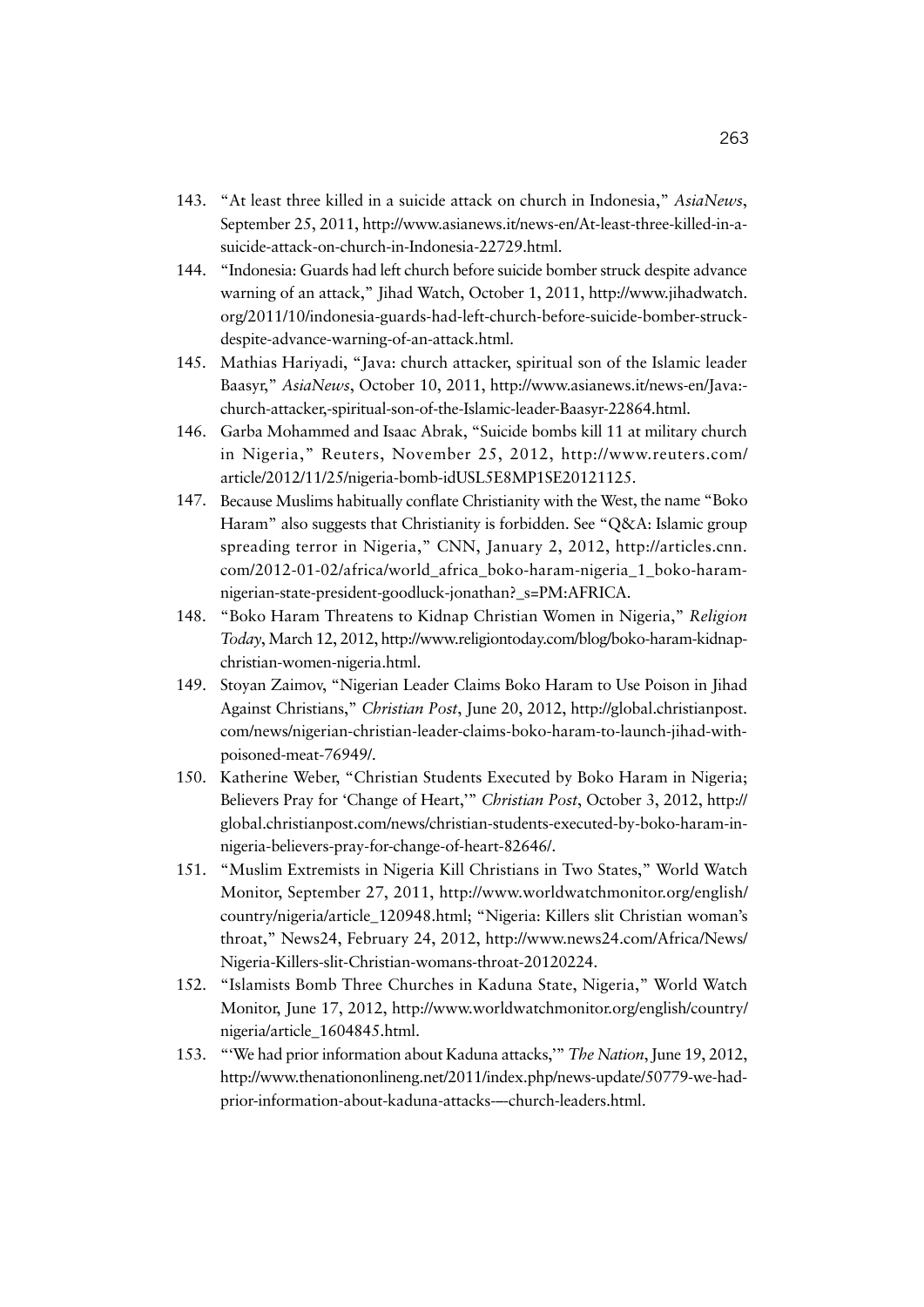143. "At least three killed in a suicide attack on church in Indonesia," *AsiaNews*, September 25, 2011, http://www.asianews.it/news-en/At-least-three-killed-in-a-suicide-attack-on-church-in-Indonesia-22729.html.
144. "Indonesia: Guards had left church before suicide bomber struck despite advance warning of an attack," Jihad Watch, October 1, 2011, http://www.jihadwatch.org/2011/10/indonesia-guards-had-left-church-before-suicide-bomber-struck-despite-advance-warning-of-an-attack.html.
145. Mathias Hariyadi, "Java: church attacker, spiritual son of the Islamic leader Baasyr," *AsiaNews*, October 10, 2011, http://www.asianews.it/news-en/Java:-church-attacker,-spiritual-son-of-the-Islamic-leader-Baasyr-22864.html.
146. Garba Mohammed and Isaac Abrak, "Suicide bombs kill 11 at military church in Nigeria," Reuters, November 25, 2012, http://www.reuters.com/article/2012/11/25/nigeria-bomb-idUSL5E8MP1SE20121125.
147. Because Muslims habitually conflate Christianity with the West, the name "Boko Haram" also suggests that Christianity is forbidden. See "Q&A: Islamic group spreading terror in Nigeria," CNN, January 2, 2012, http://articles.cnn.com/2012-01-02/africa/world_africa_boko-haram-nigeria_1_boko-haram-nigerian-state-president-goodluck-jonathan?_s=PM:AFRICA.
148. "Boko Haram Threatens to Kidnap Christian Women in Nigeria," *Religion Today*, March 12, 2012, http://www.religiontoday.com/blog/boko-haram-kidnap-christian-women-nigeria.html.
149. Stoyan Zaimov, "Nigerian Leader Claims Boko Haram to Use Poison in Jihad Against Christians," *Christian Post*, June 20, 2012, http://global.christianpost.com/news/nigerian-christian-leader-claims-boko-haram-to-launch-jihad-with-poisoned-meat-76949/.
150. Katherine Weber, "Christian Students Executed by Boko Haram in Nigeria; Believers Pray for 'Change of Heart,'" *Christian Post*, October 3, 2012, http://global.christianpost.com/news/christian-students-executed-by-boko-haram-in-nigeria-believers-pray-for-change-of-heart-82646/.
151. "Muslim Extremists in Nigeria Kill Christians in Two States," World Watch Monitor, September 27, 2011, http://www.worldwatchmonitor.org/english/country/nigeria/article_120948.html; "Nigeria: Killers slit Christian woman's throat," News24, February 24, 2012, http://www.news24.com/Africa/News/Nigeria-Killers-slit-Christian-womans-throat-20120224.
152. "Islamists Bomb Three Churches in Kaduna State, Nigeria," World Watch Monitor, June 17, 2012, http://www.worldwatchmonitor.org/english/country/nigeria/article_1604845.html.
153. "'We had prior information about Kaduna attacks,'" *The Nation*, June 19, 2012, http://www.thenationonlineng.net/2011/index.php/news-update/50779-we-had-prior-information-about-kaduna-attacks-—-church-leaders.html.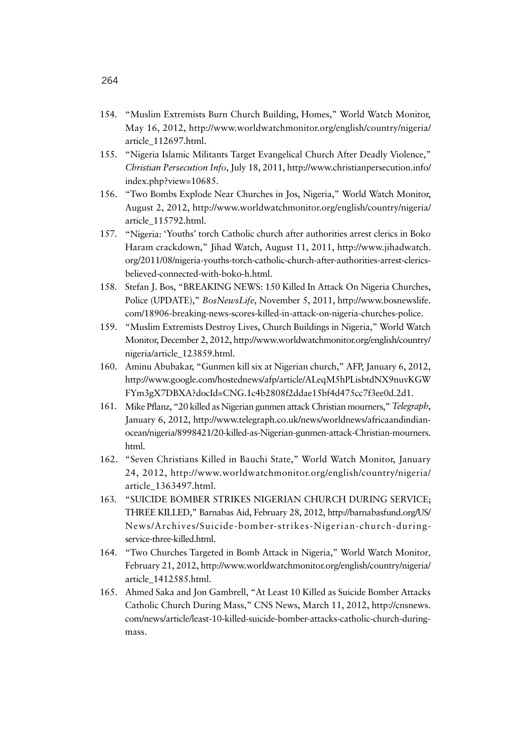154. "Muslim Extremists Burn Church Building, Homes," World Watch Monitor, May 16, 2012, http://www.worldwatchmonitor.org/english/country/nigeria/article_112697.html.
155. "Nigeria Islamic Militants Target Evangelical Church After Deadly Violence," *Christian Persecution Info*, July 18, 2011, http://www.christianpersecution.info/index.php?view=10685.
156. "Two Bombs Explode Near Churches in Jos, Nigeria," World Watch Monitor, August 2, 2012, http://www.worldwatchmonitor.org/english/country/nigeria/article_115792.html.
157. "Nigeria: 'Youths' torch Catholic church after authorities arrest clerics in Boko Haram crackdown," Jihad Watch, August 11, 2011, http://www.jihadwatch.org/2011/08/nigeria-youths-torch-catholic-church-after-authorities-arrest-clerics-believed-connected-with-boko-h.html.
158. Stefan J. Bos, "BREAKING NEWS: 150 Killed In Attack On Nigeria Churches, Police (UPDATE)," *BosNewsLife*, November 5, 2011, http://www.bosnewslife.com/18906-breaking-news-scores-killed-in-attack-on-nigeria-churches-police.
159. "Muslim Extremists Destroy Lives, Church Buildings in Nigeria," World Watch Monitor, December 2, 2012, http://www.worldwatchmonitor.org/english/country/nigeria/article_123859.html.
160. Aminu Abubakar, "Gunmen kill six at Nigerian church," AFP, January 6, 2012, http://www.google.com/hostednews/afp/article/ALeqM5hPLisbtdNX9nuvKGWFYm3gX7DBXA?docId=CNG.1c4b2808f2ddae15bf4d475cc7f3ee0d.2d1.
161. Mike Pflanz, "20 killed as Nigerian gunmen attack Christian mourners," *Telegraph*, January 6, 2012, http://www.telegraph.co.uk/news/worldnews/africaandindianocean/nigeria/8998421/20-killed-as-Nigerian-gunmen-attack-Christian-mourners.html.
162. "Seven Christians Killed in Bauchi State," World Watch Monitor, January 24, 2012, http://www.worldwatchmonitor.org/english/country/nigeria/article_1363497.html.
163. "SUICIDE BOMBER STRIKES NIGERIAN CHURCH DURING SERVICE; THREE KILLED," Barnabas Aid, February 28, 2012, http://barnabasfund.org/US/News/Archives/Suicide-bomber-strikes-Nigerian-church-during-service-three-killed.html.
164. "Two Churches Targeted in Bomb Attack in Nigeria," World Watch Monitor, February 21, 2012, http://www.worldwatchmonitor.org/english/country/nigeria/article_1412585.html.
165. Ahmed Saka and Jon Gambrell, "At Least 10 Killed as Suicide Bomber Attacks Catholic Church During Mass," CNS News, March 11, 2012, http://cnsnews.com/news/article/least-10-killed-suicide-bomber-attacks-catholic-church-during-mass.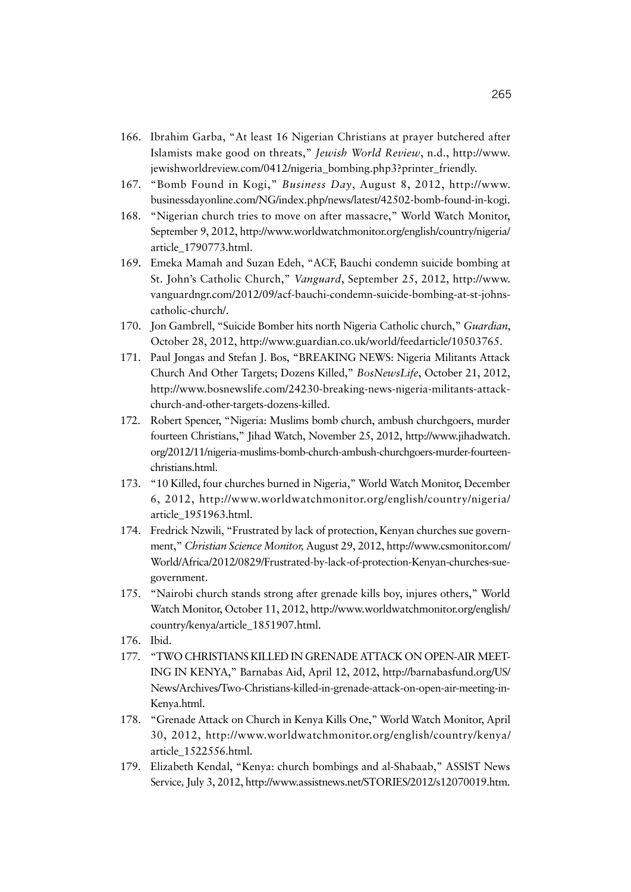166. Ibrahim Garba, "At least 16 Nigerian Christians at prayer butchered after Islamists make good on threats," *Jewish World Review*, n.d., http://www.jewishworldreview.com/0412/nigeria_bombing.php3?printer_friendly.
167. "Bomb Found in Kogi," *Business Day*, August 8, 2012, http://www.businessdayonline.com/NG/index.php/news/latest/42502-bomb-found-in-kogi.
168. "Nigerian church tries to move on after massacre," World Watch Monitor, September 9, 2012, http://www.worldwatchmonitor.org/english/country/nigeria/article_1790773.html.
169. Emeka Mamah and Suzan Edeh, "ACF, Bauchi condemn suicide bombing at St. John's Catholic Church," *Vanguard*, September 25, 2012, http://www.vanguardngr.com/2012/09/acf-bauchi-condemn-suicide-bombing-at-st-johns-catholic-church/.
170. Jon Gambrell, "Suicide Bomber hits north Nigeria Catholic church," *Guardian*, October 28, 2012, http://www.guardian.co.uk/world/feedarticle/10503765.
171. Paul Jongas and Stefan J. Bos, "BREAKING NEWS: Nigeria Militants Attack Church And Other Targets; Dozens Killed," *BosNewsLife*, October 21, 2012, http://www.bosnewslife.com/24230-breaking-news-nigeria-militants-attack-church-and-other-targets-dozens-killed.
172. Robert Spencer, "Nigeria: Muslims bomb church, ambush churchgoers, murder fourteen Christians," Jihad Watch, November 25, 2012, http://www.jihadwatch.org/2012/11/nigeria-muslims-bomb-church-ambush-churchgoers-murder-fourteen-christians.html.
173. "10 Killed, four churches burned in Nigeria," World Watch Monitor, December 6, 2012, http://www.worldwatchmonitor.org/english/country/nigeria/article_1951963.html.
174. Fredrick Nzwili, "Frustrated by lack of protection, Kenyan churches sue government," *Christian Science Monitor,* August 29, 2012, http://www.csmonitor.com/World/Africa/2012/0829/Frustrated-by-lack-of-protection-Kenyan-churches-sue-government.
175. "Nairobi church stands strong after grenade kills boy, injures others," World Watch Monitor, October 11, 2012, http://www.worldwatchmonitor.org/english/country/kenya/article_1851907.html.
176. Ibid.
177. "TWO CHRISTIANS KILLED IN GRENADE ATTACK ON OPEN-AIR MEETING IN KENYA," Barnabas Aid, April 12, 2012, http://barnabasfund.org/US/News/Archives/Two-Christians-killed-in-grenade-attack-on-open-air-meeting-in-Kenya.html.
178. "Grenade Attack on Church in Kenya Kills One," World Watch Monitor, April 30, 2012, http://www.worldwatchmonitor.org/english/country/kenya/article_1522556.html.
179. Elizabeth Kendal, "Kenya: church bombings and al-Shabaab," ASSIST News Service, July 3, 2012, http://www.assistnews.net/STORIES/2012/s12070019.htm.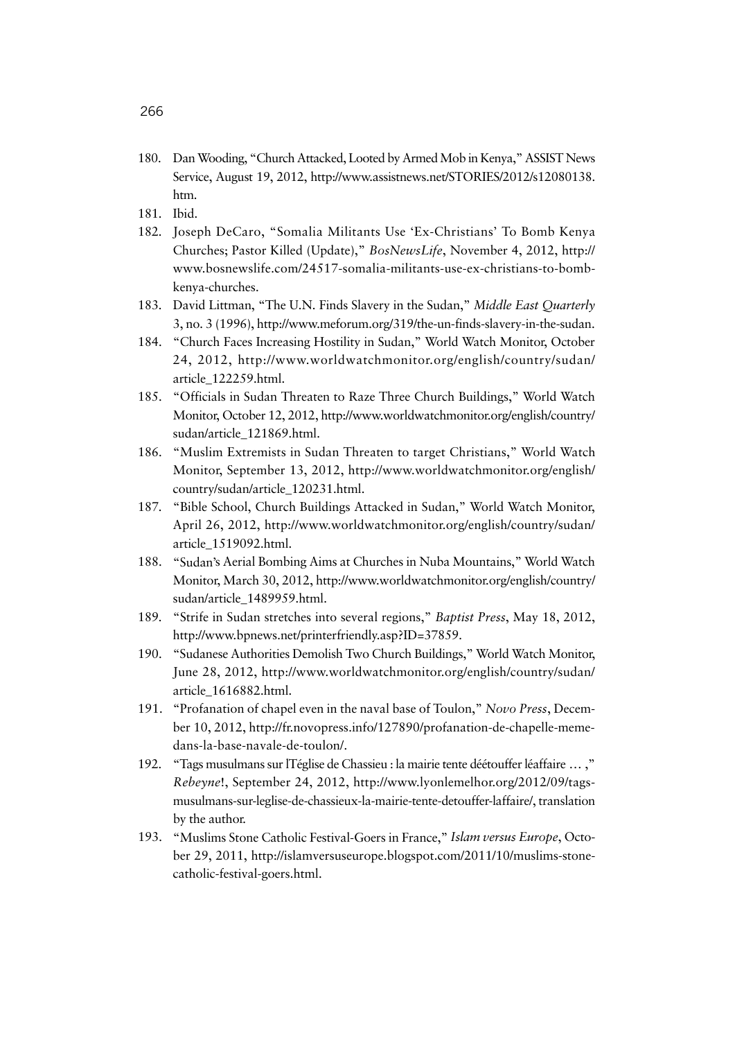180. Dan Wooding, "Church Attacked, Looted by Armed Mob in Kenya," ASSIST News Service, August 19, 2012, http://www.assistnews.net/STORIES/2012/s12080138.htm.
181. Ibid.
182. Joseph DeCaro, "Somalia Militants Use 'Ex-Christians' To Bomb Kenya Churches; Pastor Killed (Update)," *BosNewsLife*, November 4, 2012, http://www.bosnewslife.com/24517-somalia-militants-use-ex-christians-to-bomb-kenya-churches.
183. David Littman, "The U.N. Finds Slavery in the Sudan," *Middle East Quarterly* 3, no. 3 (1996), http://www.meforum.org/319/the-un-finds-slavery-in-the-sudan.
184. "Church Faces Increasing Hostility in Sudan," World Watch Monitor, October 24, 2012, http://www.worldwatchmonitor.org/english/country/sudan/article_122259.html.
185. "Officials in Sudan Threaten to Raze Three Church Buildings," World Watch Monitor, October 12, 2012, http://www.worldwatchmonitor.org/english/country/sudan/article_121869.html.
186. "Muslim Extremists in Sudan Threaten to target Christians," World Watch Monitor, September 13, 2012, http://www.worldwatchmonitor.org/english/country/sudan/article_120231.html.
187. "Bible School, Church Buildings Attacked in Sudan," World Watch Monitor, April 26, 2012, http://www.worldwatchmonitor.org/english/country/sudan/article_1519092.html.
188. "Sudan's Aerial Bombing Aims at Churches in Nuba Mountains," World Watch Monitor, March 30, 2012, http://www.worldwatchmonitor.org/english/country/sudan/article_1489959.html.
189. "Strife in Sudan stretches into several regions," *Baptist Press*, May 18, 2012, http://www.bpnews.net/printerfriendly.asp?ID=37859.
190. "Sudanese Authorities Demolish Two Church Buildings," World Watch Monitor, June 28, 2012, http://www.worldwatchmonitor.org/english/country/sudan/article_1616882.html.
191. "Profanation of chapel even in the naval base of Toulon," *Novo Press*, December 10, 2012, http://fr.novopress.info/127890/profanation-de-chapelle-meme-dans-la-base-navale-de-toulon/.
192. "Tags musulmans sur lTéglise de Chassieu : la mairie tente déétouffer léaffaire … ," *Rebeyne*!, September 24, 2012, http://www.lyonlemelhor.org/2012/09/tags-musulmans-sur-leglise-de-chassieux-la-mairie-tente-detouffer-laffaire/, translation by the author.
193. "Muslims Stone Catholic Festival-Goers in France," *Islam versus Europe*, October 29, 2011, http://islamversuseurope.blogspot.com/2011/10/muslims-stone-catholic-festival-goers.html.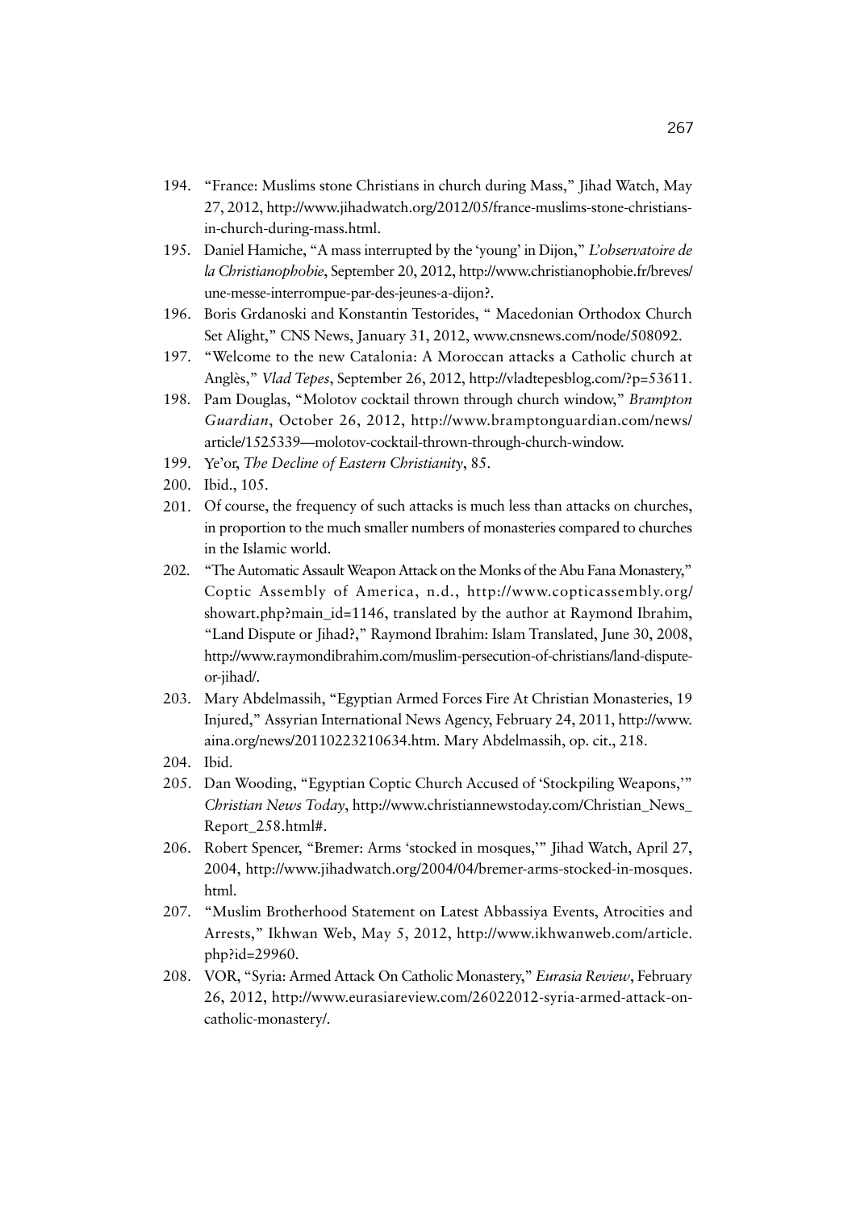194. "France: Muslims stone Christians in church during Mass," Jihad Watch, May 27, 2012, http://www.jihadwatch.org/2012/05/france-muslims-stone-christians-in-church-during-mass.html.
195. Daniel Hamiche, "A mass interrupted by the 'young' in Dijon," *L'observatoire de la Christianophobie*, September 20, 2012, http://www.christianophobie.fr/breves/une-messe-interrompue-par-des-jeunes-a-dijon?.
196. Boris Grdanoski and Konstantin Testorides, " Macedonian Orthodox Church Set Alight," CNS News, January 31, 2012, www.cnsnews.com/node/508092.
197. "Welcome to the new Catalonia: A Moroccan attacks a Catholic church at Anglès," *Vlad Tepes*, September 26, 2012, http://vladtepesblog.com/?p=53611.
198. Pam Douglas, "Molotov cocktail thrown through church window," *Brampton Guardian*, October 26, 2012, http://www.bramptonguardian.com/news/article/1525339—molotov-cocktail-thrown-through-church-window.
199. Ye'or, *The Decline of Eastern Christianity*, 85.
200. Ibid., 105.
201. Of course, the frequency of such attacks is much less than attacks on churches, in proportion to the much smaller numbers of monasteries compared to churches in the Islamic world.
202. "The Automatic Assault Weapon Attack on the Monks of the Abu Fana Monastery," Coptic Assembly of America, n.d., http://www.copticassembly.org/showart.php?main_id=1146, translated by the author at Raymond Ibrahim, "Land Dispute or Jihad?," Raymond Ibrahim: Islam Translated, June 30, 2008, http://www.raymondibrahim.com/muslim-persecution-of-christians/land-dispute-or-jihad/.
203. Mary Abdelmassih, "Egyptian Armed Forces Fire At Christian Monasteries, 19 Injured," Assyrian International News Agency, February 24, 2011, http://www.aina.org/news/20110223210634.htm. Mary Abdelmassih, op. cit., 218.
204. Ibid.
205. Dan Wooding, "Egyptian Coptic Church Accused of 'Stockpiling Weapons,'" *Christian News Today*, http://www.christiannewstoday.com/Christian_News_Report_258.html#.
206. Robert Spencer, "Bremer: Arms 'stocked in mosques,'" Jihad Watch, April 27, 2004, http://www.jihadwatch.org/2004/04/bremer-arms-stocked-in-mosques.html.
207. "Muslim Brotherhood Statement on Latest Abbassiya Events, Atrocities and Arrests," Ikhwan Web, May 5, 2012, http://www.ikhwanweb.com/article.php?id=29960.
208. VOR, "Syria: Armed Attack On Catholic Monastery," *Eurasia Review*, February 26, 2012, http://www.eurasiareview.com/26022012-syria-armed-attack-on-catholic-monastery/.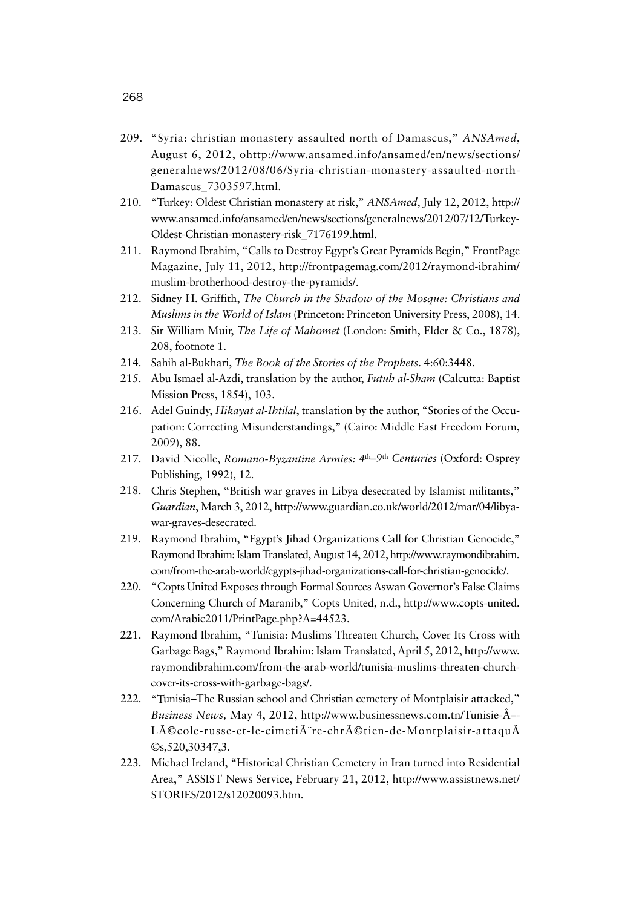209. "Syria: christian monastery assaulted north of Damascus," *ANSAmed*, August 6, 2012, ohttp://www.ansamed.info/ansamed/en/news/sections/generalnews/2012/08/06/Syria-christian-monastery-assaulted-north-Damascus_7303597.html.
210. "Turkey: Oldest Christian monastery at risk," *ANSAmed*, July 12, 2012, http://www.ansamed.info/ansamed/en/news/sections/generalnews/2012/07/12/Turkey-Oldest-Christian-monastery-risk_7176199.html.
211. Raymond Ibrahim, "Calls to Destroy Egypt's Great Pyramids Begin," FrontPage Magazine, July 11, 2012, http://frontpagemag.com/2012/raymond-ibrahim/muslim-brotherhood-destroy-the-pyramids/.
212. Sidney H. Griffith, *The Church in the Shadow of the Mosque: Christians and Muslims in the World of Islam* (Princeton: Princeton University Press, 2008), 14.
213. Sir William Muir, *The Life of Mahomet* (London: Smith, Elder & Co., 1878), 208, footnote 1.
214. Sahih al-Bukhari, *The Book of the Stories of the Prophets*. 4:60:3448.
215. Abu Ismael al-Azdi, translation by the author, *Futuh al-Sham* (Calcutta: Baptist Mission Press, 1854), 103.
216. Adel Guindy, *Hikayat al-Ihtilal*, translation by the author, "Stories of the Occupation: Correcting Misunderstandings," (Cairo: Middle East Freedom Forum, 2009), 88.
217. David Nicolle, *Romano-Byzantine Armies: 4th–9th Centuries* (Oxford: Osprey Publishing, 1992), 12.
218. Chris Stephen, "British war graves in Libya desecrated by Islamist militants," *Guardian*, March 3, 2012, http://www.guardian.co.uk/world/2012/mar/04/libya-war-graves-desecrated.
219. Raymond Ibrahim, "Egypt's Jihad Organizations Call for Christian Genocide," Raymond Ibrahim: Islam Translated, August 14, 2012, http://www.raymondibrahim.com/from-the-arab-world/egypts-jihad-organizations-call-for-christian-genocide/.
220. "Copts United Exposes through Formal Sources Aswan Governor's False Claims Concerning Church of Maranib," Copts United, n.d., http://www.copts-united.com/Arabic2011/PrintPage.php?A=44523.
221. Raymond Ibrahim, "Tunisia: Muslims Threaten Church, Cover Its Cross with Garbage Bags," Raymond Ibrahim: Islam Translated, April 5, 2012, http://www.raymondibrahim.com/from-the-arab-world/tunisia-muslims-threaten-church-cover-its-cross-with-garbage-bags/.
222. "Tunisia–The Russian school and Christian cemetery of Montplaisir attacked," *Business News,* May 4, 2012, http://www.businessnews.com.tn/Tunisie-Â–-LÃ©cole-russe-et-le-cimetiÃ¨re-chrÃ©tien-de-Montplaisir-attaquÃ©s,520,30347,3.
223. Michael Ireland, "Historical Christian Cemetery in Iran turned into Residential Area," ASSIST News Service, February 21, 2012, http://www.assistnews.net/STORIES/2012/s12020093.htm.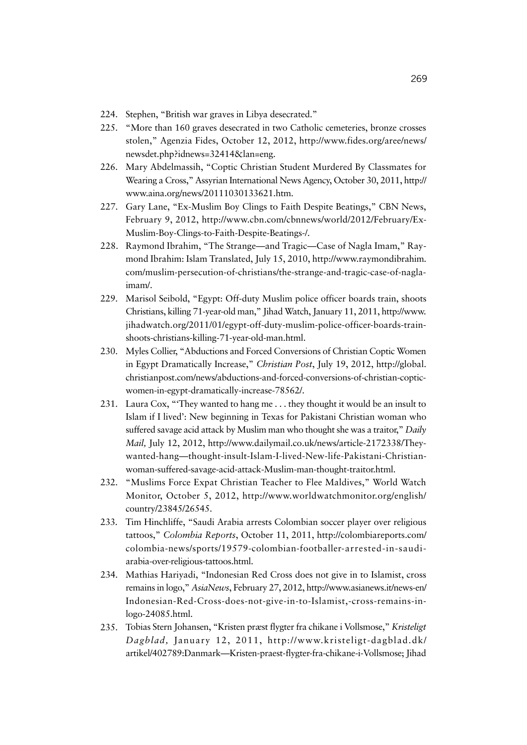224. Stephen, "British war graves in Libya desecrated."
225. "More than 160 graves desecrated in two Catholic cemeteries, bronze crosses stolen," Agenzia Fides, October 12, 2012, http://www.fides.org/aree/news/newsdet.php?idnews=32414&lan=eng.
226. Mary Abdelmassih, "Coptic Christian Student Murdered By Classmates for Wearing a Cross," Assyrian International News Agency, October 30, 2011, http://www.aina.org/news/20111030133621.htm.
227. Gary Lane, "Ex-Muslim Boy Clings to Faith Despite Beatings," CBN News, February 9, 2012, http://www.cbn.com/cbnnews/world/2012/February/Ex-Muslim-Boy-Clings-to-Faith-Despite-Beatings-/.
228. Raymond Ibrahim, "The Strange—and Tragic—Case of Nagla Imam," Raymond Ibrahim: Islam Translated, July 15, 2010, http://www.raymondibrahim.com/muslim-persecution-of-christians/the-strange-and-tragic-case-of-nagla-imam/.
229. Marisol Seibold, "Egypt: Off-duty Muslim police officer boards train, shoots Christians, killing 71-year-old man," Jihad Watch, January 11, 2011, http://www.jihadwatch.org/2011/01/egypt-off-duty-muslim-police-officer-boards-train-shoots-christians-killing-71-year-old-man.html.
230. Myles Collier, "Abductions and Forced Conversions of Christian Coptic Women in Egypt Dramatically Increase," *Christian Post*, July 19, 2012, http://global.christianpost.com/news/abductions-and-forced-conversions-of-christian-coptic-women-in-egypt-dramatically-increase-78562/.
231. Laura Cox, "'They wanted to hang me . . . they thought it would be an insult to Islam if I lived': New beginning in Texas for Pakistani Christian woman who suffered savage acid attack by Muslim man who thought she was a traitor," *Daily Mail,* July 12, 2012, http://www.dailymail.co.uk/news/article-2172338/They-wanted-hang—thought-insult-Islam-I-lived-New-life-Pakistani-Christian-woman-suffered-savage-acid-attack-Muslim-man-thought-traitor.html.
232. "Muslims Force Expat Christian Teacher to Flee Maldives," World Watch Monitor, October 5, 2012, http://www.worldwatchmonitor.org/english/country/23845/26545.
233. Tim Hinchliffe, "Saudi Arabia arrests Colombian soccer player over religious tattoos," *Colombia Reports*, October 11, 2011, http://colombiareports.com/colombia-news/sports/19579-colombian-footballer-arrested-in-saudi-arabia-over-religious-tattoos.html.
234. Mathias Hariyadi, "Indonesian Red Cross does not give in to Islamist, cross remains in logo," *AsiaNews*, February 27, 2012, http://www.asianews.it/news-en/Indonesian-Red-Cross-does-not-give-in-to-Islamist,-cross-remains-in-logo-24085.html.
235. Tobias Stern Johansen, "Kristen præst flygter fra chikane i Vollsmose," *Kristeligt Dagblad,* January 12, 2011, http://www.kristeligt-dagblad.dk/artikel/402789:Danmark—Kristen-praest-flygter-fra-chikane-i-Vollsmose; Jihad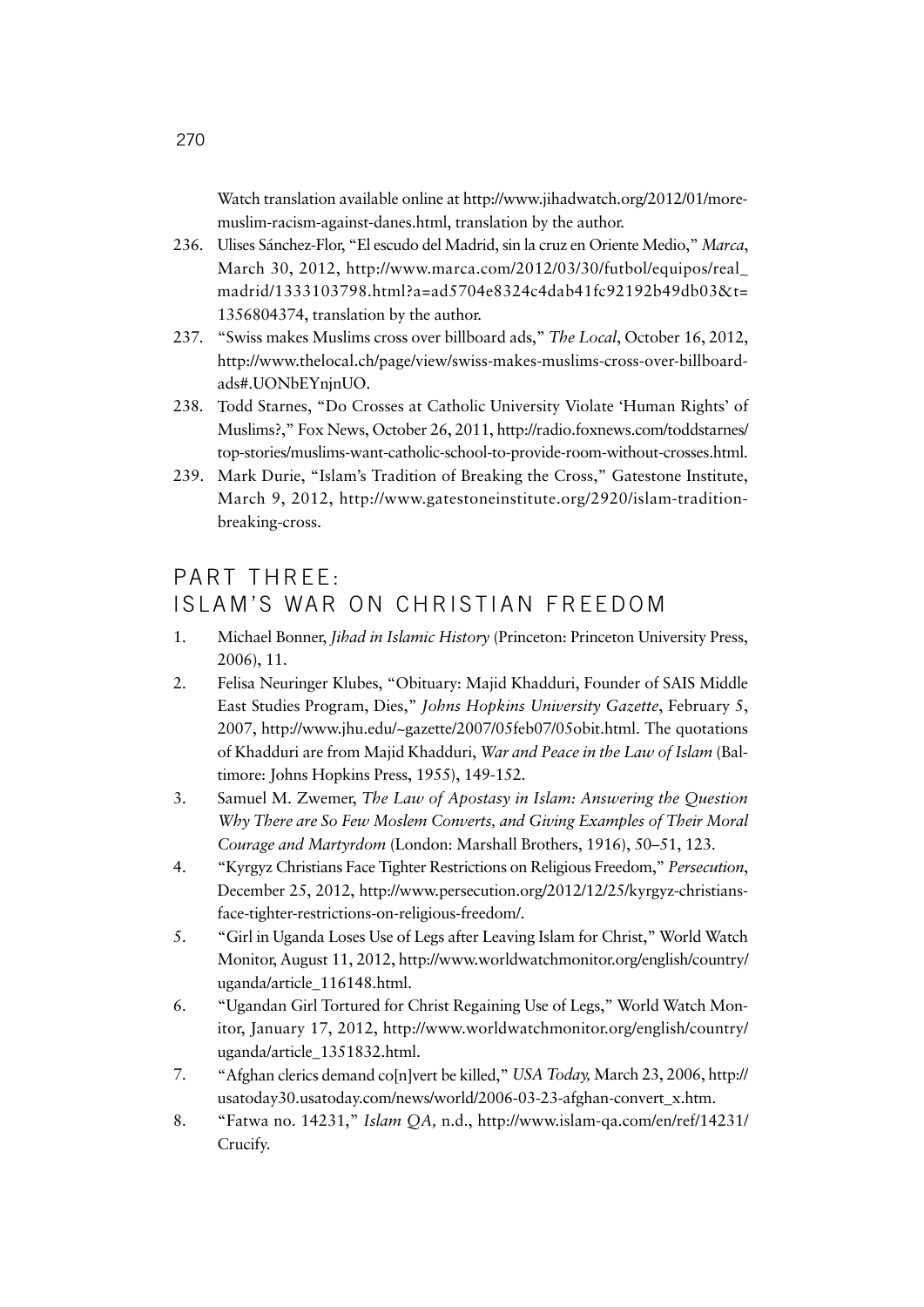Watch translation available online at http://www.jihadwatch.org/2012/01/more-muslim-racism-against-danes.html, translation by the author.

236. Ulises Sánchez-Flor, "El escudo del Madrid, sin la cruz en Oriente Medio," *Marca*, March 30, 2012, http://www.marca.com/2012/03/30/futbol/equipos/real_madrid/1333103798.html?a=ad5704e8324c4dab41fc92192b49db03&t=1356804374, translation by the author.
237. "Swiss makes Muslims cross over billboard ads," *The Local*, October 16, 2012, http://www.thelocal.ch/page/view/swiss-makes-muslims-cross-over-billboard-ads#.UONbEYnjnUO.
238. Todd Starnes, "Do Crosses at Catholic University Violate 'Human Rights' of Muslims?," Fox News, October 26, 2011, http://radio.foxnews.com/toddstarnes/top-stories/muslims-want-catholic-school-to-provide-room-without-crosses.html.
239. Mark Durie, "Islam's Tradition of Breaking the Cross," Gatestone Institute, March 9, 2012, http://www.gatestoneinstitute.org/2920/islam-tradition-breaking-cross.

## PART THREE: ISLAM'S WAR ON CHRISTIAN FREEDOM

1. Michael Bonner, *Jihad in Islamic History* (Princeton: Princeton University Press, 2006), 11.
2. Felisa Neuringer Klubes, "Obituary: Majid Khadduri, Founder of SAIS Middle East Studies Program, Dies," *Johns Hopkins University Gazette*, February 5, 2007, http://www.jhu.edu/~gazette/2007/05feb07/05obit.html. The quotations of Khadduri are from Majid Khadduri, *War and Peace in the Law of Islam* (Baltimore: Johns Hopkins Press, 1955), 149-152.
3. Samuel M. Zwemer, *The Law of Apostasy in Islam: Answering the Question Why There are So Few Moslem Converts, and Giving Examples of Their Moral Courage and Martyrdom* (London: Marshall Brothers, 1916), 50–51, 123.
4. "Kyrgyz Christians Face Tighter Restrictions on Religious Freedom," *Persecution*, December 25, 2012, http://www.persecution.org/2012/12/25/kyrgyz-christians-face-tighter-restrictions-on-religious-freedom/.
5. "Girl in Uganda Loses Use of Legs after Leaving Islam for Christ," World Watch Monitor, August 11, 2012, http://www.worldwatchmonitor.org/english/country/uganda/article_116148.html.
6. "Ugandan Girl Tortured for Christ Regaining Use of Legs," World Watch Monitor, January 17, 2012, http://www.worldwatchmonitor.org/english/country/uganda/article_1351832.html.
7. "Afghan clerics demand co[n]vert be killed," *USA Today,* March 23, 2006, http://usatoday30.usatoday.com/news/world/2006-03-23-afghan-convert_x.htm.
8. "Fatwa no. 14231," *Islam QA,* n.d., http://www.islam-qa.com/en/ref/14231/Crucify.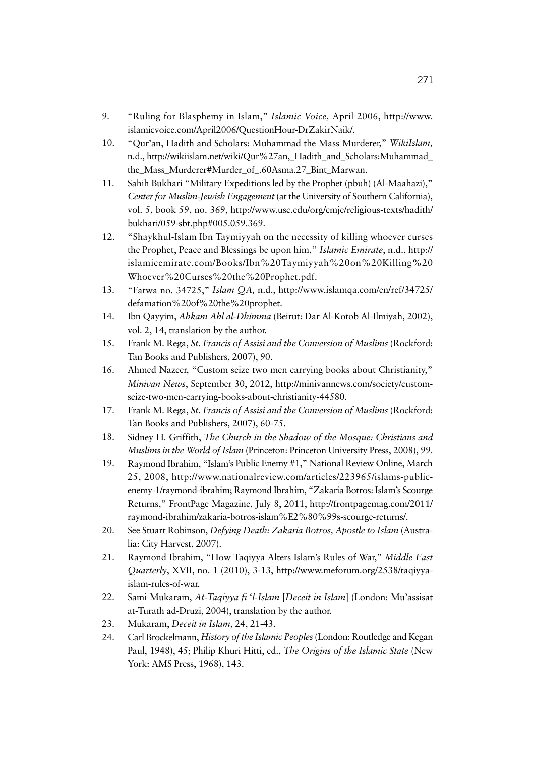9. "Ruling for Blasphemy in Islam," *Islamic Voice,* April 2006, http://www.islamicvoice.com/April2006/QuestionHour-DrZakirNaik/.
10. "Qur'an, Hadith and Scholars: Muhammad the Mass Murderer," *WikiIslam,* n.d., http://wikiislam.net/wiki/Qur%27an,_Hadith_and_Scholars:Muhammad_the_Mass_Murderer#Murder_of_.60Asma.27_Bint_Marwan.
11. Sahih Bukhari "Military Expeditions led by the Prophet (pbuh) (Al-Maahazi)," *Center for Muslim-Jewish Engagement* (at the University of Southern California), vol. 5, book 59, no. 369, http://www.usc.edu/org/cmje/religious-texts/hadith/bukhari/059-sbt.php#005.059.369.
12. "Shaykhul-Islam Ibn Taymiyyah on the necessity of killing whoever curses the Prophet, Peace and Blessings be upon him," *Islamic Emirate*, n.d., http://islamicemirate.com/Books/Ibn%20Taymiyyah%20on%20Killing%20Whoever%20Curses%20the%20Prophet.pdf.
13. "Fatwa no. 34725," *Islam QA,* n.d., http://www.islamqa.com/en/ref/34725/defamation%20of%20the%20prophet.
14. Ibn Qayyim, *Ahkam Ahl al-Dhimma* (Beirut: Dar Al-Kotob Al-Ilmiyah, 2002), vol. 2, 14, translation by the author.
15. Frank M. Rega, *St. Francis of Assisi and the Conversion of Muslims* (Rockford: Tan Books and Publishers, 2007), 90.
16. Ahmed Nazeer, "Custom seize two men carrying books about Christianity," *Minivan News*, September 30, 2012, http://minivannews.com/society/custom-seize-two-men-carrying-books-about-christianity-44580.
17. Frank M. Rega, *St. Francis of Assisi and the Conversion of Muslims* (Rockford: Tan Books and Publishers, 2007), 60-75.
18. Sidney H. Griffith, *The Church in the Shadow of the Mosque: Christians and Muslims in the World of Islam* (Princeton: Princeton University Press, 2008), 99.
19. Raymond Ibrahim, "Islam's Public Enemy #1," National Review Online, March 25, 2008, http://www.nationalreview.com/articles/223965/islams-public-enemy-1/raymond-ibrahim; Raymond Ibrahim, "Zakaria Botros: Islam's Scourge Returns," FrontPage Magazine, July 8, 2011, http://frontpagemag.com/2011/raymond-ibrahim/zakaria-botros-islam%E2%80%99s-scourge-returns/.
20. See Stuart Robinson, *Defying Death: Zakaria Botros, Apostle to Islam* (Australia: City Harvest, 2007).
21. Raymond Ibrahim, "How Taqiyya Alters Islam's Rules of War," *Middle East Quarterly*, XVII, no. 1 (2010), 3-13, http://www.meforum.org/2538/taqiyya-islam-rules-of-war.
22. Sami Mukaram, *At-Taqiyya fi 'l-Islam* [*Deceit in Islam*] (London: Mu'assisat at-Turath ad-Druzi, 2004), translation by the author.
23. Mukaram, *Deceit in Islam*, 24, 21-43.
24. Carl Brockelmann, *History of the Islamic Peoples* (London: Routledge and Kegan Paul, 1948), 45; Philip Khuri Hitti, ed., *The Origins of the Islamic State* (New York: AMS Press, 1968), 143.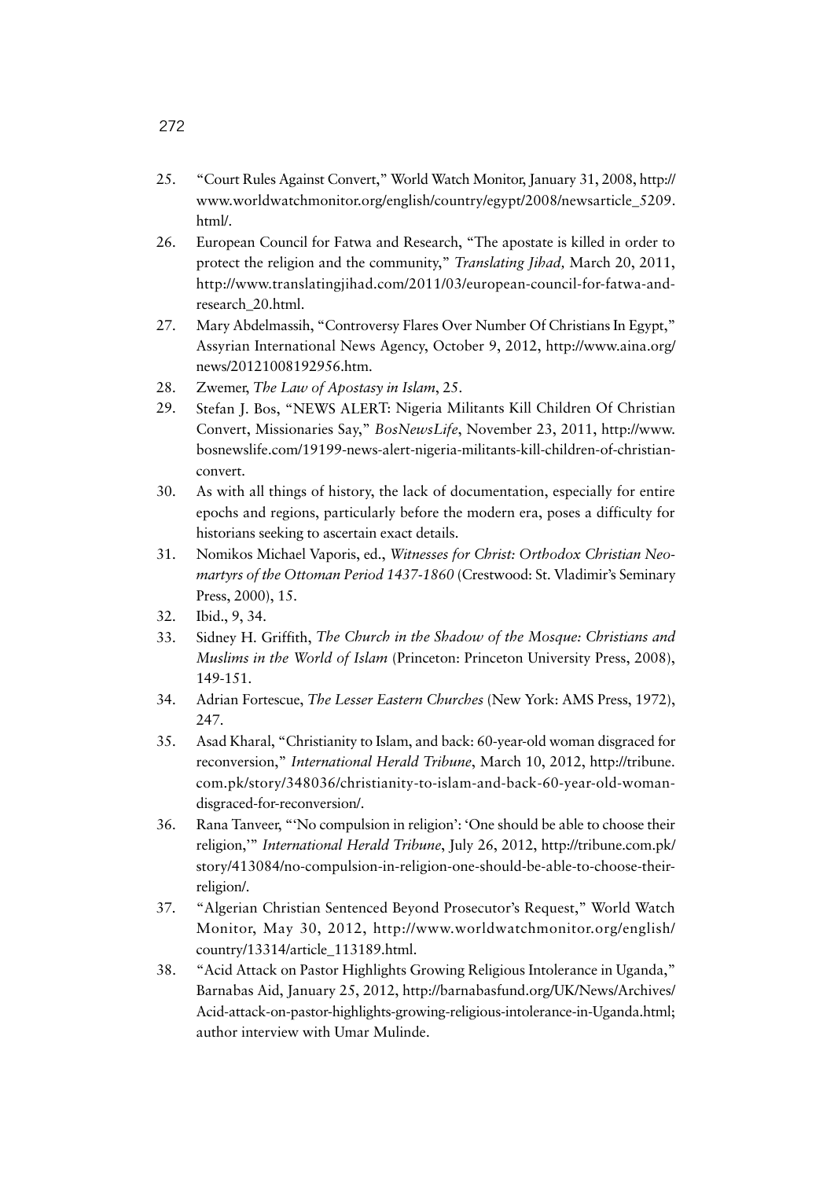25. "Court Rules Against Convert," World Watch Monitor, January 31, 2008, http://www.worldwatchmonitor.org/english/country/egypt/2008/newsarticle_5209.html/.
26. European Council for Fatwa and Research, "The apostate is killed in order to protect the religion and the community," *Translating Jihad,* March 20, 2011, http://www.translatingjihad.com/2011/03/european-council-for-fatwa-and-research_20.html.
27. Mary Abdelmassih, "Controversy Flares Over Number Of Christians In Egypt," Assyrian International News Agency, October 9, 2012, http://www.aina.org/news/20121008192956.htm.
28. Zwemer, *The Law of Apostasy in Islam*, 25.
29. Stefan J. Bos, "NEWS ALERT: Nigeria Militants Kill Children Of Christian Convert, Missionaries Say," *BosNewsLife*, November 23, 2011, http://www.bosnewslife.com/19199-news-alert-nigeria-militants-kill-children-of-christian-convert.
30. As with all things of history, the lack of documentation, especially for entire epochs and regions, particularly before the modern era, poses a difficulty for historians seeking to ascertain exact details.
31. Nomikos Michael Vaporis, ed., *Witnesses for Christ: Orthodox Christian Neo-martyrs of the Ottoman Period 1437-1860* (Crestwood: St. Vladimir's Seminary Press, 2000), 15.
32. Ibid., 9, 34.
33. Sidney H. Griffith, *The Church in the Shadow of the Mosque: Christians and Muslims in the World of Islam* (Princeton: Princeton University Press, 2008), 149-151.
34. Adrian Fortescue, *The Lesser Eastern Churches* (New York: AMS Press, 1972), 247.
35. Asad Kharal, "Christianity to Islam, and back: 60-year-old woman disgraced for reconversion," *International Herald Tribune*, March 10, 2012, http://tribune.com.pk/story/348036/christianity-to-islam-and-back-60-year-old-woman-disgraced-for-reconversion/.
36. Rana Tanveer, "'No compulsion in religion': 'One should be able to choose their religion,'" *International Herald Tribune*, July 26, 2012, http://tribune.com.pk/story/413084/no-compulsion-in-religion-one-should-be-able-to-choose-their-religion/.
37. "Algerian Christian Sentenced Beyond Prosecutor's Request," World Watch Monitor, May 30, 2012, http://www.worldwatchmonitor.org/english/country/13314/article_113189.html.
38. "Acid Attack on Pastor Highlights Growing Religious Intolerance in Uganda," Barnabas Aid, January 25, 2012, http://barnabasfund.org/UK/News/Archives/Acid-attack-on-pastor-highlights-growing-religious-intolerance-in-Uganda.html; author interview with Umar Mulinde.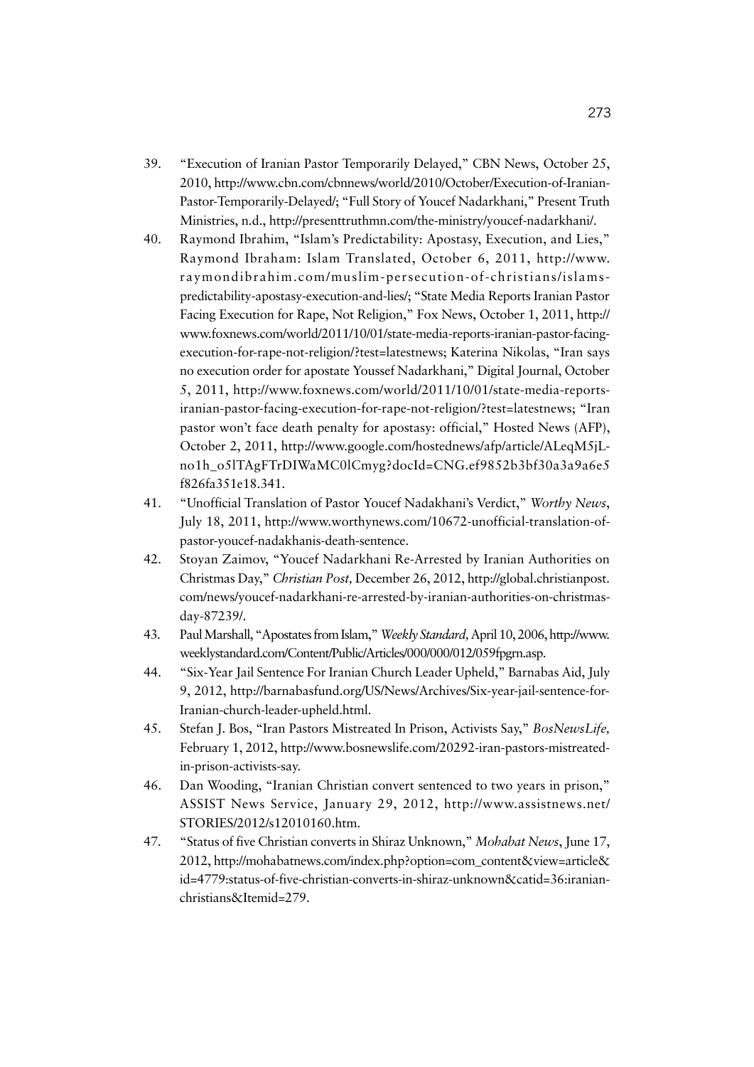39. "Execution of Iranian Pastor Temporarily Delayed," CBN News, October 25, 2010, http://www.cbn.com/cbnnews/world/2010/October/Execution-of-Iranian-Pastor-Temporarily-Delayed/; "Full Story of Youcef Nadarkhani," Present Truth Ministries, n.d., http://presenttruthmn.com/the-ministry/youcef-nadarkhani/.
40. Raymond Ibrahim, "Islam's Predictability: Apostasy, Execution, and Lies," Raymond Ibraham: Islam Translated, October 6, 2011, http://www.raymondibrahim.com/muslim-persecution-of-christians/islams-predictability-apostasy-execution-and-lies/; "State Media Reports Iranian Pastor Facing Execution for Rape, Not Religion," Fox News, October 1, 2011, http://www.foxnews.com/world/2011/10/01/state-media-reports-iranian-pastor-facing-execution-for-rape-not-religion/?test=latestnews; Katerina Nikolas, "Iran says no execution order for apostate Youssef Nadarkhani," Digital Journal, October 5, 2011, http://www.foxnews.com/world/2011/10/01/state-media-reports-iranian-pastor-facing-execution-for-rape-not-religion/?test=latestnews; "Iran pastor won't face death penalty for apostasy: official," Hosted News (AFP), October 2, 2011, http://www.google.com/hostednews/afp/article/ALeqM5jL-no1h_o5lTAgFTrDIWaMC0lCmyg?docId=CNG.ef9852b3bf30a3a9a6e5f826fa351e18.341.
41. "Unofficial Translation of Pastor Youcef Nadakhani's Verdict," *Worthy News*, July 18, 2011, http://www.worthynews.com/10672-unofficial-translation-of-pastor-youcef-nadakhanis-death-sentence.
42. Stoyan Zaimov, "Youcef Nadarkhani Re-Arrested by Iranian Authorities on Christmas Day," *Christian Post,* December 26, 2012, http://global.christianpost.com/news/youcef-nadarkhani-re-arrested-by-iranian-authorities-on-christmas-day-87239/.
43. Paul Marshall, "Apostates from Islam," *Weekly Standard,* April 10, 2006, http://www.weeklystandard.com/Content/Public/Articles/000/000/012/059fpgrn.asp.
44. "Six-Year Jail Sentence For Iranian Church Leader Upheld," Barnabas Aid, July 9, 2012, http://barnabasfund.org/US/News/Archives/Six-year-jail-sentence-for-Iranian-church-leader-upheld.html.
45. Stefan J. Bos, "Iran Pastors Mistreated In Prison, Activists Say," *BosNewsLife,* February 1, 2012, http://www.bosnewslife.com/20292-iran-pastors-mistreated-in-prison-activists-say.
46. Dan Wooding, "Iranian Christian convert sentenced to two years in prison," ASSIST News Service, January 29, 2012, http://www.assistnews.net/STORIES/2012/s12010160.htm.
47. "Status of five Christian converts in Shiraz Unknown," *Mohabat News*, June 17, 2012, http://mohabatnews.com/index.php?option=com_content&view=article&id=4779:status-of-five-christian-converts-in-shiraz-unknown&catid=36:iranian-christians&Itemid=279.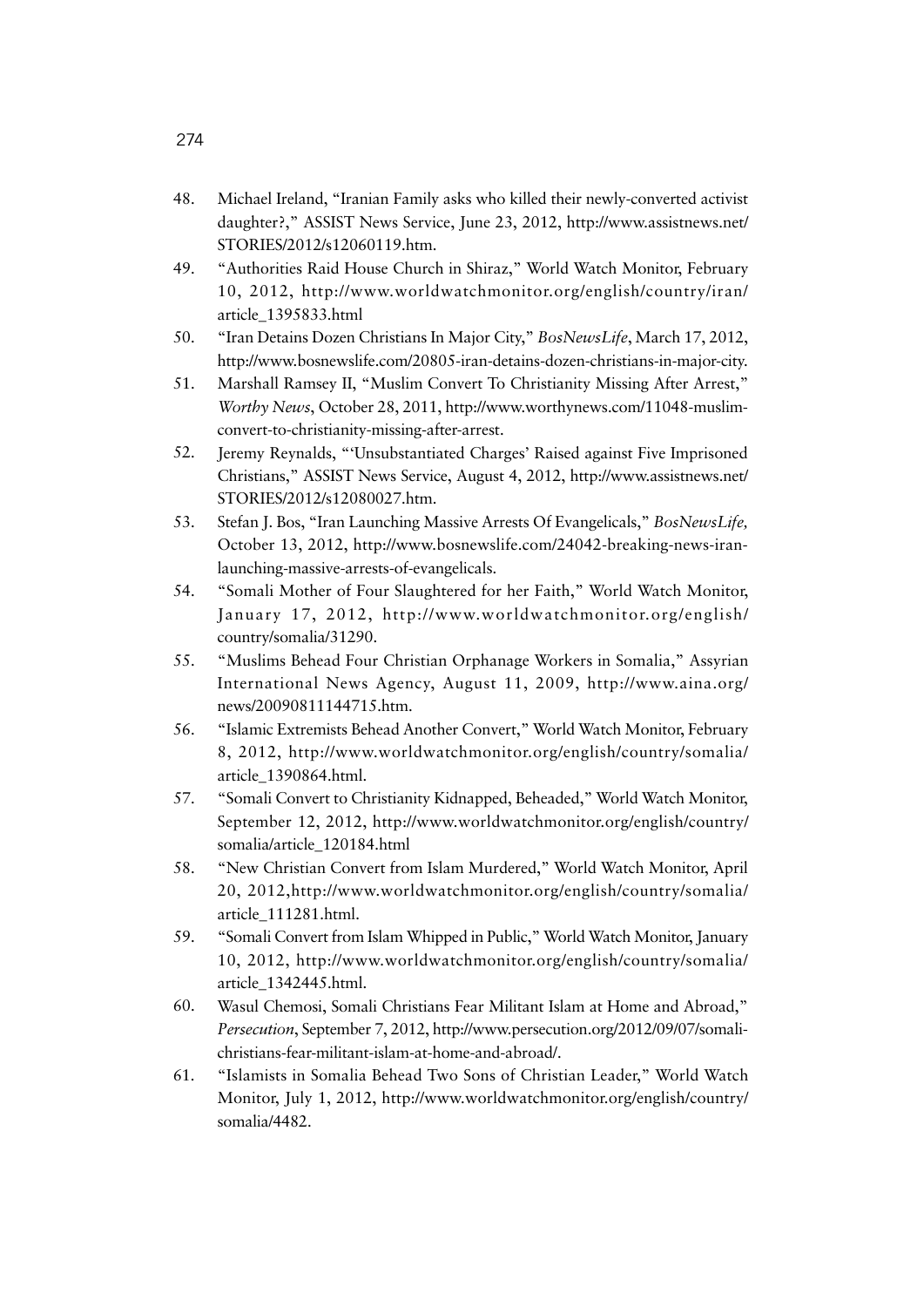48. Michael Ireland, "Iranian Family asks who killed their newly-converted activist daughter?," ASSIST News Service, June 23, 2012, http://www.assistnews.net/STORIES/2012/s12060119.htm.
49. "Authorities Raid House Church in Shiraz," World Watch Monitor, February 10, 2012, http://www.worldwatchmonitor.org/english/country/iran/article_1395833.html
50. "Iran Detains Dozen Christians In Major City," *BosNewsLife*, March 17, 2012, http://www.bosnewslife.com/20805-iran-detains-dozen-christians-in-major-city.
51. Marshall Ramsey II, "Muslim Convert To Christianity Missing After Arrest," *Worthy News*, October 28, 2011, http://www.worthynews.com/11048-muslim-convert-to-christianity-missing-after-arrest.
52. Jeremy Reynalds, "'Unsubstantiated Charges' Raised against Five Imprisoned Christians," ASSIST News Service, August 4, 2012, http://www.assistnews.net/STORIES/2012/s12080027.htm.
53. Stefan J. Bos, "Iran Launching Massive Arrests Of Evangelicals," *BosNewsLife,* October 13, 2012, http://www.bosnewslife.com/24042-breaking-news-iran-launching-massive-arrests-of-evangelicals.
54. "Somali Mother of Four Slaughtered for her Faith," World Watch Monitor, January 17, 2012, http://www.worldwatchmonitor.org/english/country/somalia/31290.
55. "Muslims Behead Four Christian Orphanage Workers in Somalia," Assyrian International News Agency, August 11, 2009, http://www.aina.org/news/20090811144715.htm.
56. "Islamic Extremists Behead Another Convert," World Watch Monitor, February 8, 2012, http://www.worldwatchmonitor.org/english/country/somalia/article_1390864.html.
57. "Somali Convert to Christianity Kidnapped, Beheaded," World Watch Monitor, September 12, 2012, http://www.worldwatchmonitor.org/english/country/somalia/article_120184.html
58. "New Christian Convert from Islam Murdered," World Watch Monitor, April 20, 2012,http://www.worldwatchmonitor.org/english/country/somalia/article_111281.html.
59. "Somali Convert from Islam Whipped in Public," World Watch Monitor, January 10, 2012, http://www.worldwatchmonitor.org/english/country/somalia/article_1342445.html.
60. Wasul Chemosi, Somali Christians Fear Militant Islam at Home and Abroad," *Persecution*, September 7, 2012, http://www.persecution.org/2012/09/07/somali-christians-fear-militant-islam-at-home-and-abroad/.
61. "Islamists in Somalia Behead Two Sons of Christian Leader," World Watch Monitor, July 1, 2012, http://www.worldwatchmonitor.org/english/country/somalia/4482.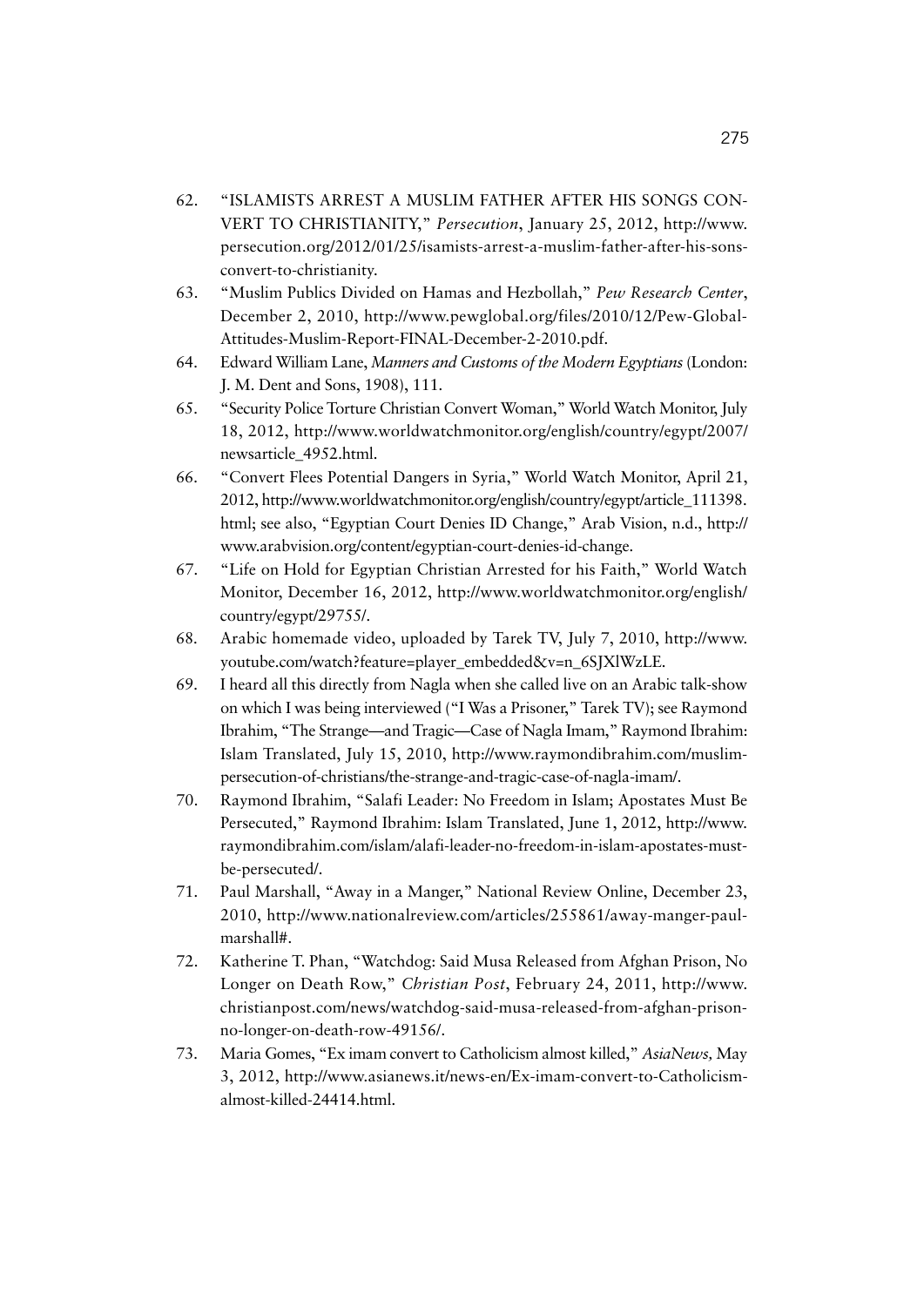62. "ISLAMISTS ARREST A MUSLIM FATHER AFTER HIS SONGS CONVERT TO CHRISTIANITY," *Persecution*, January 25, 2012, http://www.persecution.org/2012/01/25/isamists-arrest-a-muslim-father-after-his-sons-convert-to-christianity.
63. "Muslim Publics Divided on Hamas and Hezbollah," *Pew Research Center*, December 2, 2010, http://www.pewglobal.org/files/2010/12/Pew-Global-Attitudes-Muslim-Report-FINAL-December-2-2010.pdf.
64. Edward William Lane, *Manners and Customs of the Modern Egyptians* (London: J. M. Dent and Sons, 1908), 111.
65. "Security Police Torture Christian Convert Woman," World Watch Monitor, July 18, 2012, http://www.worldwatchmonitor.org/english/country/egypt/2007/newsarticle_4952.html.
66. "Convert Flees Potential Dangers in Syria," World Watch Monitor, April 21, 2012, http://www.worldwatchmonitor.org/english/country/egypt/article_111398.html; see also, "Egyptian Court Denies ID Change," Arab Vision, n.d., http://www.arabvision.org/content/egyptian-court-denies-id-change.
67. "Life on Hold for Egyptian Christian Arrested for his Faith," World Watch Monitor, December 16, 2012, http://www.worldwatchmonitor.org/english/country/egypt/29755/.
68. Arabic homemade video, uploaded by Tarek TV, July 7, 2010, http://www.youtube.com/watch?feature=player_embedded&v=n_6SJXlWzLE.
69. I heard all this directly from Nagla when she called live on an Arabic talk-show on which I was being interviewed ("I Was a Prisoner," Tarek TV); see Raymond Ibrahim, "The Strange—and Tragic—Case of Nagla Imam," Raymond Ibrahim: Islam Translated, July 15, 2010, http://www.raymondibrahim.com/muslim-persecution-of-christians/the-strange-and-tragic-case-of-nagla-imam/.
70. Raymond Ibrahim, "Salafi Leader: No Freedom in Islam; Apostates Must Be Persecuted," Raymond Ibrahim: Islam Translated, June 1, 2012, http://www.raymondibrahim.com/islam/alafi-leader-no-freedom-in-islam-apostates-must-be-persecuted/.
71. Paul Marshall, "Away in a Manger," National Review Online, December 23, 2010, http://www.nationalreview.com/articles/255861/away-manger-paul-marshall#.
72. Katherine T. Phan, "Watchdog: Said Musa Released from Afghan Prison, No Longer on Death Row," *Christian Post*, February 24, 2011, http://www.christianpost.com/news/watchdog-said-musa-released-from-afghan-prison-no-longer-on-death-row-49156/.
73. Maria Gomes, "Ex imam convert to Catholicism almost killed," *AsiaNews,* May 3, 2012, http://www.asianews.it/news-en/Ex-imam-convert-to-Catholicism-almost-killed-24414.html.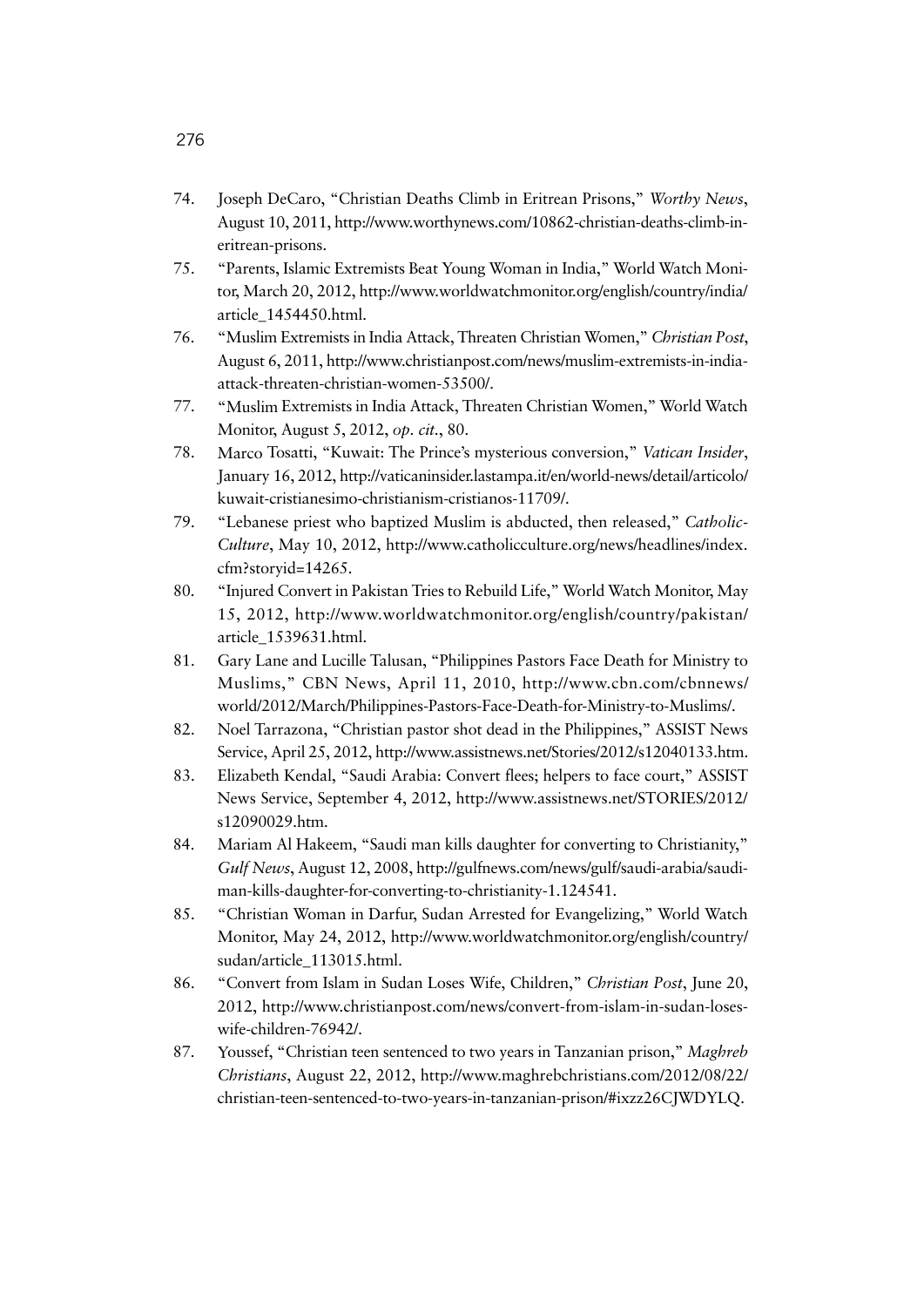74. Joseph DeCaro, "Christian Deaths Climb in Eritrean Prisons," *Worthy News*, August 10, 2011, http://www.worthynews.com/10862-christian-deaths-climb-in-eritrean-prisons.
75. "Parents, Islamic Extremists Beat Young Woman in India," World Watch Monitor, March 20, 2012, http://www.worldwatchmonitor.org/english/country/india/article_1454450.html.
76. "Muslim Extremists in India Attack, Threaten Christian Women," *Christian Post*, August 6, 2011, http://www.christianpost.com/news/muslim-extremists-in-india-attack-threaten-christian-women-53500/.
77. "Muslim Extremists in India Attack, Threaten Christian Women," World Watch Monitor, August 5, 2012, *op. cit.*, 80.
78. Marco Tosatti, "Kuwait: The Prince's mysterious conversion," *Vatican Insider*, January 16, 2012, http://vaticaninsider.lastampa.it/en/world-news/detail/articolo/kuwait-cristianesimo-christianism-cristianos-11709/.
79. "Lebanese priest who baptized Muslim is abducted, then released," *Catholic-Culture*, May 10, 2012, http://www.catholicculture.org/news/headlines/index.cfm?storyid=14265.
80. "Injured Convert in Pakistan Tries to Rebuild Life," World Watch Monitor, May 15, 2012, http://www.worldwatchmonitor.org/english/country/pakistan/article_1539631.html.
81. Gary Lane and Lucille Talusan, "Philippines Pastors Face Death for Ministry to Muslims," CBN News, April 11, 2010, http://www.cbn.com/cbnnews/world/2012/March/Philippines-Pastors-Face-Death-for-Ministry-to-Muslims/.
82. Noel Tarrazona, "Christian pastor shot dead in the Philippines," ASSIST News Service, April 25, 2012, http://www.assistnews.net/Stories/2012/s12040133.htm.
83. Elizabeth Kendal, "Saudi Arabia: Convert flees; helpers to face court," ASSIST News Service, September 4, 2012, http://www.assistnews.net/STORIES/2012/s12090029.htm.
84. Mariam Al Hakeem, "Saudi man kills daughter for converting to Christianity," *Gulf News*, August 12, 2008, http://gulfnews.com/news/gulf/saudi-arabia/saudi-man-kills-daughter-for-converting-to-christianity-1.124541.
85. "Christian Woman in Darfur, Sudan Arrested for Evangelizing," World Watch Monitor, May 24, 2012, http://www.worldwatchmonitor.org/english/country/sudan/article_113015.html.
86. "Convert from Islam in Sudan Loses Wife, Children," *Christian Post*, June 20, 2012, http://www.christianpost.com/news/convert-from-islam-in-sudan-loses-wife-children-76942/.
87. Youssef, "Christian teen sentenced to two years in Tanzanian prison," *Maghreb Christians*, August 22, 2012, http://www.maghrebchristians.com/2012/08/22/christian-teen-sentenced-to-two-years-in-tanzanian-prison/#ixzz26CJWDYLQ.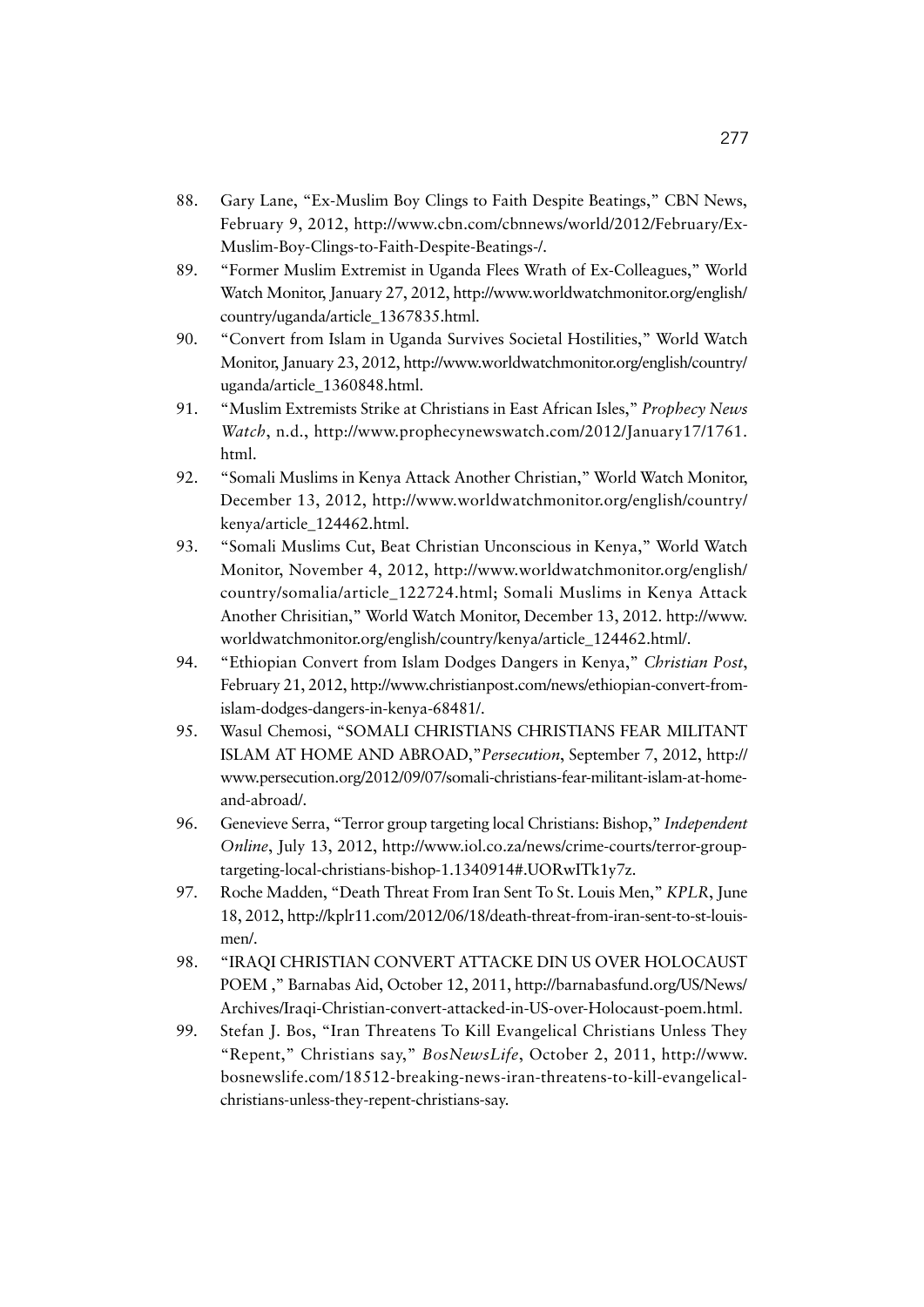88. Gary Lane, "Ex-Muslim Boy Clings to Faith Despite Beatings," CBN News, February 9, 2012, http://www.cbn.com/cbnnews/world/2012/February/Ex-Muslim-Boy-Clings-to-Faith-Despite-Beatings-/.
89. "Former Muslim Extremist in Uganda Flees Wrath of Ex-Colleagues," World Watch Monitor, January 27, 2012, http://www.worldwatchmonitor.org/english/country/uganda/article_1367835.html.
90. "Convert from Islam in Uganda Survives Societal Hostilities," World Watch Monitor, January 23, 2012, http://www.worldwatchmonitor.org/english/country/uganda/article_1360848.html.
91. "Muslim Extremists Strike at Christians in East African Isles," *Prophecy News Watch*, n.d., http://www.prophecynewswatch.com/2012/January17/1761.html.
92. "Somali Muslims in Kenya Attack Another Christian," World Watch Monitor, December 13, 2012, http://www.worldwatchmonitor.org/english/country/kenya/article_124462.html.
93. "Somali Muslims Cut, Beat Christian Unconscious in Kenya," World Watch Monitor, November 4, 2012, http://www.worldwatchmonitor.org/english/country/somalia/article_122724.html; Somali Muslims in Kenya Attack Another Chrisitian," World Watch Monitor, December 13, 2012. http://www.worldwatchmonitor.org/english/country/kenya/article_124462.html/.
94. "Ethiopian Convert from Islam Dodges Dangers in Kenya," *Christian Post*, February 21, 2012, http://www.christianpost.com/news/ethiopian-convert-from-islam-dodges-dangers-in-kenya-68481/.
95. Wasul Chemosi, "SOMALI CHRISTIANS CHRISTIANS FEAR MILITANT ISLAM AT HOME AND ABROAD,"*Persecution*, September 7, 2012, http://www.persecution.org/2012/09/07/somali-christians-fear-militant-islam-at-home-and-abroad/.
96. Genevieve Serra, "Terror group targeting local Christians: Bishop," *Independent Online*, July 13, 2012, http://www.iol.co.za/news/crime-courts/terror-group-targeting-local-christians-bishop-1.1340914#.UORwITk1y7z.
97. Roche Madden, "Death Threat From Iran Sent To St. Louis Men," *KPLR*, June 18, 2012, http://kplr11.com/2012/06/18/death-threat-from-iran-sent-to-st-louis-men/.
98. "IRAQI CHRISTIAN CONVERT ATTACKE DIN US OVER HOLOCAUST POEM ," Barnabas Aid, October 12, 2011, http://barnabasfund.org/US/News/Archives/Iraqi-Christian-convert-attacked-in-US-over-Holocaust-poem.html.
99. Stefan J. Bos, "Iran Threatens To Kill Evangelical Christians Unless They "Repent," Christians say," *BosNewsLife*, October 2, 2011, http://www.bosnewslife.com/18512-breaking-news-iran-threatens-to-kill-evangelical-christians-unless-they-repent-christians-say.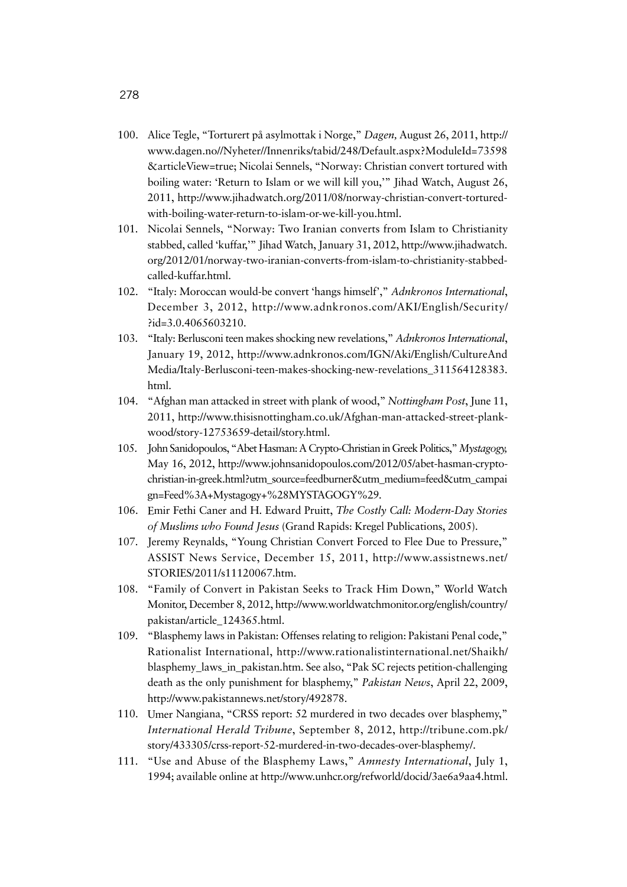100. Alice Tegle, "Torturert på asylmottak i Norge," *Dagen,* August 26, 2011, http://www.dagen.no//Nyheter//Innenriks/tabid/248/Default.aspx?ModuleId=73598&articleView=true; Nicolai Sennels, "Norway: Christian convert tortured with boiling water: 'Return to Islam or we will kill you,'" Jihad Watch, August 26, 2011, http://www.jihadwatch.org/2011/08/norway-christian-convert-tortured-with-boiling-water-return-to-islam-or-we-kill-you.html.
101. Nicolai Sennels, "Norway: Two Iranian converts from Islam to Christianity stabbed, called 'kuffar,'" Jihad Watch, January 31, 2012, http://www.jihadwatch.org/2012/01/norway-two-iranian-converts-from-islam-to-christianity-stabbed-called-kuffar.html.
102. "Italy: Moroccan would-be convert 'hangs himself'," *Adnkronos International*, December 3, 2012, http://www.adnkronos.com/AKI/English/Security/?id=3.0.4065603210.
103. "Italy: Berlusconi teen makes shocking new revelations," *Adnkronos International*, January 19, 2012, http://www.adnkronos.com/IGN/Aki/English/CultureAndMedia/Italy-Berlusconi-teen-makes-shocking-new-revelations_311564128383.html.
104. "Afghan man attacked in street with plank of wood," *Nottingham Post*, June 11, 2011, http://www.thisisnottingham.co.uk/Afghan-man-attacked-street-plank-wood/story-12753659-detail/story.html.
105. John Sanidopoulos, "Abet Hasman: A Crypto-Christian in Greek Politics," *Mystagogy,* May 16, 2012, http://www.johnsanidopoulos.com/2012/05/abet-hasman-crypto-christian-in-greek.html?utm_source=feedburner&utm_medium=feed&utm_campaign=Feed%3A+Mystagogy+%28MYSTAGOGY%29.
106. Emir Fethi Caner and H. Edward Pruitt, *The Costly Call: Modern-Day Stories of Muslims who Found Jesus* (Grand Rapids: Kregel Publications, 2005).
107. Jeremy Reynalds, "Young Christian Convert Forced to Flee Due to Pressure," ASSIST News Service, December 15, 2011, http://www.assistnews.net/STORIES/2011/s11120067.htm.
108. "Family of Convert in Pakistan Seeks to Track Him Down," World Watch Monitor, December 8, 2012, http://www.worldwatchmonitor.org/english/country/pakistan/article_124365.html.
109. "Blasphemy laws in Pakistan: Offenses relating to religion: Pakistani Penal code," Rationalist International, http://www.rationalistinternational.net/Shaikh/blasphemy_laws_in_pakistan.htm. See also, "Pak SC rejects petition-challenging death as the only punishment for blasphemy," *Pakistan News*, April 22, 2009, http://www.pakistannews.net/story/492878.
110. Umer Nangiana, "CRSS report: 52 murdered in two decades over blasphemy," *International Herald Tribune*, September 8, 2012, http://tribune.com.pk/story/433305/crss-report-52-murdered-in-two-decades-over-blasphemy/.
111. "Use and Abuse of the Blasphemy Laws," *Amnesty International*, July 1, 1994; available online at http://www.unhcr.org/refworld/docid/3ae6a9aa4.html.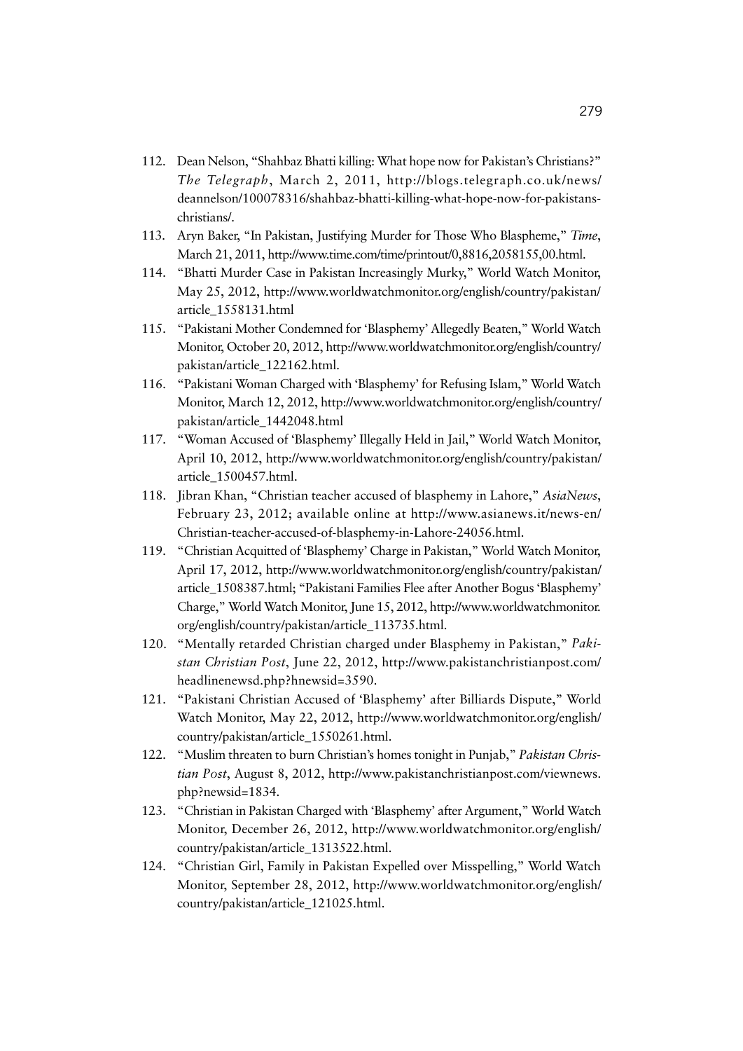112. Dean Nelson, "Shahbaz Bhatti killing: What hope now for Pakistan's Christians?" *The Telegraph*, March 2, 2011, http://blogs.telegraph.co.uk/news/deannelson/100078316/shahbaz-bhatti-killing-what-hope-now-for-pakistans-christians/.
113. Aryn Baker, "In Pakistan, Justifying Murder for Those Who Blaspheme," *Time*, March 21, 2011, http://www.time.com/time/printout/0,8816,2058155,00.html.
114. "Bhatti Murder Case in Pakistan Increasingly Murky," World Watch Monitor, May 25, 2012, http://www.worldwatchmonitor.org/english/country/pakistan/article_1558131.html
115. "Pakistani Mother Condemned for 'Blasphemy' Allegedly Beaten," World Watch Monitor, October 20, 2012, http://www.worldwatchmonitor.org/english/country/pakistan/article_122162.html.
116. "Pakistani Woman Charged with 'Blasphemy' for Refusing Islam," World Watch Monitor, March 12, 2012, http://www.worldwatchmonitor.org/english/country/pakistan/article_1442048.html
117. "Woman Accused of 'Blasphemy' Illegally Held in Jail," World Watch Monitor, April 10, 2012, http://www.worldwatchmonitor.org/english/country/pakistan/article_1500457.html.
118. Jibran Khan, "Christian teacher accused of blasphemy in Lahore," *AsiaNews*, February 23, 2012; available online at http://www.asianews.it/news-en/Christian-teacher-accused-of-blasphemy-in-Lahore-24056.html.
119. "Christian Acquitted of 'Blasphemy' Charge in Pakistan," World Watch Monitor, April 17, 2012, http://www.worldwatchmonitor.org/english/country/pakistan/article_1508387.html; "Pakistani Families Flee after Another Bogus 'Blasphemy' Charge," World Watch Monitor, June 15, 2012, http://www.worldwatchmonitor.org/english/country/pakistan/article_113735.html.
120. "Mentally retarded Christian charged under Blasphemy in Pakistan," *Pakistan Christian Post*, June 22, 2012, http://www.pakistanchristianpost.com/headlinenewsd.php?hnewsid=3590.
121. "Pakistani Christian Accused of 'Blasphemy' after Billiards Dispute," World Watch Monitor, May 22, 2012, http://www.worldwatchmonitor.org/english/country/pakistan/article_1550261.html.
122. "Muslim threaten to burn Christian's homes tonight in Punjab," *Pakistan Christian Post*, August 8, 2012, http://www.pakistanchristianpost.com/viewnews.php?newsid=1834.
123. "Christian in Pakistan Charged with 'Blasphemy' after Argument," World Watch Monitor, December 26, 2012, http://www.worldwatchmonitor.org/english/country/pakistan/article_1313522.html.
124. "Christian Girl, Family in Pakistan Expelled over Misspelling," World Watch Monitor, September 28, 2012, http://www.worldwatchmonitor.org/english/country/pakistan/article_121025.html.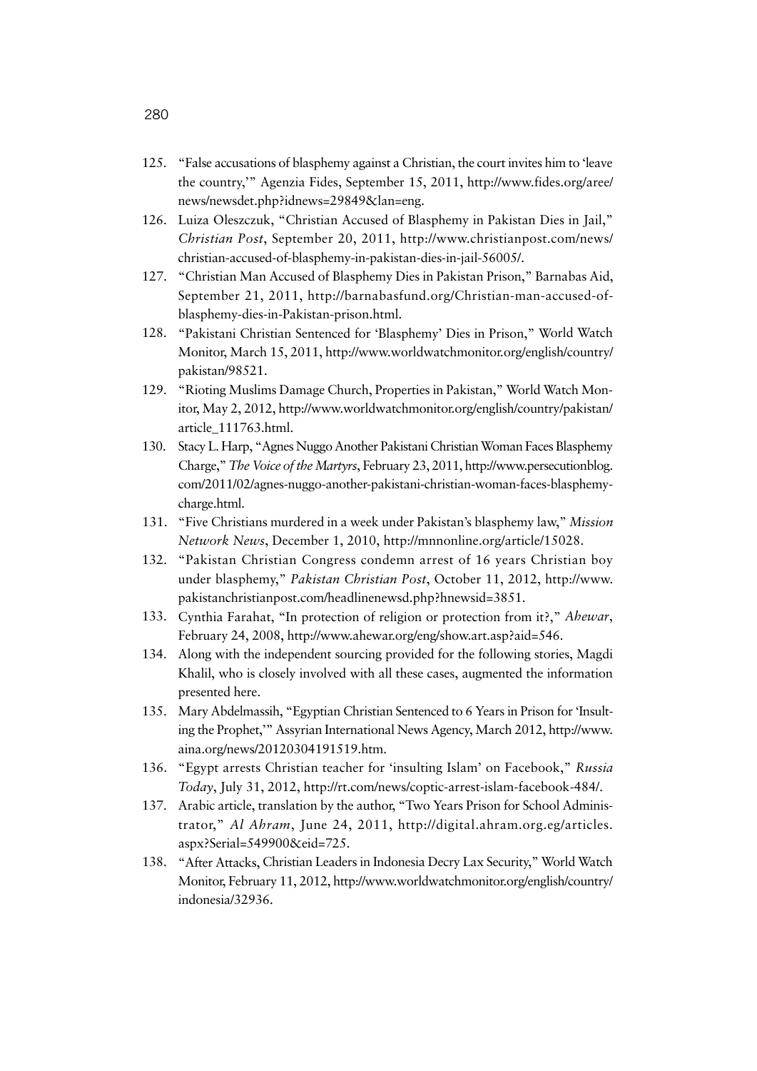125. "False accusations of blasphemy against a Christian, the court invites him to 'leave the country,'" Agenzia Fides, September 15, 2011, http://www.fides.org/aree/news/newsdet.php?idnews=29849&lan=eng.
126. Luiza Oleszczuk, "Christian Accused of Blasphemy in Pakistan Dies in Jail," *Christian Post*, September 20, 2011, http://www.christianpost.com/news/christian-accused-of-blasphemy-in-pakistan-dies-in-jail-56005/.
127. "Christian Man Accused of Blasphemy Dies in Pakistan Prison," Barnabas Aid, September 21, 2011, http://barnabasfund.org/Christian-man-accused-of-blasphemy-dies-in-Pakistan-prison.html.
128. "Pakistani Christian Sentenced for 'Blasphemy' Dies in Prison," World Watch Monitor, March 15, 2011, http://www.worldwatchmonitor.org/english/country/pakistan/98521.
129. "Rioting Muslims Damage Church, Properties in Pakistan," World Watch Monitor, May 2, 2012, http://www.worldwatchmonitor.org/english/country/pakistan/article_111763.html.
130. Stacy L. Harp, "Agnes Nuggo Another Pakistani Christian Woman Faces Blasphemy Charge," *The Voice of the Martyrs*, February 23, 2011, http://www.persecutionblog.com/2011/02/agnes-nuggo-another-pakistani-christian-woman-faces-blasphemy-charge.html.
131. "Five Christians murdered in a week under Pakistan's blasphemy law," *Mission Network News*, December 1, 2010, http://mnnonline.org/article/15028.
132. "Pakistan Christian Congress condemn arrest of 16 years Christian boy under blasphemy," *Pakistan Christian Post*, October 11, 2012, http://www.pakistanchristianpost.com/headlinenewsd.php?hnewsid=3851.
133. Cynthia Farahat, "In protection of religion or protection from it?," *Ahewar*, February 24, 2008, http://www.ahewar.org/eng/show.art.asp?aid=546.
134. Along with the independent sourcing provided for the following stories, Magdi Khalil, who is closely involved with all these cases, augmented the information presented here.
135. Mary Abdelmassih, "Egyptian Christian Sentenced to 6 Years in Prison for 'Insulting the Prophet,'" Assyrian International News Agency, March 2012, http://www.aina.org/news/20120304191519.htm.
136. "Egypt arrests Christian teacher for 'insulting Islam' on Facebook," *Russia Today*, July 31, 2012, http://rt.com/news/coptic-arrest-islam-facebook-484/.
137. Arabic article, translation by the author, "Two Years Prison for School Administrator," *Al Ahram*, June 24, 2011, http://digital.ahram.org.eg/articles.aspx?Serial=549900&eid=725.
138. "After Attacks, Christian Leaders in Indonesia Decry Lax Security," World Watch Monitor, February 11, 2012, http://www.worldwatchmonitor.org/english/country/indonesia/32936.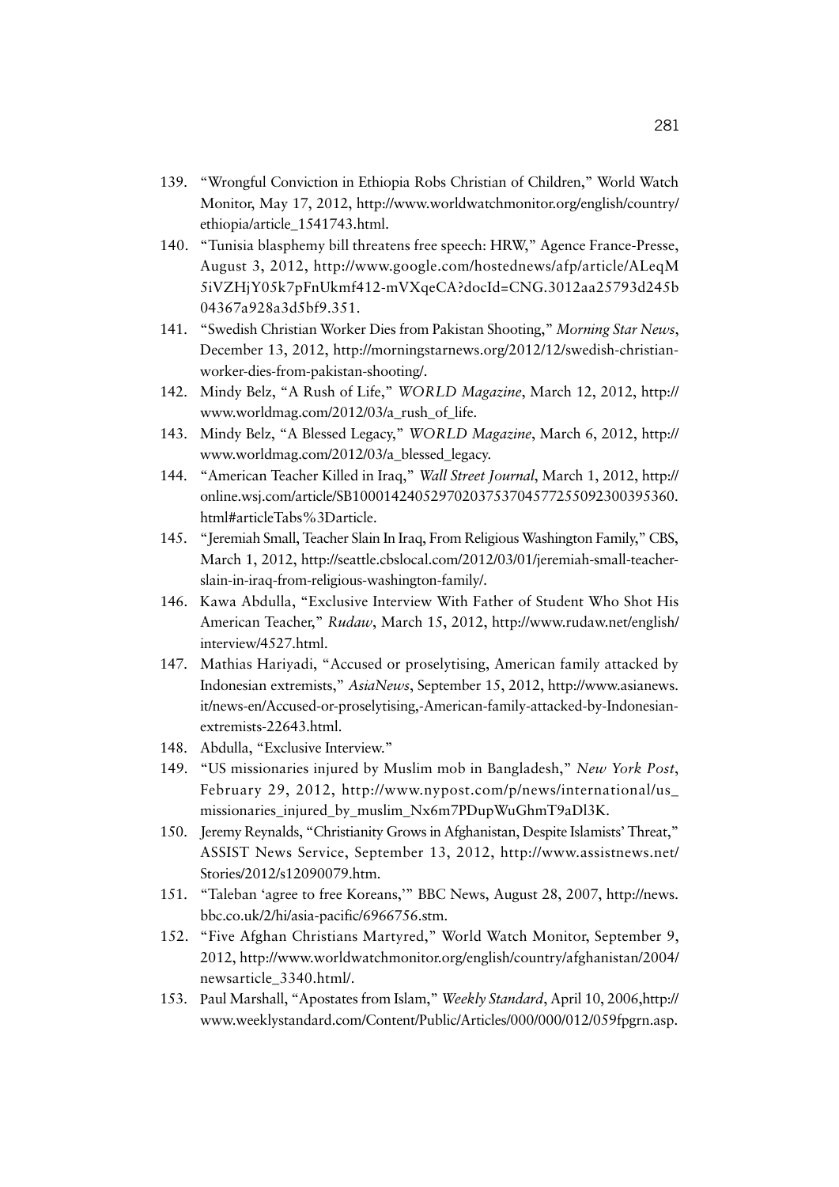139. "Wrongful Conviction in Ethiopia Robs Christian of Children," World Watch Monitor, May 17, 2012, http://www.worldwatchmonitor.org/english/country/ethiopia/article_1541743.html.
140. "Tunisia blasphemy bill threatens free speech: HRW," Agence France-Presse, August 3, 2012, http://www.google.com/hostednews/afp/article/ALeqM5iVZHjY05k7pFnUkmf412-mVXqeCA?docId=CNG.3012aa25793d245b04367a928a3d5bf9.351.
141. "Swedish Christian Worker Dies from Pakistan Shooting," *Morning Star News*, December 13, 2012, http://morningstarnews.org/2012/12/swedish-christian-worker-dies-from-pakistan-shooting/.
142. Mindy Belz, "A Rush of Life," *WORLD Magazine*, March 12, 2012, http://www.worldmag.com/2012/03/a_rush_of_life.
143. Mindy Belz, "A Blessed Legacy," *WORLD Magazine*, March 6, 2012, http://www.worldmag.com/2012/03/a_blessed_legacy.
144. "American Teacher Killed in Iraq," *Wall Street Journal*, March 1, 2012, http://online.wsj.com/article/SB10001424052970203753704577255092300395360.html#articleTabs%3Darticle.
145. "Jeremiah Small, Teacher Slain In Iraq, From Religious Washington Family," CBS, March 1, 2012, http://seattle.cbslocal.com/2012/03/01/jeremiah-small-teacher-slain-in-iraq-from-religious-washington-family/.
146. Kawa Abdulla, "Exclusive Interview With Father of Student Who Shot His American Teacher," *Rudaw*, March 15, 2012, http://www.rudaw.net/english/interview/4527.html.
147. Mathias Hariyadi, "Accused or proselytising, American family attacked by Indonesian extremists," *AsiaNews*, September 15, 2012, http://www.asianews.it/news-en/Accused-or-proselytising,-American-family-attacked-by-Indonesian-extremists-22643.html.
148. Abdulla, "Exclusive Interview."
149. "US missionaries injured by Muslim mob in Bangladesh," *New York Post*, February 29, 2012, http://www.nypost.com/p/news/international/us_missionaries_injured_by_muslim_Nx6m7PDupWuGhmT9aDl3K.
150. Jeremy Reynalds, "Christianity Grows in Afghanistan, Despite Islamists' Threat," ASSIST News Service, September 13, 2012, http://www.assistnews.net/Stories/2012/s12090079.htm.
151. "Taleban 'agree to free Koreans,'" BBC News, August 28, 2007, http://news.bbc.co.uk/2/hi/asia-pacific/6966756.stm.
152. "Five Afghan Christians Martyred," World Watch Monitor, September 9, 2012, http://www.worldwatchmonitor.org/english/country/afghanistan/2004/newsarticle_3340.html/.
153. Paul Marshall, "Apostates from Islam," *Weekly Standard*, April 10, 2006,http://www.weeklystandard.com/Content/Public/Articles/000/000/012/059fpgrn.asp.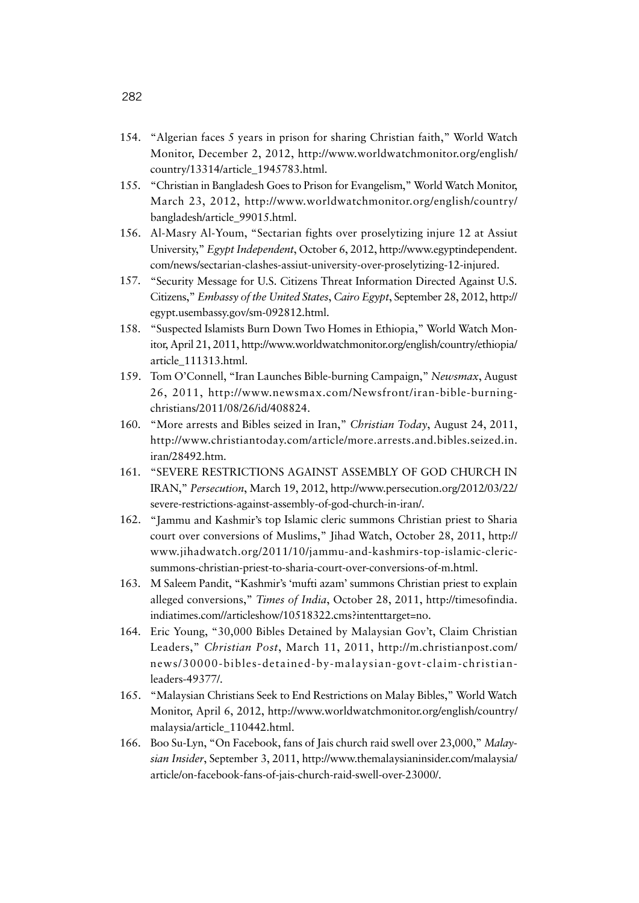154. "Algerian faces 5 years in prison for sharing Christian faith," World Watch Monitor, December 2, 2012, http://www.worldwatchmonitor.org/english/country/13314/article_1945783.html.
155. "Christian in Bangladesh Goes to Prison for Evangelism," World Watch Monitor, March 23, 2012, http://www.worldwatchmonitor.org/english/country/bangladesh/article_99015.html.
156. Al-Masry Al-Youm, "Sectarian fights over proselytizing injure 12 at Assiut University," *Egypt Independent*, October 6, 2012, http://www.egyptindependent.com/news/sectarian-clashes-assiut-university-over-proselytizing-12-injured.
157. "Security Message for U.S. Citizens Threat Information Directed Against U.S. Citizens," *Embassy of the United States*, *Cairo Egypt*, September 28, 2012, http://egypt.usembassy.gov/sm-092812.html.
158. "Suspected Islamists Burn Down Two Homes in Ethiopia," World Watch Monitor, April 21, 2011, http://www.worldwatchmonitor.org/english/country/ethiopia/article_111313.html.
159. Tom O'Connell, "Iran Launches Bible-burning Campaign," *Newsmax*, August 26, 2011, http://www.newsmax.com/Newsfront/iran-bible-burning-christians/2011/08/26/id/408824.
160. "More arrests and Bibles seized in Iran," *Christian Today*, August 24, 2011, http://www.christiantoday.com/article/more.arrests.and.bibles.seized.in.iran/28492.htm.
161. "SEVERE RESTRICTIONS AGAINST ASSEMBLY OF GOD CHURCH IN IRAN," *Persecution*, March 19, 2012, http://www.persecution.org/2012/03/22/severe-restrictions-against-assembly-of-god-church-in-iran/.
162. "Jammu and Kashmir's top Islamic cleric summons Christian priest to Sharia court over conversions of Muslims," Jihad Watch, October 28, 2011, http://www.jihadwatch.org/2011/10/jammu-and-kashmirs-top-islamic-cleric-summons-christian-priest-to-sharia-court-over-conversions-of-m.html.
163. M Saleem Pandit, "Kashmir's 'mufti azam' summons Christian priest to explain alleged conversions," *Times of India*, October 28, 2011, http://timesofindia.indiatimes.com//articleshow/10518322.cms?intenttarget=no.
164. Eric Young, "30,000 Bibles Detained by Malaysian Gov't, Claim Christian Leaders," *Christian Post*, March 11, 2011, http://m.christianpost.com/news/30000-bibles-detained-by-malaysian-govt-claim-christian-leaders-49377/.
165. "Malaysian Christians Seek to End Restrictions on Malay Bibles," World Watch Monitor, April 6, 2012, http://www.worldwatchmonitor.org/english/country/malaysia/article_110442.html.
166. Boo Su-Lyn, "On Facebook, fans of Jais church raid swell over 23,000," *Malaysian Insider*, September 3, 2011, http://www.themalaysianinsider.com/malaysia/article/on-facebook-fans-of-jais-church-raid-swell-over-23000/.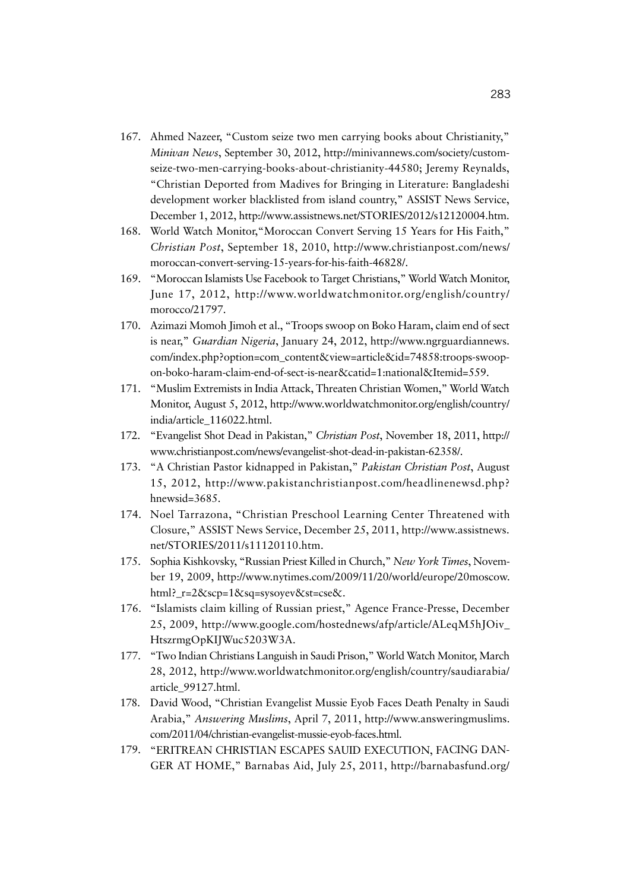167. Ahmed Nazeer, "Custom seize two men carrying books about Christianity," *Minivan News*, September 30, 2012, http://minivannews.com/society/custom-seize-two-men-carrying-books-about-christianity-44580; Jeremy Reynalds, "Christian Deported from Madives for Bringing in Literature: Bangladeshi development worker blacklisted from island country," ASSIST News Service, December 1, 2012, http://www.assistnews.net/STORIES/2012/s12120004.htm.
168. World Watch Monitor,"Moroccan Convert Serving 15 Years for His Faith," *Christian Post*, September 18, 2010, http://www.christianpost.com/news/moroccan-convert-serving-15-years-for-his-faith-46828/.
169. "Moroccan Islamists Use Facebook to Target Christians," World Watch Monitor, June 17, 2012, http://www.worldwatchmonitor.org/english/country/morocco/21797.
170. Azimazi Momoh Jimoh et al., "Troops swoop on Boko Haram, claim end of sect is near," *Guardian Nigeria*, January 24, 2012, http://www.ngrguardiannews.com/index.php?option=com_content&view=article&id=74858:troops-swoop-on-boko-haram-claim-end-of-sect-is-near&catid=1:national&Itemid=559.
171. "Muslim Extremists in India Attack, Threaten Christian Women," World Watch Monitor, August 5, 2012, http://www.worldwatchmonitor.org/english/country/india/article_116022.html.
172. "Evangelist Shot Dead in Pakistan," *Christian Post*, November 18, 2011, http://www.christianpost.com/news/evangelist-shot-dead-in-pakistan-62358/.
173. "A Christian Pastor kidnapped in Pakistan," *Pakistan Christian Post*, August 15, 2012, http://www.pakistanchristianpost.com/headlinenewsd.php?hnewsid=3685.
174. Noel Tarrazona, "Christian Preschool Learning Center Threatened with Closure," ASSIST News Service, December 25, 2011, http://www.assistnews.net/STORIES/2011/s11120110.htm.
175. Sophia Kishkovsky, "Russian Priest Killed in Church," *New York Times*, November 19, 2009, http://www.nytimes.com/2009/11/20/world/europe/20moscow.html?_r=2&scp=1&sq=sysoyev&st=cse&.
176. "Islamists claim killing of Russian priest," Agence France-Presse, December 25, 2009, http://www.google.com/hostednews/afp/article/ALeqM5hJOiv_HtszrmgOpKIJWuc5203W3A.
177. "Two Indian Christians Languish in Saudi Prison," World Watch Monitor, March 28, 2012, http://www.worldwatchmonitor.org/english/country/saudiarabia/article_99127.html.
178. David Wood, "Christian Evangelist Mussie Eyob Faces Death Penalty in Saudi Arabia," *Answering Muslims*, April 7, 2011, http://www.answeringmuslims.com/2011/04/christian-evangelist-mussie-eyob-faces.html.
179. "ERITREAN CHRISTIAN ESCAPES SAUID EXECUTION, FACING DANGER AT HOME," Barnabas Aid, July 25, 2011, http://barnabasfund.org/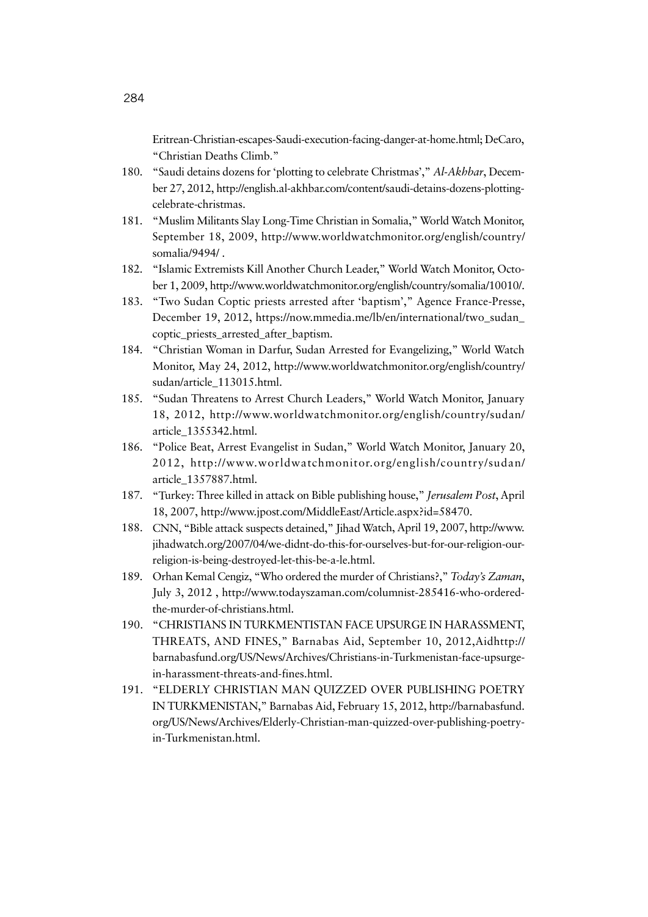Eritrean-Christian-escapes-Saudi-execution-facing-danger-at-home.html; DeCaro, "Christian Deaths Climb."

180. "Saudi detains dozens for 'plotting to celebrate Christmas'," *Al-Akhbar*, December 27, 2012, http://english.al-akhbar.com/content/saudi-detains-dozens-plotting-celebrate-christmas.
181. "Muslim Militants Slay Long-Time Christian in Somalia," World Watch Monitor, September 18, 2009, http://www.worldwatchmonitor.org/english/country/somalia/9494/ .
182. "Islamic Extremists Kill Another Church Leader," World Watch Monitor, October 1, 2009, http://www.worldwatchmonitor.org/english/country/somalia/10010/.
183. "Two Sudan Coptic priests arrested after 'baptism'," Agence France-Presse, December 19, 2012, https://now.mmedia.me/lb/en/international/two_sudan_coptic_priests_arrested_after_baptism.
184. "Christian Woman in Darfur, Sudan Arrested for Evangelizing," World Watch Monitor, May 24, 2012, http://www.worldwatchmonitor.org/english/country/sudan/article_113015.html.
185. "Sudan Threatens to Arrest Church Leaders," World Watch Monitor, January 18, 2012, http://www.worldwatchmonitor.org/english/country/sudan/article_1355342.html.
186. "Police Beat, Arrest Evangelist in Sudan," World Watch Monitor, January 20, 2012, http://www.worldwatchmonitor.org/english/country/sudan/article_1357887.html.
187. "Turkey: Three killed in attack on Bible publishing house," *Jerusalem Post*, April 18, 2007, http://www.jpost.com/MiddleEast/Article.aspx?id=58470.
188. CNN, "Bible attack suspects detained," Jihad Watch, April 19, 2007, http://www.jihadwatch.org/2007/04/we-didnt-do-this-for-ourselves-but-for-our-religion-our-religion-is-being-destroyed-let-this-be-a-le.html.
189. Orhan Kemal Cengiz, "Who ordered the murder of Christians?," *Today's Zaman*, July 3, 2012 , http://www.todayszaman.com/columnist-285416-who-ordered-the-murder-of-christians.html.
190. "CHRISTIANS IN TURKMENTISTAN FACE UPSURGE IN HARASSMENT, THREATS, AND FINES," Barnabas Aid, September 10, 2012,Aidhttp://barnabasfund.org/US/News/Archives/Christians-in-Turkmenistan-face-upsurge-in-harassment-threats-and-fines.html.
191. "ELDERLY CHRISTIAN MAN QUIZZED OVER PUBLISHING POETRY IN TURKMENISTAN," Barnabas Aid, February 15, 2012, http://barnabasfund.org/US/News/Archives/Elderly-Christian-man-quizzed-over-publishing-poetry-in-Turkmenistan.html.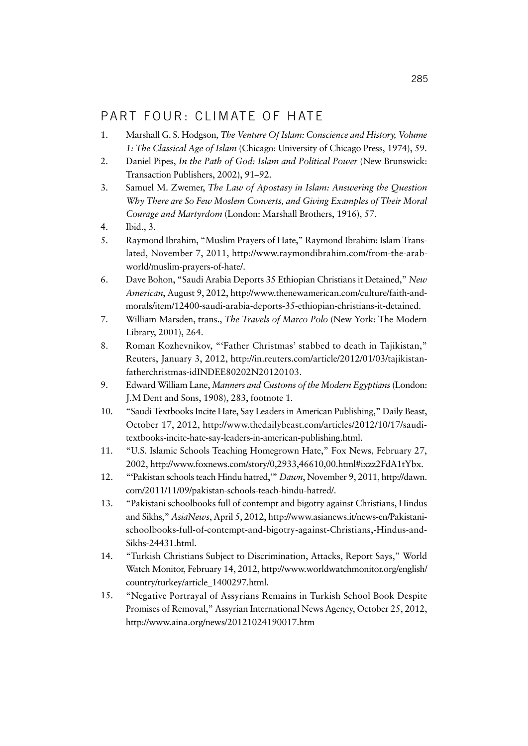## PART FOUR: CLIMATE OF HATE

1. Marshall G. S. Hodgson, *The Venture Of Islam: Conscience and History, Volume 1: The Classical Age of Islam* (Chicago: University of Chicago Press, 1974), 59.
2. Daniel Pipes, *In the Path of God: Islam and Political Power* (New Brunswick: Transaction Publishers, 2002), 91–92.
3. Samuel M. Zwemer, *The Law of Apostasy in Islam: Answering the Question Why There are So Few Moslem Converts, and Giving Examples of Their Moral Courage and Martyrdom* (London: Marshall Brothers, 1916), 57.
4. Ibid., 3.
5. Raymond Ibrahim, "Muslim Prayers of Hate," Raymond Ibrahim: Islam Translated, November 7, 2011, http://www.raymondibrahim.com/from-the-arab-world/muslim-prayers-of-hate/.
6. Dave Bohon, "Saudi Arabia Deports 35 Ethiopian Christians it Detained," *New American*, August 9, 2012, http://www.thenewamerican.com/culture/faith-and-morals/item/12400-saudi-arabia-deports-35-ethiopian-christians-it-detained.
7. William Marsden, trans., *The Travels of Marco Polo* (New York: The Modern Library, 2001), 264.
8. Roman Kozhevnikov, "'Father Christmas' stabbed to death in Tajikistan," Reuters, January 3, 2012, http://in.reuters.com/article/2012/01/03/tajikistan-fatherchristmas-idINDEE80202N20120103.
9. Edward William Lane, *Manners and Customs of the Modern Egyptians* (London: J.M Dent and Sons, 1908), 283, footnote 1.
10. "Saudi Textbooks Incite Hate, Say Leaders in American Publishing," Daily Beast, October 17, 2012, http://www.thedailybeast.com/articles/2012/10/17/saudi-textbooks-incite-hate-say-leaders-in-american-publishing.html.
11. "U.S. Islamic Schools Teaching Homegrown Hate," Fox News, February 27, 2002, http://www.foxnews.com/story/0,2933,46610,00.html#ixzz2FdA1tYbx.
12. "'Pakistan schools teach Hindu hatred,'" *Dawn*, November 9, 2011, http://dawn.com/2011/11/09/pakistan-schools-teach-hindu-hatred/.
13. "Pakistani schoolbooks full of contempt and bigotry against Christians, Hindus and Sikhs," *AsiaNews*, April 5, 2012, http://www.asianews.it/news-en/Pakistani-schoolbooks-full-of-contempt-and-bigotry-against-Christians,-Hindus-and-Sikhs-24431.html.
14. "Turkish Christians Subject to Discrimination, Attacks, Report Says," World Watch Monitor, February 14, 2012, http://www.worldwatchmonitor.org/english/country/turkey/article_1400297.html.
15. "Negative Portrayal of Assyrians Remains in Turkish School Book Despite Promises of Removal," Assyrian International News Agency, October 25, 2012, http://www.aina.org/news/20121024190017.htm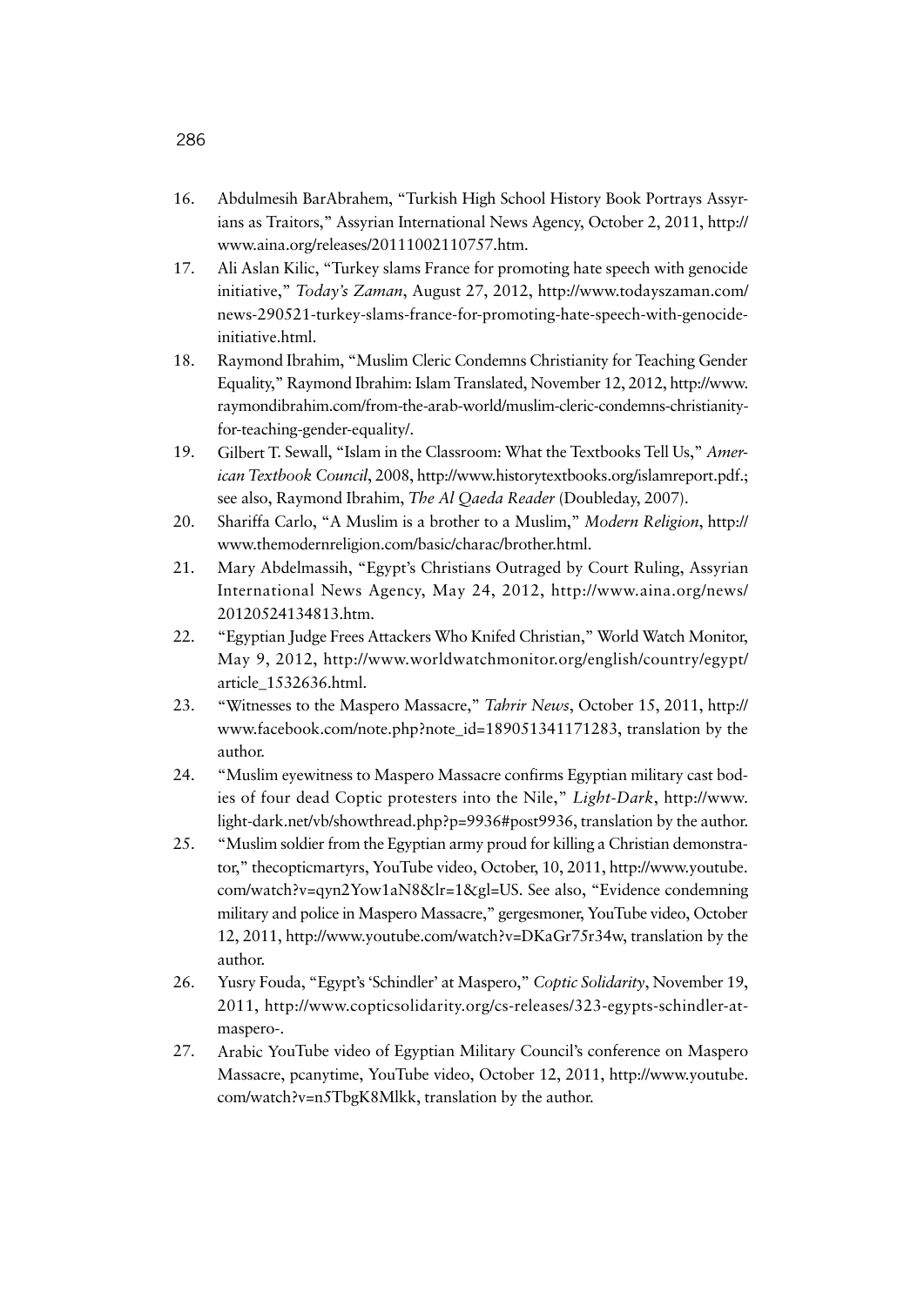16. Abdulmesih BarAbrahem, "Turkish High School History Book Portrays Assyrians as Traitors," Assyrian International News Agency, October 2, 2011, http://www.aina.org/releases/20111002110757.htm.
17. Ali Aslan Kilic, "Turkey slams France for promoting hate speech with genocide initiative," *Today's Zaman*, August 27, 2012, http://www.todayszaman.com/news-290521-turkey-slams-france-for-promoting-hate-speech-with-genocide-initiative.html.
18. Raymond Ibrahim, "Muslim Cleric Condemns Christianity for Teaching Gender Equality," Raymond Ibrahim: Islam Translated, November 12, 2012, http://www.raymondibrahim.com/from-the-arab-world/muslim-cleric-condemns-christianity-for-teaching-gender-equality/.
19. Gilbert T. Sewall, "Islam in the Classroom: What the Textbooks Tell Us," *American Textbook Council*, 2008, http://www.historytextbooks.org/islamreport.pdf.; see also, Raymond Ibrahim, *The Al Qaeda Reader* (Doubleday, 2007).
20. Shariffa Carlo, "A Muslim is a brother to a Muslim," *Modern Religion*, http://www.themodernreligion.com/basic/charac/brother.html.
21. Mary Abdelmassih, "Egypt's Christians Outraged by Court Ruling, Assyrian International News Agency, May 24, 2012, http://www.aina.org/news/20120524134813.htm.
22. "Egyptian Judge Frees Attackers Who Knifed Christian," World Watch Monitor, May 9, 2012, http://www.worldwatchmonitor.org/english/country/egypt/article_1532636.html.
23. "Witnesses to the Maspero Massacre," *Tahrir News*, October 15, 2011, http://www.facebook.com/note.php?note_id=189051341171283, translation by the author.
24. "Muslim eyewitness to Maspero Massacre confirms Egyptian military cast bodies of four dead Coptic protesters into the Nile," *Light-Dark*, http://www.light-dark.net/vb/showthread.php?p=9936#post9936, translation by the author.
25. "Muslim soldier from the Egyptian army proud for killing a Christian demonstrator," thecopticmartyrs, YouTube video, October, 10, 2011, http://www.youtube.com/watch?v=qyn2Yow1aN8&lr=1&gl=US. See also, "Evidence condemning military and police in Maspero Massacre," gergesmoner, YouTube video, October 12, 2011, http://www.youtube.com/watch?v=DKaGr75r34w, translation by the author.
26. Yusry Fouda, "Egypt's 'Schindler' at Maspero," *Coptic Solidarity*, November 19, 2011, http://www.copticsolidarity.org/cs-releases/323-egypts-schindler-at-maspero-.
27. Arabic YouTube video of Egyptian Military Council's conference on Maspero Massacre, pcanytime, YouTube video, October 12, 2011, http://www.youtube.com/watch?v=n5TbgK8Mlkk, translation by the author.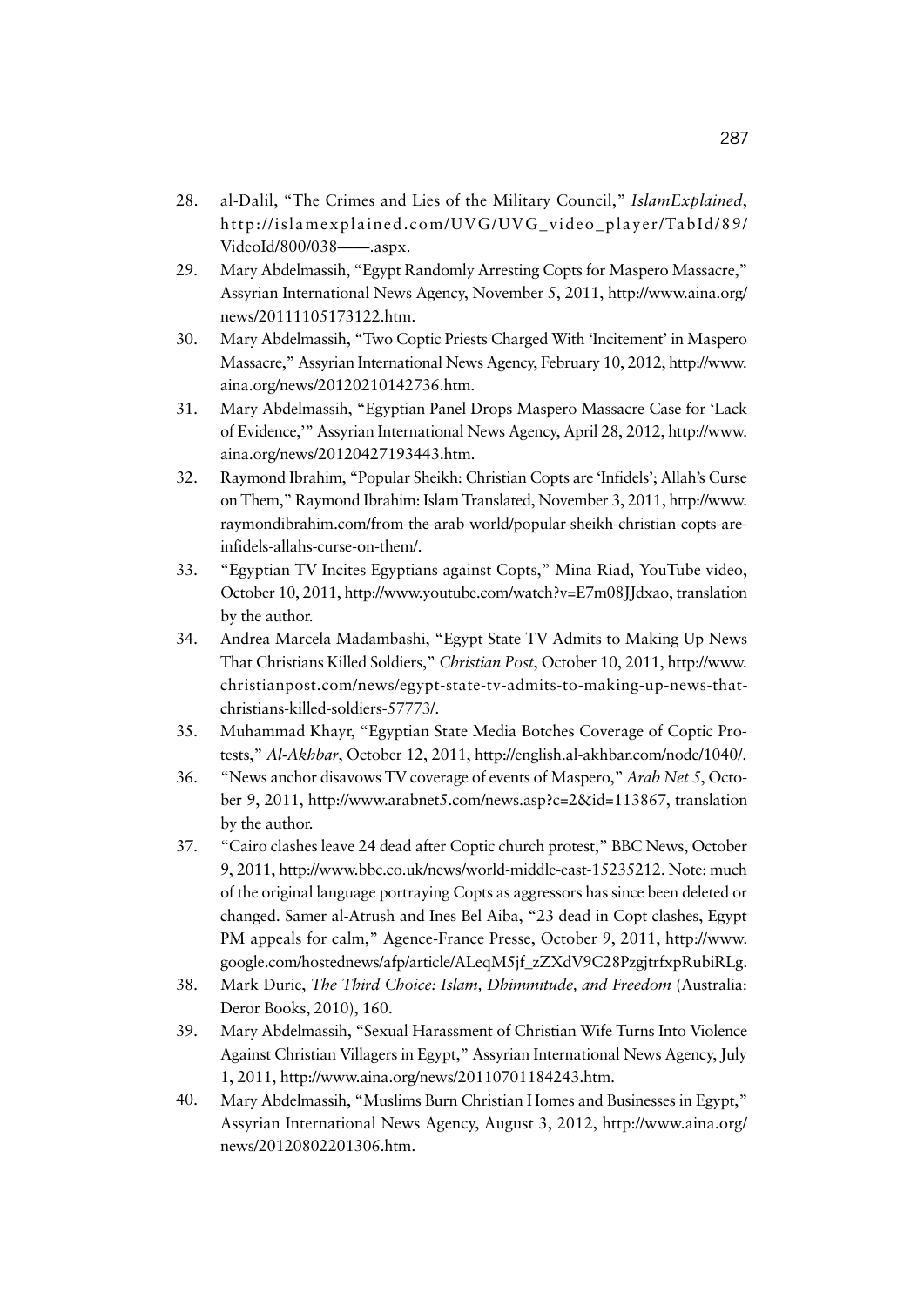28. al-Dalil, "The Crimes and Lies of the Military Council," *IslamExplained*, http://islamexplained.com/UVG/UVG_video_player/TabId/89/VideoId/800/038——.aspx.
29. Mary Abdelmassih, "Egypt Randomly Arresting Copts for Maspero Massacre," Assyrian International News Agency, November 5, 2011, http://www.aina.org/news/20111105173122.htm.
30. Mary Abdelmassih, "Two Coptic Priests Charged With 'Incitement' in Maspero Massacre," Assyrian International News Agency, February 10, 2012, http://www.aina.org/news/20120210142736.htm.
31. Mary Abdelmassih, "Egyptian Panel Drops Maspero Massacre Case for 'Lack of Evidence,'" Assyrian International News Agency, April 28, 2012, http://www.aina.org/news/20120427193443.htm.
32. Raymond Ibrahim, "Popular Sheikh: Christian Copts are 'Infidels'; Allah's Curse on Them," Raymond Ibrahim: Islam Translated, November 3, 2011, http://www.raymondibrahim.com/from-the-arab-world/popular-sheikh-christian-copts-are-infidels-allahs-curse-on-them/.
33. "Egyptian TV Incites Egyptians against Copts," Mina Riad, YouTube video, October 10, 2011, http://www.youtube.com/watch?v=E7m08JJdxao, translation by the author.
34. Andrea Marcela Madambashi, "Egypt State TV Admits to Making Up News That Christians Killed Soldiers," *Christian Post*, October 10, 2011, http://www.christianpost.com/news/egypt-state-tv-admits-to-making-up-news-that-christians-killed-soldiers-57773/.
35. Muhammad Khayr, "Egyptian State Media Botches Coverage of Coptic Protests," *Al-Akhbar*, October 12, 2011, http://english.al-akhbar.com/node/1040/.
36. "News anchor disavows TV coverage of events of Maspero," *Arab Net 5*, October 9, 2011, http://www.arabnet5.com/news.asp?c=2&id=113867, translation by the author.
37. "Cairo clashes leave 24 dead after Coptic church protest," BBC News, October 9, 2011, http://www.bbc.co.uk/news/world-middle-east-15235212. Note: much of the original language portraying Copts as aggressors has since been deleted or changed. Samer al-Atrush and Ines Bel Aiba, "23 dead in Copt clashes, Egypt PM appeals for calm," Agence-France Presse, October 9, 2011, http://www.google.com/hostednews/afp/article/ALeqM5jf_zZXdV9C28PzgjtrfxpRubiRLg.
38. Mark Durie, *The Third Choice: Islam, Dhimmitude, and Freedom* (Australia: Deror Books, 2010), 160.
39. Mary Abdelmassih, "Sexual Harassment of Christian Wife Turns Into Violence Against Christian Villagers in Egypt," Assyrian International News Agency, July 1, 2011, http://www.aina.org/news/20110701184243.htm.
40. Mary Abdelmassih, "Muslims Burn Christian Homes and Businesses in Egypt," Assyrian International News Agency, August 3, 2012, http://www.aina.org/news/20120802201306.htm.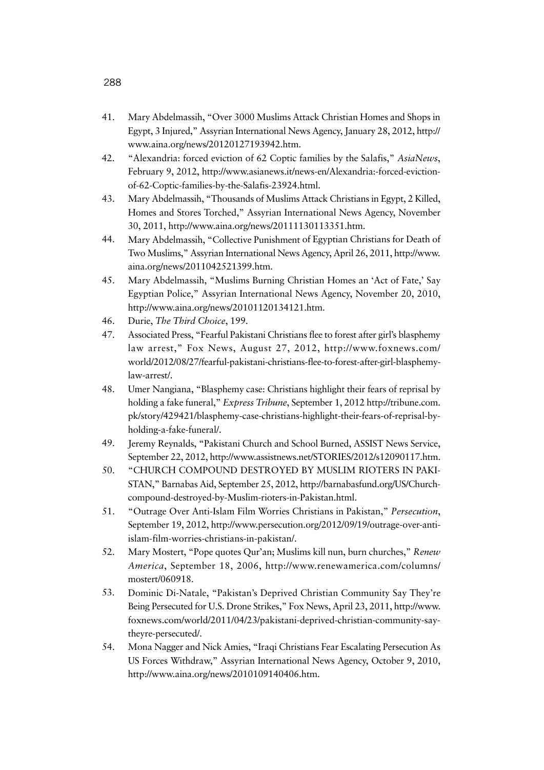41. Mary Abdelmassih, "Over 3000 Muslims Attack Christian Homes and Shops in Egypt, 3 Injured," Assyrian International News Agency, January 28, 2012, http://www.aina.org/news/20120127193942.htm.
42. "Alexandria: forced eviction of 62 Coptic families by the Salafis," *AsiaNews*, February 9, 2012, http://www.asianews.it/news-en/Alexandria:-forced-eviction-of-62-Coptic-families-by-the-Salafis-23924.html.
43. Mary Abdelmassih, "Thousands of Muslims Attack Christians in Egypt, 2 Killed, Homes and Stores Torched," Assyrian International News Agency, November 30, 2011, http://www.aina.org/news/20111130113351.htm.
44. Mary Abdelmassih, "Collective Punishment of Egyptian Christians for Death of Two Muslims," Assyrian International News Agency, April 26, 2011, http://www.aina.org/news/2011042521399.htm.
45. Mary Abdelmassih, "Muslims Burning Christian Homes an 'Act of Fate,' Say Egyptian Police," Assyrian International News Agency, November 20, 2010, http://www.aina.org/news/20101120134121.htm.
46. Durie, *The Third Choice*, 199.
47. Associated Press, "Fearful Pakistani Christians flee to forest after girl's blasphemy law arrest," Fox News, August 27, 2012, http://www.foxnews.com/world/2012/08/27/fearful-pakistani-christians-flee-to-forest-after-girl-blasphemy-law-arrest/.
48. Umer Nangiana, "Blasphemy case: Christians highlight their fears of reprisal by holding a fake funeral," *Express Tribune*, September 1, 2012 http://tribune.com.pk/story/429421/blasphemy-case-christians-highlight-their-fears-of-reprisal-by-holding-a-fake-funeral/.
49. Jeremy Reynalds, "Pakistani Church and School Burned, ASSIST News Service, September 22, 2012, http://www.assistnews.net/STORIES/2012/s12090117.htm.
50. "CHURCH COMPOUND DESTROYED BY MUSLIM RIOTERS IN PAKISTAN," Barnabas Aid, September 25, 2012, http://barnabasfund.org/US/Church-compound-destroyed-by-Muslim-rioters-in-Pakistan.html.
51. "Outrage Over Anti-Islam Film Worries Christians in Pakistan," *Persecution*, September 19, 2012, http://www.persecution.org/2012/09/19/outrage-over-anti-islam-film-worries-christians-in-pakistan/.
52. Mary Mostert, "Pope quotes Qur'an; Muslims kill nun, burn churches," *Renew America*, September 18, 2006, http://www.renewamerica.com/columns/mostert/060918.
53. Dominic Di-Natale, "Pakistan's Deprived Christian Community Say They're Being Persecuted for U.S. Drone Strikes," Fox News, April 23, 2011, http://www.foxnews.com/world/2011/04/23/pakistani-deprived-christian-community-say-theyre-persecuted/.
54. Mona Nagger and Nick Amies, "Iraqi Christians Fear Escalating Persecution As US Forces Withdraw," Assyrian International News Agency, October 9, 2010, http://www.aina.org/news/2010109140406.htm.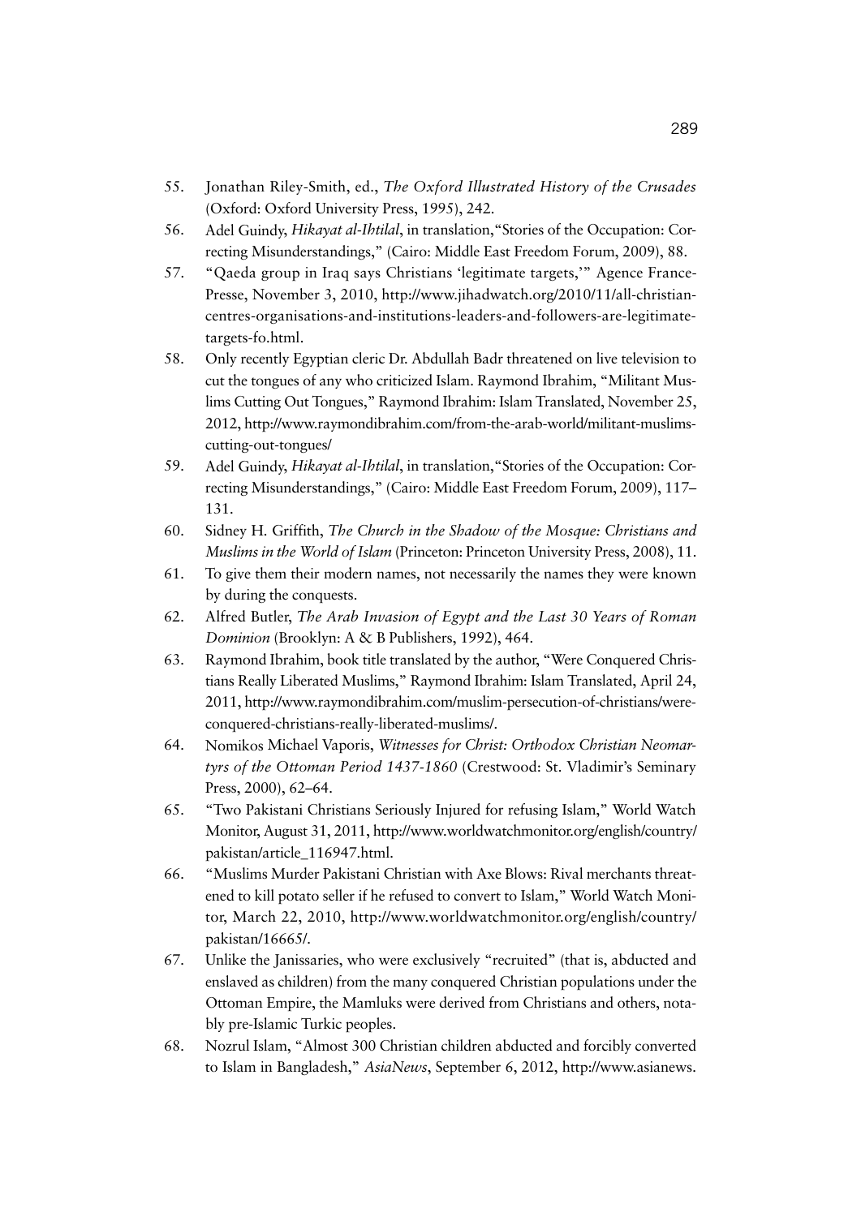55. Jonathan Riley-Smith, ed., *The Oxford Illustrated History of the Crusades* (Oxford: Oxford University Press, 1995), 242.
56. Adel Guindy, *Hikayat al-Ihtilal*, in translation, "Stories of the Occupation: Correcting Misunderstandings," (Cairo: Middle East Freedom Forum, 2009), 88.
57. "Qaeda group in Iraq says Christians 'legitimate targets,'" Agence France-Presse, November 3, 2010, http://www.jihadwatch.org/2010/11/all-christian-centres-organisations-and-institutions-leaders-and-followers-are-legitimate-targets-fo.html.
58. Only recently Egyptian cleric Dr. Abdullah Badr threatened on live television to cut the tongues of any who criticized Islam. Raymond Ibrahim, "Militant Muslims Cutting Out Tongues," Raymond Ibrahim: Islam Translated, November 25, 2012, http://www.raymondibrahim.com/from-the-arab-world/militant-muslims-cutting-out-tongues/
59. Adel Guindy, *Hikayat al-Ihtilal*, in translation, "Stories of the Occupation: Correcting Misunderstandings," (Cairo: Middle East Freedom Forum, 2009), 117–131.
60. Sidney H. Griffith, *The Church in the Shadow of the Mosque: Christians and Muslims in the World of Islam* (Princeton: Princeton University Press, 2008), 11.
61. To give them their modern names, not necessarily the names they were known by during the conquests.
62. Alfred Butler, *The Arab Invasion of Egypt and the Last 30 Years of Roman Dominion* (Brooklyn: A & B Publishers, 1992), 464.
63. Raymond Ibrahim, book title translated by the author, "Were Conquered Christians Really Liberated Muslims," Raymond Ibrahim: Islam Translated, April 24, 2011, http://www.raymondibrahim.com/muslim-persecution-of-christians/were-conquered-christians-really-liberated-muslims/.
64. Nomikos Michael Vaporis, *Witnesses for Christ: Orthodox Christian Neomartyrs of the Ottoman Period 1437-1860* (Crestwood: St. Vladimir's Seminary Press, 2000), 62–64.
65. "Two Pakistani Christians Seriously Injured for refusing Islam," World Watch Monitor, August 31, 2011, http://www.worldwatchmonitor.org/english/country/pakistan/article_116947.html.
66. "Muslims Murder Pakistani Christian with Axe Blows: Rival merchants threatened to kill potato seller if he refused to convert to Islam," World Watch Monitor, March 22, 2010, http://www.worldwatchmonitor.org/english/country/pakistan/16665/.
67. Unlike the Janissaries, who were exclusively "recruited" (that is, abducted and enslaved as children) from the many conquered Christian populations under the Ottoman Empire, the Mamluks were derived from Christians and others, notably pre-Islamic Turkic peoples.
68. Nozrul Islam, "Almost 300 Christian children abducted and forcibly converted to Islam in Bangladesh," *AsiaNews*, September 6, 2012, http://www.asianews.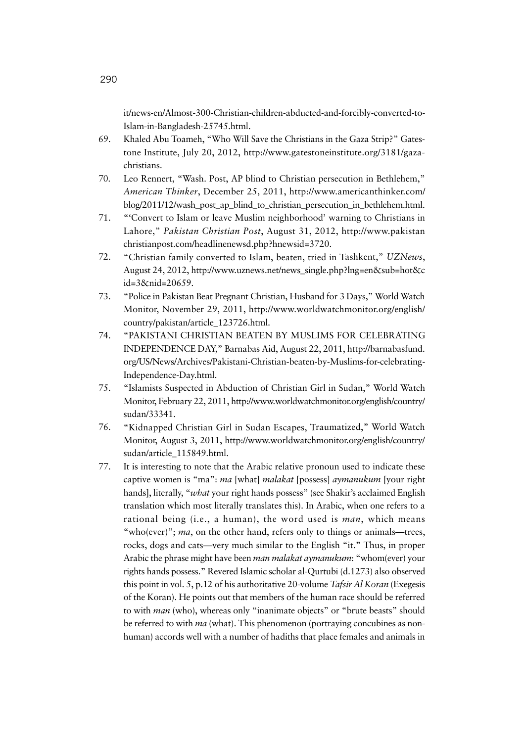it/news-en/Almost-300-Christian-children-abducted-and-forcibly-converted-to-Islam-in-Bangladesh-25745.html.

69. Khaled Abu Toameh, "Who Will Save the Christians in the Gaza Strip?" Gatestone Institute, July 20, 2012, http://www.gatestoneinstitute.org/3181/gaza-christians.
70. Leo Rennert, "Wash. Post, AP blind to Christian persecution in Bethlehem," *American Thinker*, December 25, 2011, http://www.americanthinker.com/blog/2011/12/wash_post_ap_blind_to_christian_persecution_in_bethlehem.html.
71. "'Convert to Islam or leave Muslim neighborhood' warning to Christians in Lahore," *Pakistan Christian Post*, August 31, 2012, http://www.pakistanchristianpost.com/headlinenewsd.php?hnewsid=3720.
72. "Christian family converted to Islam, beaten, tried in Tashkent," *UZNews*, August 24, 2012, http://www.uznews.net/news_single.php?lng=en&sub=hot&cid=3&nid=20659.
73. "Police in Pakistan Beat Pregnant Christian, Husband for 3 Days," World Watch Monitor, November 29, 2011, http://www.worldwatchmonitor.org/english/country/pakistan/article_123726.html.
74. "PAKISTANI CHRISTIAN BEATEN BY MUSLIMS FOR CELEBRATING INDEPENDENCE DAY," Barnabas Aid, August 22, 2011, http://barnabasfund.org/US/News/Archives/Pakistani-Christian-beaten-by-Muslims-for-celebrating-Independence-Day.html.
75. "Islamists Suspected in Abduction of Christian Girl in Sudan," World Watch Monitor, February 22, 2011, http://www.worldwatchmonitor.org/english/country/sudan/33341.
76. "Kidnapped Christian Girl in Sudan Escapes, Traumatized," World Watch Monitor, August 3, 2011, http://www.worldwatchmonitor.org/english/country/sudan/article_115849.html.
77. It is interesting to note that the Arabic relative pronoun used to indicate these captive women is "ma": *ma* [what] *malakat* [possess] *aymanukum* [your right hands], literally, "*what* your right hands possess" (see Shakir's acclaimed English translation which most literally translates this). In Arabic, when one refers to a rational being (i.e., a human), the word used is *man*, which means "who(ever)"; *ma*, on the other hand, refers only to things or animals—trees, rocks, dogs and cats—very much similar to the English "it." Thus, in proper Arabic the phrase might have been *man malakat aymanukum*: "whom(ever) your rights hands possess." Revered Islamic scholar al-Qurtubi (d.1273) also observed this point in vol. 5, p.12 of his authoritative 20-volume *Tafsir Al Koran* (Exegesis of the Koran). He points out that members of the human race should be referred to with *man* (who), whereas only "inanimate objects" or "brute beasts" should be referred to with *ma* (what). This phenomenon (portraying concubines as non-human) accords well with a number of hadiths that place females and animals in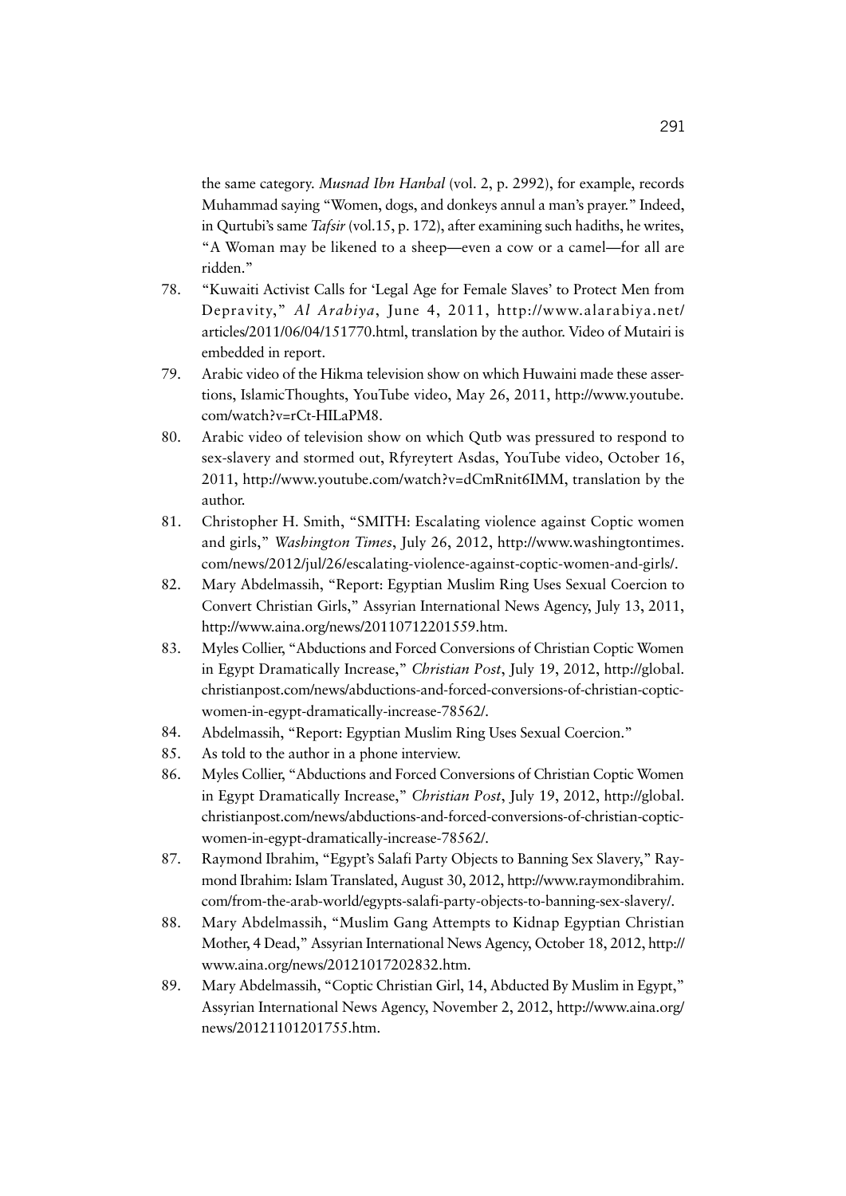the same category. *Musnad Ibn Hanbal* (vol. 2, p. 2992), for example, records Muhammad saying "Women, dogs, and donkeys annul a man's prayer." Indeed, in Qurtubi's same *Tafsir* (vol.15, p. 172), after examining such hadiths, he writes, "A Woman may be likened to a sheep—even a cow or a camel—for all are ridden."

78. "Kuwaiti Activist Calls for 'Legal Age for Female Slaves' to Protect Men from Depravity," *Al Arabiya*, June 4, 2011, http://www.alarabiya.net/articles/2011/06/04/151770.html, translation by the author. Video of Mutairi is embedded in report.
79. Arabic video of the Hikma television show on which Huwaini made these assertions, IslamicThoughts, YouTube video, May 26, 2011, http://www.youtube.com/watch?v=rCt-HILaPM8.
80. Arabic video of television show on which Qutb was pressured to respond to sex-slavery and stormed out, Rfyreytert Asdas, YouTube video, October 16, 2011, http://www.youtube.com/watch?v=dCmRnit6IMM, translation by the author.
81. Christopher H. Smith, "SMITH: Escalating violence against Coptic women and girls," *Washington Times*, July 26, 2012, http://www.washingtontimes.com/news/2012/jul/26/escalating-violence-against-coptic-women-and-girls/.
82. Mary Abdelmassih, "Report: Egyptian Muslim Ring Uses Sexual Coercion to Convert Christian Girls," Assyrian International News Agency, July 13, 2011, http://www.aina.org/news/20110712201559.htm.
83. Myles Collier, "Abductions and Forced Conversions of Christian Coptic Women in Egypt Dramatically Increase," *Christian Post*, July 19, 2012, http://global.christianpost.com/news/abductions-and-forced-conversions-of-christian-coptic-women-in-egypt-dramatically-increase-78562/.
84. Abdelmassih, "Report: Egyptian Muslim Ring Uses Sexual Coercion."
85. As told to the author in a phone interview.
86. Myles Collier, "Abductions and Forced Conversions of Christian Coptic Women in Egypt Dramatically Increase," *Christian Post*, July 19, 2012, http://global.christianpost.com/news/abductions-and-forced-conversions-of-christian-coptic-women-in-egypt-dramatically-increase-78562/.
87. Raymond Ibrahim, "Egypt's Salafi Party Objects to Banning Sex Slavery," Raymond Ibrahim: Islam Translated, August 30, 2012, http://www.raymondibrahim.com/from-the-arab-world/egypts-salafi-party-objects-to-banning-sex-slavery/.
88. Mary Abdelmassih, "Muslim Gang Attempts to Kidnap Egyptian Christian Mother, 4 Dead," Assyrian International News Agency, October 18, 2012, http://www.aina.org/news/20121017202832.htm.
89. Mary Abdelmassih, "Coptic Christian Girl, 14, Abducted By Muslim in Egypt," Assyrian International News Agency, November 2, 2012, http://www.aina.org/news/20121101201755.htm.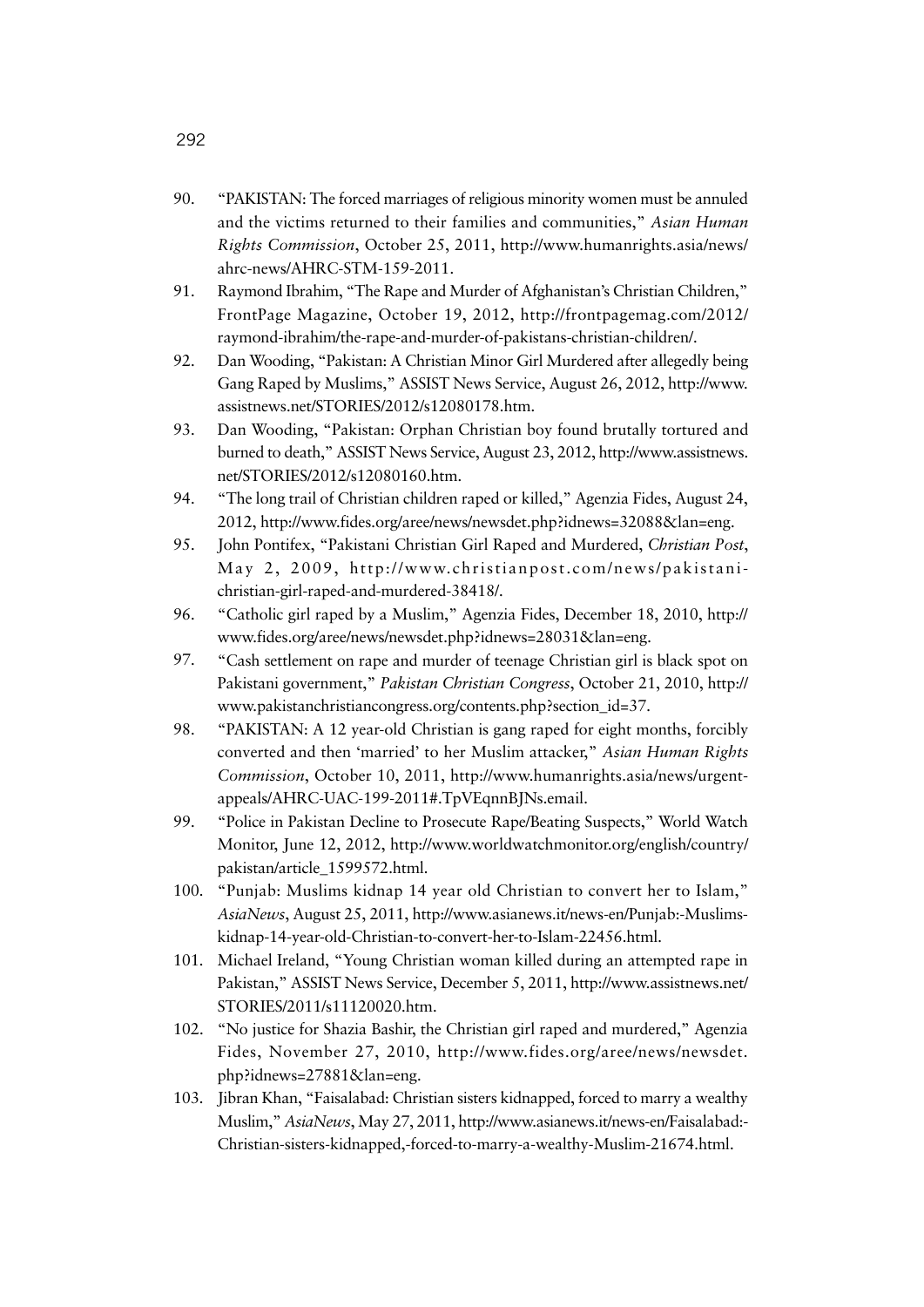90. "PAKISTAN: The forced marriages of religious minority women must be annuled and the victims returned to their families and communities," *Asian Human Rights Commission*, October 25, 2011, http://www.humanrights.asia/news/ahrc-news/AHRC-STM-159-2011.
91. Raymond Ibrahim, "The Rape and Murder of Afghanistan's Christian Children," FrontPage Magazine, October 19, 2012, http://frontpagemag.com/2012/raymond-ibrahim/the-rape-and-murder-of-pakistans-christian-children/.
92. Dan Wooding, "Pakistan: A Christian Minor Girl Murdered after allegedly being Gang Raped by Muslims," ASSIST News Service, August 26, 2012, http://www.assistnews.net/STORIES/2012/s12080178.htm.
93. Dan Wooding, "Pakistan: Orphan Christian boy found brutally tortured and burned to death," ASSIST News Service, August 23, 2012, http://www.assistnews.net/STORIES/2012/s12080160.htm.
94. "The long trail of Christian children raped or killed," Agenzia Fides, August 24, 2012, http://www.fides.org/aree/news/newsdet.php?idnews=32088&lan=eng.
95. John Pontifex, "Pakistani Christian Girl Raped and Murdered, *Christian Post*, May 2, 2009, http://www.christianpost.com/news/pakistani-christian-girl-raped-and-murdered-38418/.
96. "Catholic girl raped by a Muslim," Agenzia Fides, December 18, 2010, http://www.fides.org/aree/news/newsdet.php?idnews=28031&lan=eng.
97. "Cash settlement on rape and murder of teenage Christian girl is black spot on Pakistani government," *Pakistan Christian Congress*, October 21, 2010, http://www.pakistanchristiancongress.org/contents.php?section_id=37.
98. "PAKISTAN: A 12 year-old Christian is gang raped for eight months, forcibly converted and then 'married' to her Muslim attacker," *Asian Human Rights Commission*, October 10, 2011, http://www.humanrights.asia/news/urgent-appeals/AHRC-UAC-199-2011#.TpVEqnnBJNs.email.
99. "Police in Pakistan Decline to Prosecute Rape/Beating Suspects," World Watch Monitor, June 12, 2012, http://www.worldwatchmonitor.org/english/country/pakistan/article_1599572.html.
100. "Punjab: Muslims kidnap 14 year old Christian to convert her to Islam," *AsiaNews*, August 25, 2011, http://www.asianews.it/news-en/Punjab:-Muslims-kidnap-14-year-old-Christian-to-convert-her-to-Islam-22456.html.
101. Michael Ireland, "Young Christian woman killed during an attempted rape in Pakistan," ASSIST News Service, December 5, 2011, http://www.assistnews.net/STORIES/2011/s11120020.htm.
102. "No justice for Shazia Bashir, the Christian girl raped and murdered," Agenzia Fides, November 27, 2010, http://www.fides.org/aree/news/newsdet.php?idnews=27881&lan=eng.
103. Jibran Khan, "Faisalabad: Christian sisters kidnapped, forced to marry a wealthy Muslim," *AsiaNews*, May 27, 2011, http://www.asianews.it/news-en/Faisalabad:-Christian-sisters-kidnapped,-forced-to-marry-a-wealthy-Muslim-21674.html.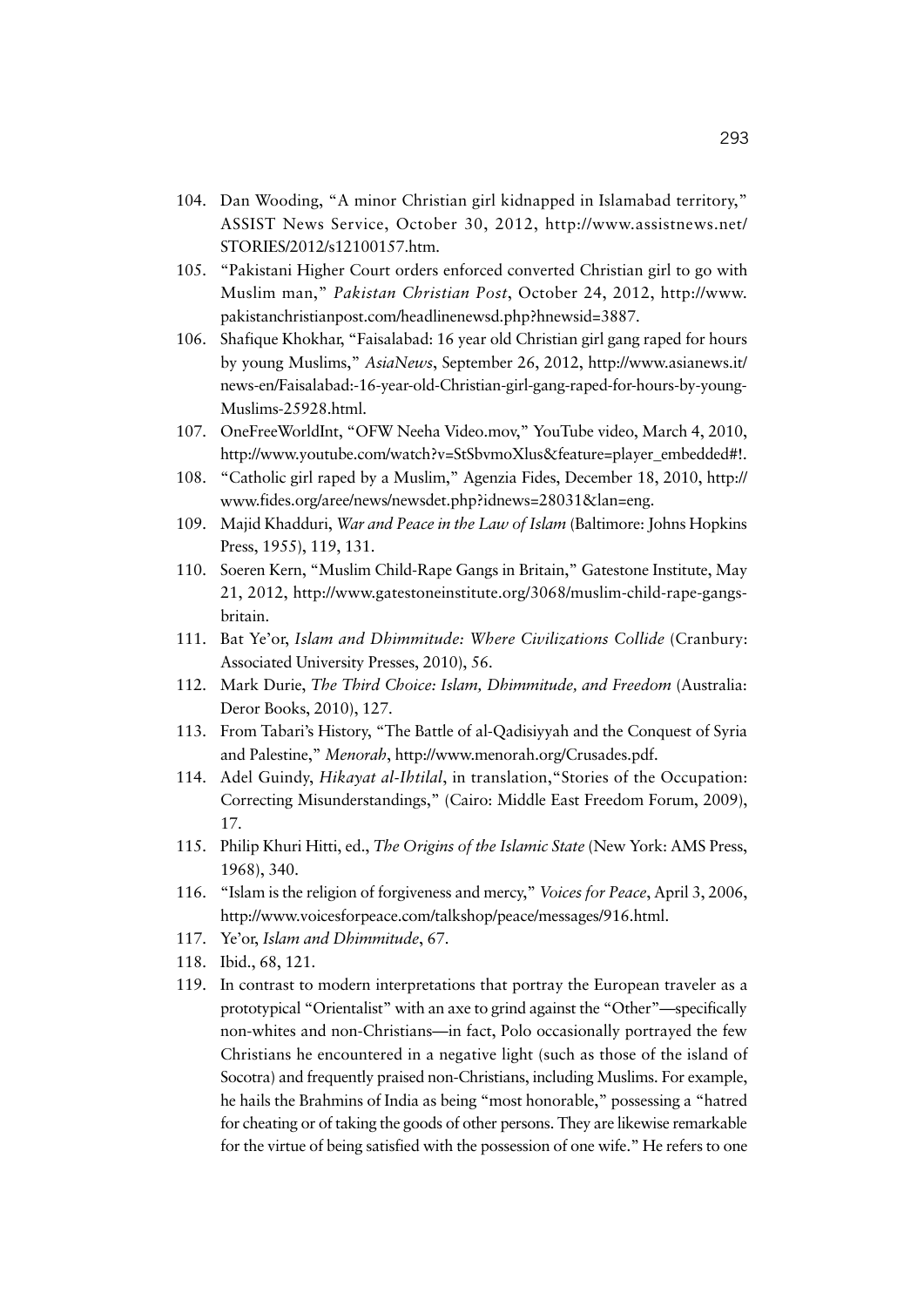104. Dan Wooding, "A minor Christian girl kidnapped in Islamabad territory," ASSIST News Service, October 30, 2012, http://www.assistnews.net/STORIES/2012/s12100157.htm.
105. "Pakistani Higher Court orders enforced converted Christian girl to go with Muslim man," *Pakistan Christian Post*, October 24, 2012, http://www.pakistanchristianpost.com/headlinenewsd.php?hnewsid=3887.
106. Shafique Khokhar, "Faisalabad: 16 year old Christian girl gang raped for hours by young Muslims," *AsiaNews*, September 26, 2012, http://www.asianews.it/news-en/Faisalabad:-16-year-old-Christian-girl-gang-raped-for-hours-by-young-Muslims-25928.html.
107. OneFreeWorldInt, "OFW Neeha Video.mov," YouTube video, March 4, 2010, http://www.youtube.com/watch?v=StSbvmoXlus&feature=player_embedded#!.
108. "Catholic girl raped by a Muslim," Agenzia Fides, December 18, 2010, http://www.fides.org/aree/news/newsdet.php?idnews=28031&lan=eng.
109. Majid Khadduri, *War and Peace in the Law of Islam* (Baltimore: Johns Hopkins Press, 1955), 119, 131.
110. Soeren Kern, "Muslim Child-Rape Gangs in Britain," Gatestone Institute, May 21, 2012, http://www.gatestoneinstitute.org/3068/muslim-child-rape-gangs-britain.
111. Bat Ye'or, *Islam and Dhimmitude: Where Civilizations Collide* (Cranbury: Associated University Presses, 2010), 56.
112. Mark Durie, *The Third Choice: Islam, Dhimmitude, and Freedom* (Australia: Deror Books, 2010), 127.
113. From Tabari's History, "The Battle of al-Qadisiyyah and the Conquest of Syria and Palestine," *Menorah*, http://www.menorah.org/Crusades.pdf.
114. Adel Guindy, *Hikayat al-Ihtilal*, in translation,"Stories of the Occupation: Correcting Misunderstandings," (Cairo: Middle East Freedom Forum, 2009), 17.
115. Philip Khuri Hitti, ed., *The Origins of the Islamic State* (New York: AMS Press, 1968), 340.
116. "Islam is the religion of forgiveness and mercy," *Voices for Peace*, April 3, 2006, http://www.voicesforpeace.com/talkshop/peace/messages/916.html.
117. Ye'or, *Islam and Dhimmitude*, 67.
118. Ibid., 68, 121.
119. In contrast to modern interpretations that portray the European traveler as a prototypical "Orientalist" with an axe to grind against the "Other"—specifically non-whites and non-Christians—in fact, Polo occasionally portrayed the few Christians he encountered in a negative light (such as those of the island of Socotra) and frequently praised non-Christians, including Muslims. For example, he hails the Brahmins of India as being "most honorable," possessing a "hatred for cheating or of taking the goods of other persons. They are likewise remarkable for the virtue of being satisfied with the possession of one wife." He refers to one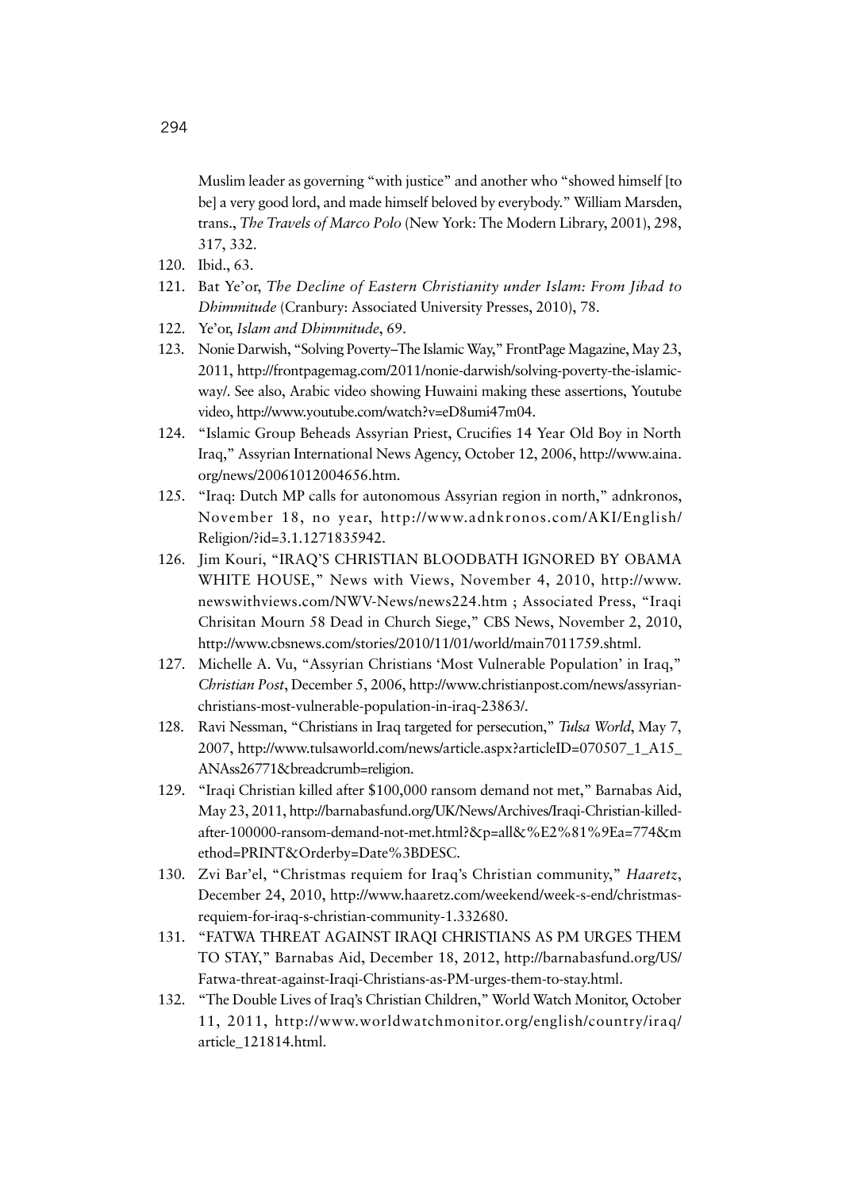Muslim leader as governing "with justice" and another who "showed himself [to be] a very good lord, and made himself beloved by everybody." William Marsden, trans., *The Travels of Marco Polo* (New York: The Modern Library, 2001), 298, 317, 332.

120. Ibid., 63.
121. Bat Ye'or, *The Decline of Eastern Christianity under Islam: From Jihad to Dhimmitude* (Cranbury: Associated University Presses, 2010), 78.
122. Ye'or, *Islam and Dhimmitude*, 69.
123. Nonie Darwish, "Solving Poverty–The Islamic Way," FrontPage Magazine, May 23, 2011, http://frontpagemag.com/2011/nonie-darwish/solving-poverty-the-islamic-way/. See also, Arabic video showing Huwaini making these assertions, Youtube video, http://www.youtube.com/watch?v=eD8umi47m04.
124. "Islamic Group Beheads Assyrian Priest, Crucifies 14 Year Old Boy in North Iraq," Assyrian International News Agency, October 12, 2006, http://www.aina.org/news/20061012004656.htm.
125. "Iraq: Dutch MP calls for autonomous Assyrian region in north," adnkronos, November 18, no year, http://www.adnkronos.com/AKI/English/Religion/?id=3.1.1271835942.
126. Jim Kouri, "IRAQ'S CHRISTIAN BLOODBATH IGNORED BY OBAMA WHITE HOUSE," News with Views, November 4, 2010, http://www.newswithviews.com/NWV-News/news224.htm ; Associated Press, "Iraqi Chrisitan Mourn 58 Dead in Church Siege," CBS News, November 2, 2010, http://www.cbsnews.com/stories/2010/11/01/world/main7011759.shtml.
127. Michelle A. Vu, "Assyrian Christians 'Most Vulnerable Population' in Iraq," *Christian Post*, December 5, 2006, http://www.christianpost.com/news/assyrian-christians-most-vulnerable-population-in-iraq-23863/.
128. Ravi Nessman, "Christians in Iraq targeted for persecution," *Tulsa World*, May 7, 2007, http://www.tulsaworld.com/news/article.aspx?articleID=070507_1_A15_ANAss26771&breadcrumb=religion.
129. "Iraqi Christian killed after $100,000 ransom demand not met," Barnabas Aid, May 23, 2011, http://barnabasfund.org/UK/News/Archives/Iraqi-Christian-killed-after-100000-ransom-demand-not-met.html?&p=all&%E2%81%9Ea=774&method=PRINT&Orderby=Date%3BDESC.
130. Zvi Bar'el, "Christmas requiem for Iraq's Christian community," *Haaretz*, December 24, 2010, http://www.haaretz.com/weekend/week-s-end/christmas-requiem-for-iraq-s-christian-community-1.332680.
131. "FATWA THREAT AGAINST IRAQI CHRISTIANS AS PM URGES THEM TO STAY," Barnabas Aid, December 18, 2012, http://barnabasfund.org/US/Fatwa-threat-against-Iraqi-Christians-as-PM-urges-them-to-stay.html.
132. "The Double Lives of Iraq's Christian Children," World Watch Monitor, October 11, 2011, http://www.worldwatchmonitor.org/english/country/iraq/article_121814.html.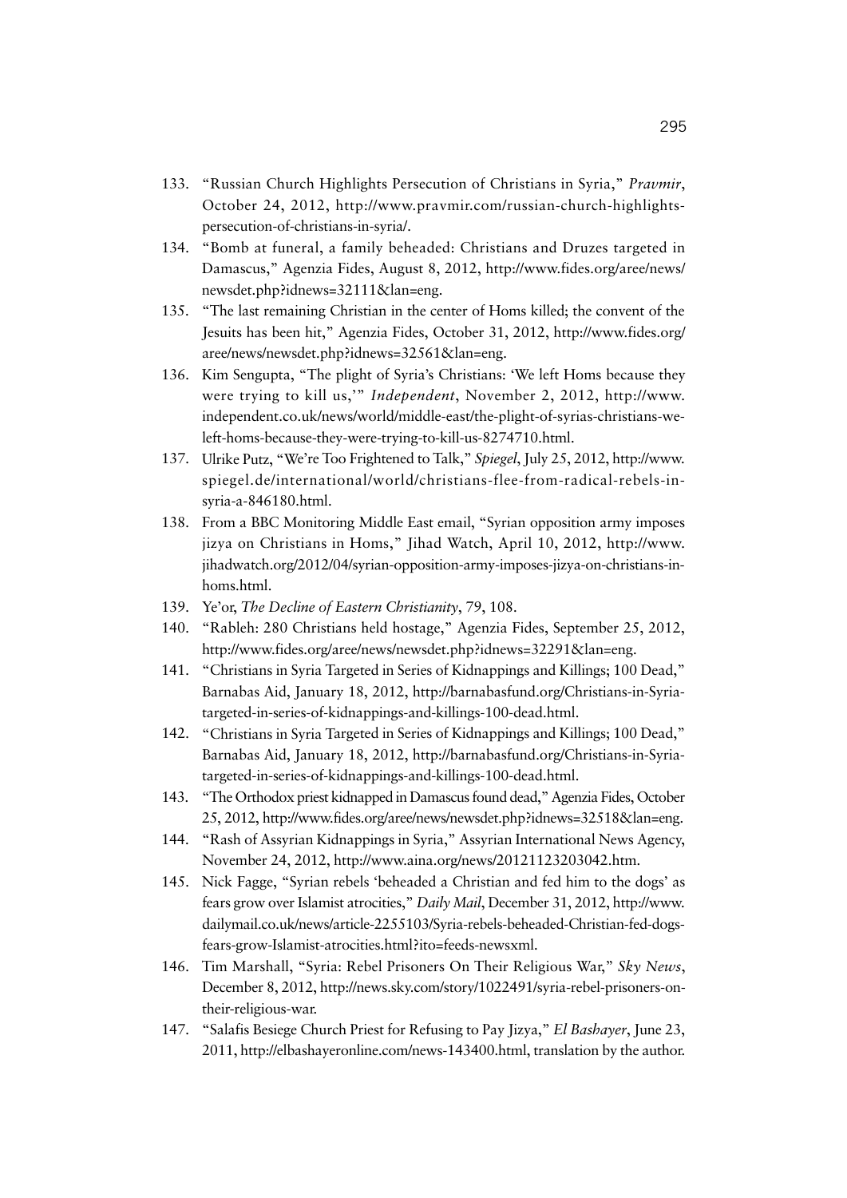133. "Russian Church Highlights Persecution of Christians in Syria," *Pravmir*, October 24, 2012, http://www.pravmir.com/russian-church-highlights-persecution-of-christians-in-syria/.
134. "Bomb at funeral, a family beheaded: Christians and Druzes targeted in Damascus," Agenzia Fides, August 8, 2012, http://www.fides.org/aree/news/newsdet.php?idnews=32111&lan=eng.
135. "The last remaining Christian in the center of Homs killed; the convent of the Jesuits has been hit," Agenzia Fides, October 31, 2012, http://www.fides.org/aree/news/newsdet.php?idnews=32561&lan=eng.
136. Kim Sengupta, "The plight of Syria's Christians: 'We left Homs because they were trying to kill us,'" *Independent*, November 2, 2012, http://www.independent.co.uk/news/world/middle-east/the-plight-of-syrias-christians-we-left-homs-because-they-were-trying-to-kill-us-8274710.html.
137. Ulrike Putz, "We're Too Frightened to Talk," *Spiegel*, July 25, 2012, http://www.spiegel.de/international/world/christians-flee-from-radical-rebels-in-syria-a-846180.html.
138. From a BBC Monitoring Middle East email, "Syrian opposition army imposes jizya on Christians in Homs," Jihad Watch, April 10, 2012, http://www.jihadwatch.org/2012/04/syrian-opposition-army-imposes-jizya-on-christians-in-homs.html.
139. Ye'or, *The Decline of Eastern Christianity*, 79, 108.
140. "Rableh: 280 Christians held hostage," Agenzia Fides, September 25, 2012, http://www.fides.org/aree/news/newsdet.php?idnews=32291&lan=eng.
141. "Christians in Syria Targeted in Series of Kidnappings and Killings; 100 Dead," Barnabas Aid, January 18, 2012, http://barnabasfund.org/Christians-in-Syria-targeted-in-series-of-kidnappings-and-killings-100-dead.html.
142. "Christians in Syria Targeted in Series of Kidnappings and Killings; 100 Dead," Barnabas Aid, January 18, 2012, http://barnabasfund.org/Christians-in-Syria-targeted-in-series-of-kidnappings-and-killings-100-dead.html.
143. "The Orthodox priest kidnapped in Damascus found dead," Agenzia Fides, October 25, 2012, http://www.fides.org/aree/news/newsdet.php?idnews=32518&lan=eng.
144. "Rash of Assyrian Kidnappings in Syria," Assyrian International News Agency, November 24, 2012, http://www.aina.org/news/20121123203042.htm.
145. Nick Fagge, "Syrian rebels 'beheaded a Christian and fed him to the dogs' as fears grow over Islamist atrocities," *Daily Mail*, December 31, 2012, http://www.dailymail.co.uk/news/article-2255103/Syria-rebels-beheaded-Christian-fed-dogs-fears-grow-Islamist-atrocities.html?ito=feeds-newsxml.
146. Tim Marshall, "Syria: Rebel Prisoners On Their Religious War," *Sky News*, December 8, 2012, http://news.sky.com/story/1022491/syria-rebel-prisoners-on-their-religious-war.
147. "Salafis Besiege Church Priest for Refusing to Pay Jizya," *El Bashayer*, June 23, 2011, http://elbashayeronline.com/news-143400.html, translation by the author.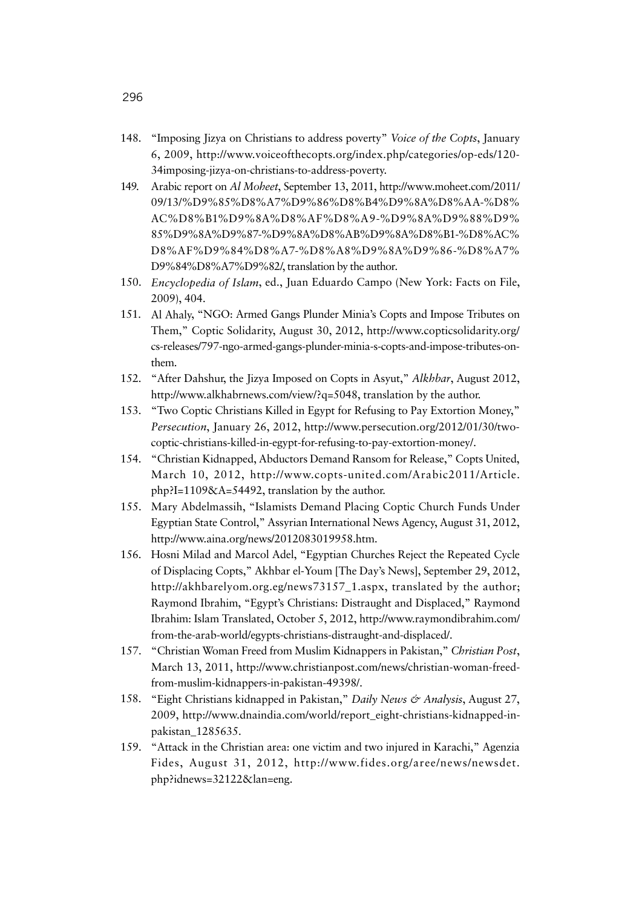148. "Imposing Jizya on Christians to address poverty" *Voice of the Copts*, January 6, 2009, http://www.voiceofthecopts.org/index.php/categories/op-eds/120-34imposing-jizya-on-christians-to-address-poverty.
149. Arabic report on *Al Moheet*, September 13, 2011, http://www.moheet.com/2011/09/13/%D9%85%D8%A7%D9%86%D8%B4%D9%8A%D8%AA-%D8%AC%D8%B1%D9%8A%D8%AF%D8%A9-%D9%8A%D9%88%D9%85%D9%8A%D9%87-%D9%8A%D8%AB%D9%8A%D8%B1-%D8%AC%D8%AF%D9%84%D8%A7-%D8%A8%D9%8A%D9%86-%D8%A7%D9%84%D8%A7%D9%82/, translation by the author.
150. *Encyclopedia of Islam*, ed., Juan Eduardo Campo (New York: Facts on File, 2009), 404.
151. Al Ahaly, "NGO: Armed Gangs Plunder Minia's Copts and Impose Tributes on Them," Coptic Solidarity, August 30, 2012, http://www.copticsolidarity.org/cs-releases/797-ngo-armed-gangs-plunder-minia-s-copts-and-impose-tributes-on-them.
152. "After Dahshur, the Jizya Imposed on Copts in Asyut," *Alkhbar*, August 2012, http://www.alkhabrnews.com/view/?q=5048, translation by the author.
153. "Two Coptic Christians Killed in Egypt for Refusing to Pay Extortion Money," *Persecution*, January 26, 2012, http://www.persecution.org/2012/01/30/two-coptic-christians-killed-in-egypt-for-refusing-to-pay-extortion-money/.
154. "Christian Kidnapped, Abductors Demand Ransom for Release," Copts United, March 10, 2012, http://www.copts-united.com/Arabic2011/Article.php?I=1109&A=54492, translation by the author.
155. Mary Abdelmassih, "Islamists Demand Placing Coptic Church Funds Under Egyptian State Control," Assyrian International News Agency, August 31, 2012, http://www.aina.org/news/2012083019958.htm.
156. Hosni Milad and Marcol Adel, "Egyptian Churches Reject the Repeated Cycle of Displacing Copts," Akhbar el-Youm [The Day's News], September 29, 2012, http://akhbarelyom.org.eg/news73157_1.aspx, translated by the author; Raymond Ibrahim, "Egypt's Christians: Distraught and Displaced," Raymond Ibrahim: Islam Translated, October 5, 2012, http://www.raymondibrahim.com/from-the-arab-world/egypts-christians-distraught-and-displaced/.
157. "Christian Woman Freed from Muslim Kidnappers in Pakistan," *Christian Post*, March 13, 2011, http://www.christianpost.com/news/christian-woman-freed-from-muslim-kidnappers-in-pakistan-49398/.
158. "Eight Christians kidnapped in Pakistan," *Daily News & Analysis*, August 27, 2009, http://www.dnaindia.com/world/report_eight-christians-kidnapped-in-pakistan_1285635.
159. "Attack in the Christian area: one victim and two injured in Karachi," Agenzia Fides, August 31, 2012, http://www.fides.org/aree/news/newsdet.php?idnews=32122&lan=eng.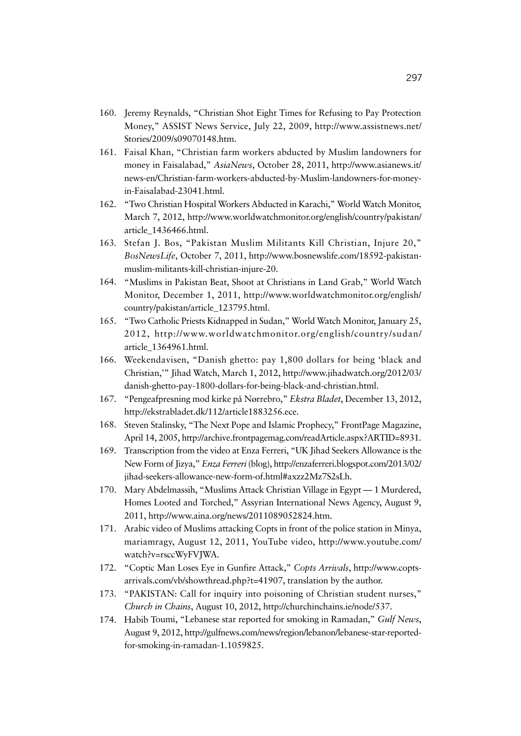160. Jeremy Reynalds, "Christian Shot Eight Times for Refusing to Pay Protection Money," ASSIST News Service, July 22, 2009, http://www.assistnews.net/Stories/2009/s09070148.htm.
161. Faisal Khan, "Christian farm workers abducted by Muslim landowners for money in Faisalabad," *AsiaNews*, October 28, 2011, http://www.asianews.it/news-en/Christian-farm-workers-abducted-by-Muslim-landowners-for-money-in-Faisalabad-23041.html.
162. "Two Christian Hospital Workers Abducted in Karachi," World Watch Monitor, March 7, 2012, http://www.worldwatchmonitor.org/english/country/pakistan/article_1436466.html.
163. Stefan J. Bos, "Pakistan Muslim Militants Kill Christian, Injure 20," *BosNewsLife*, October 7, 2011, http://www.bosnewslife.com/18592-pakistan-muslim-militants-kill-christian-injure-20.
164. "Muslims in Pakistan Beat, Shoot at Christians in Land Grab," World Watch Monitor, December 1, 2011, http://www.worldwatchmonitor.org/english/country/pakistan/article_123795.html.
165. "Two Catholic Priests Kidnapped in Sudan," World Watch Monitor, January 25, 2012, http://www.worldwatchmonitor.org/english/country/sudan/article_1364961.html.
166. Weekendavisen, "Danish ghetto: pay 1,800 dollars for being 'black and Christian,'" Jihad Watch, March 1, 2012, http://www.jihadwatch.org/2012/03/danish-ghetto-pay-1800-dollars-for-being-black-and-christian.html.
167. "Pengeafpresning mod kirke på Nørrebro," *Ekstra Bladet*, December 13, 2012, http://ekstrabladet.dk/112/article1883256.ece.
168. Steven Stalinsky, "The Next Pope and Islamic Prophecy," FrontPage Magazine, April 14, 2005, http://archive.frontpagemag.com/readArticle.aspx?ARTID=8931.
169. Transcription from the video at Enza Ferreri, "UK Jihad Seekers Allowance is the New Form of Jizya," *Enza Ferreri* (blog), http://enzaferreri.blogspot.com/2013/02/jihad-seekers-allowance-new-form-of.html#axzz2Mz7S2sLh.
170. Mary Abdelmassih, "Muslims Attack Christian Village in Egypt — 1 Murdered, Homes Looted and Torched," Assyrian International News Agency, August 9, 2011, http://www.aina.org/news/2011089052824.htm.
171. Arabic video of Muslims attacking Copts in front of the police station in Minya, mariamragy, August 12, 2011, YouTube video, http://www.youtube.com/watch?v=rsccWyFVJWA.
172. "Coptic Man Loses Eye in Gunfire Attack," *Copts Arrivals*, http://www.copts-arrivals.com/vb/showthread.php?t=41907, translation by the author.
173. "PAKISTAN: Call for inquiry into poisoning of Christian student nurses," *Church in Chains*, August 10, 2012, http://churchinchains.ie/node/537.
174. Habib Toumi, "Lebanese star reported for smoking in Ramadan," *Gulf News*, August 9, 2012, http://gulfnews.com/news/region/lebanon/lebanese-star-reported-for-smoking-in-ramadan-1.1059825.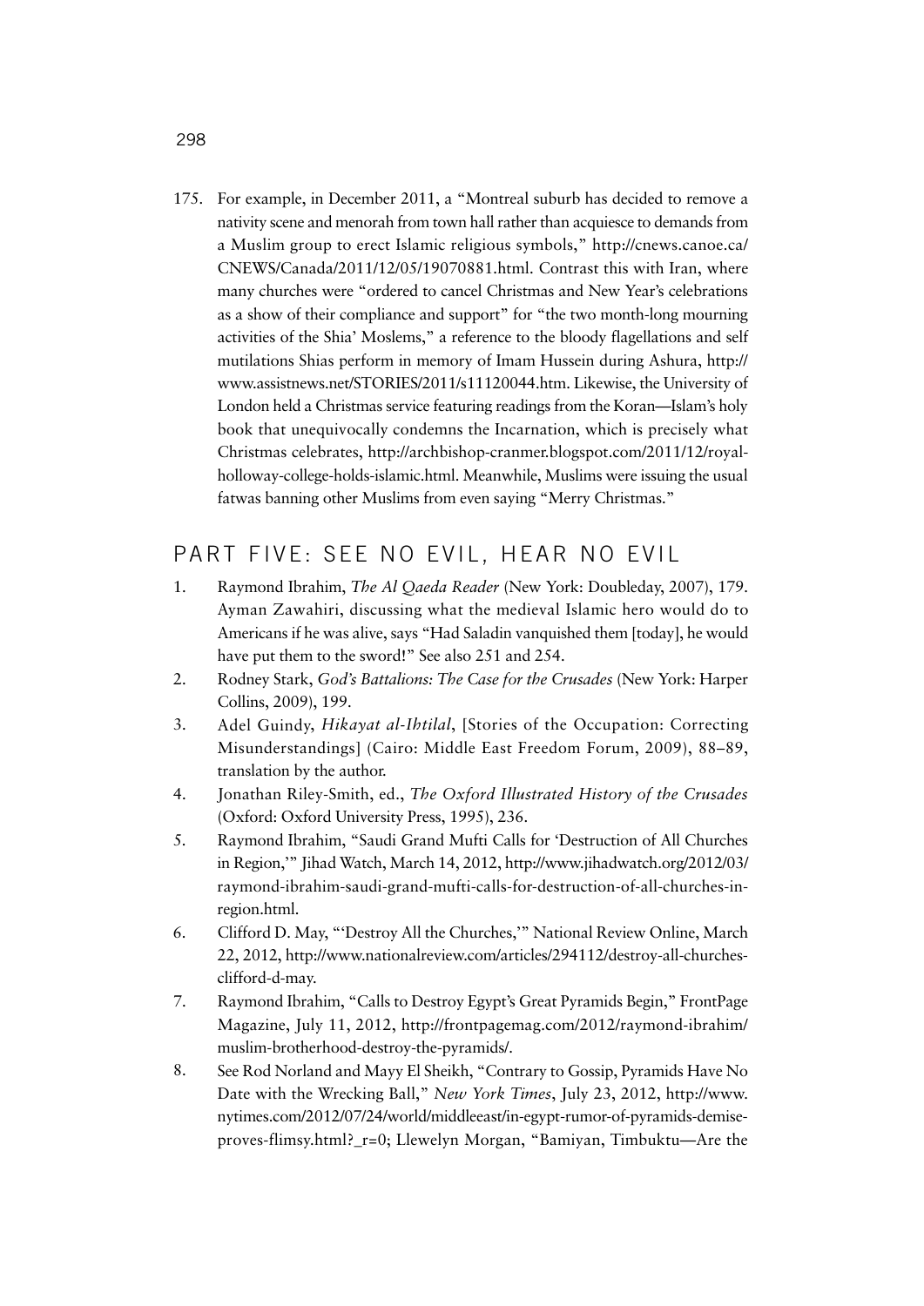175. For example, in December 2011, a "Montreal suburb has decided to remove a nativity scene and menorah from town hall rather than acquiesce to demands from a Muslim group to erect Islamic religious symbols," http://cnews.canoe.ca/CNEWS/Canada/2011/12/05/19070881.html. Contrast this with Iran, where many churches were "ordered to cancel Christmas and New Year's celebrations as a show of their compliance and support" for "the two month-long mourning activities of the Shia' Moslems," a reference to the bloody flagellations and self mutilations Shias perform in memory of Imam Hussein during Ashura, http://www.assistnews.net/STORIES/2011/s11120044.htm. Likewise, the University of London held a Christmas service featuring readings from the Koran—Islam's holy book that unequivocally condemns the Incarnation, which is precisely what Christmas celebrates, http://archbishop-cranmer.blogspot.com/2011/12/royal-holloway-college-holds-islamic.html. Meanwhile, Muslims were issuing the usual fatwas banning other Muslims from even saying "Merry Christmas."

## PART FIVE: SEE NO EVIL, HEAR NO EVIL

1. Raymond Ibrahim, *The Al Qaeda Reader* (New York: Doubleday, 2007), 179. Ayman Zawahiri, discussing what the medieval Islamic hero would do to Americans if he was alive, says "Had Saladin vanquished them [today], he would have put them to the sword!" See also 251 and 254.
2. Rodney Stark, *God's Battalions: The Case for the Crusades* (New York: Harper Collins, 2009), 199.
3. Adel Guindy, *Hikayat al-Ihtilal*, [Stories of the Occupation: Correcting Misunderstandings] (Cairo: Middle East Freedom Forum, 2009), 88–89, translation by the author.
4. Jonathan Riley-Smith, ed., *The Oxford Illustrated History of the Crusades* (Oxford: Oxford University Press, 1995), 236.
5. Raymond Ibrahim, "Saudi Grand Mufti Calls for 'Destruction of All Churches in Region,'" Jihad Watch, March 14, 2012, http://www.jihadwatch.org/2012/03/raymond-ibrahim-saudi-grand-mufti-calls-for-destruction-of-all-churches-in-region.html.
6. Clifford D. May, "'Destroy All the Churches,'" National Review Online, March 22, 2012, http://www.nationalreview.com/articles/294112/destroy-all-churches-clifford-d-may.
7. Raymond Ibrahim, "Calls to Destroy Egypt's Great Pyramids Begin," FrontPage Magazine, July 11, 2012, http://frontpagemag.com/2012/raymond-ibrahim/muslim-brotherhood-destroy-the-pyramids/.
8. See Rod Norland and Mayy El Sheikh, "Contrary to Gossip, Pyramids Have No Date with the Wrecking Ball," *New York Times*, July 23, 2012, http://www.nytimes.com/2012/07/24/world/middleeast/in-egypt-rumor-of-pyramids-demise-proves-flimsy.html?_r=0; Llewelyn Morgan, "Bamiyan, Timbuktu—Are the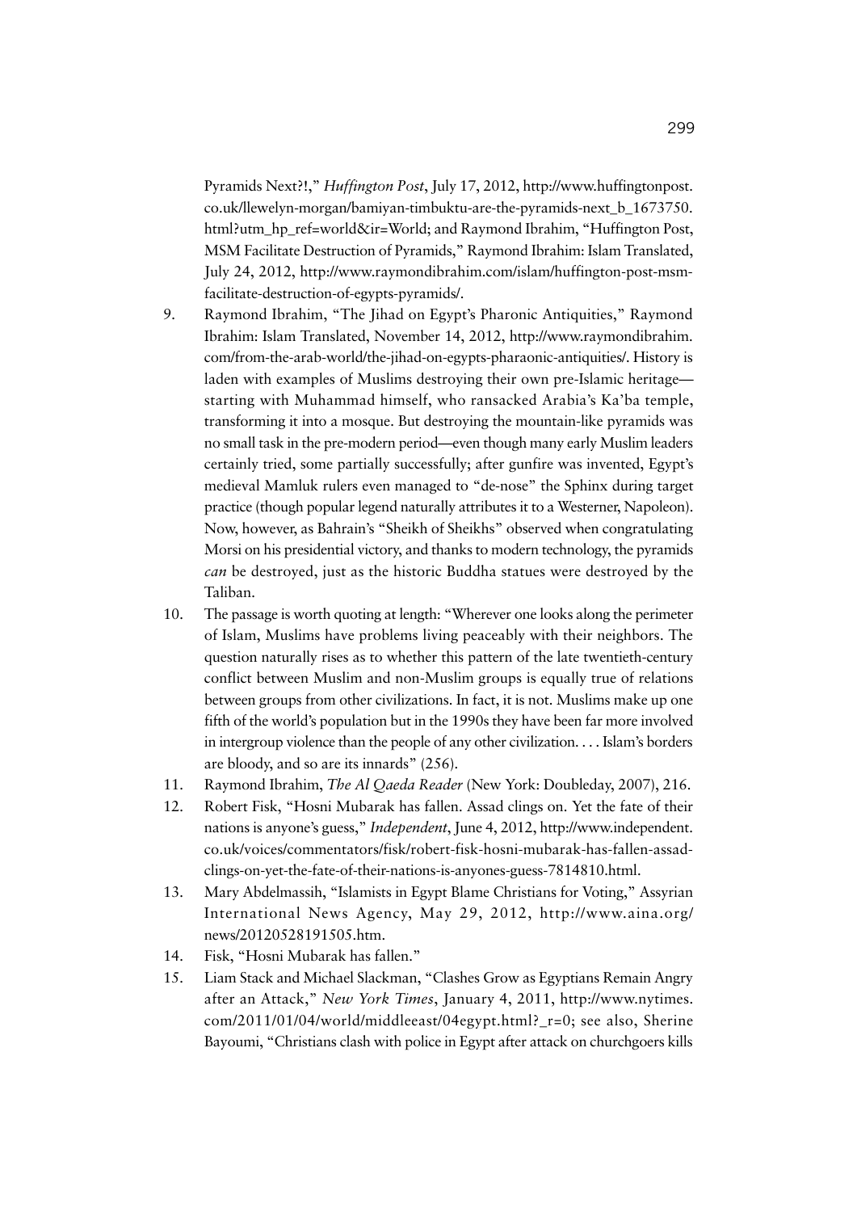Pyramids Next?!," *Huffington Post*, July 17, 2012, http://www.huffingtonpost.co.uk/llewelyn-morgan/bamiyan-timbuktu-are-the-pyramids-next_b_1673750.html?utm_hp_ref=world&ir=World; and Raymond Ibrahim, "Huffington Post, MSM Facilitate Destruction of Pyramids," Raymond Ibrahim: Islam Translated, July 24, 2012, http://www.raymondibrahim.com/islam/huffington-post-msm-facilitate-destruction-of-egypts-pyramids/.

9. Raymond Ibrahim, "The Jihad on Egypt's Pharonic Antiquities," Raymond Ibrahim: Islam Translated, November 14, 2012, http://www.raymondibrahim.com/from-the-arab-world/the-jihad-on-egypts-pharaonic-antiquities/. History is laden with examples of Muslims destroying their own pre-Islamic heritage—starting with Muhammad himself, who ransacked Arabia's Ka'ba temple, transforming it into a mosque. But destroying the mountain-like pyramids was no small task in the pre-modern period—even though many early Muslim leaders certainly tried, some partially successfully; after gunfire was invented, Egypt's medieval Mamluk rulers even managed to "de-nose" the Sphinx during target practice (though popular legend naturally attributes it to a Westerner, Napoleon). Now, however, as Bahrain's "Sheikh of Sheikhs" observed when congratulating Morsi on his presidential victory, and thanks to modern technology, the pyramids *can* be destroyed, just as the historic Buddha statues were destroyed by the Taliban.
10. The passage is worth quoting at length: "Wherever one looks along the perimeter of Islam, Muslims have problems living peaceably with their neighbors. The question naturally rises as to whether this pattern of the late twentieth-century conflict between Muslim and non-Muslim groups is equally true of relations between groups from other civilizations. In fact, it is not. Muslims make up one fifth of the world's population but in the 1990s they have been far more involved in intergroup violence than the people of any other civilization. . . . Islam's borders are bloody, and so are its innards" (256).
11. Raymond Ibrahim, *The Al Qaeda Reader* (New York: Doubleday, 2007), 216.
12. Robert Fisk, "Hosni Mubarak has fallen. Assad clings on. Yet the fate of their nations is anyone's guess," *Independent*, June 4, 2012, http://www.independent.co.uk/voices/commentators/fisk/robert-fisk-hosni-mubarak-has-fallen-assad-clings-on-yet-the-fate-of-their-nations-is-anyones-guess-7814810.html.
13. Mary Abdelmassih, "Islamists in Egypt Blame Christians for Voting," Assyrian International News Agency, May 29, 2012, http://www.aina.org/news/20120528191505.htm.
14. Fisk, "Hosni Mubarak has fallen."
15. Liam Stack and Michael Slackman, "Clashes Grow as Egyptians Remain Angry after an Attack," *New York Times*, January 4, 2011, http://www.nytimes.com/2011/01/04/world/middleeast/04egypt.html?_r=0; see also, Sherine Bayoumi, "Christians clash with police in Egypt after attack on churchgoers kills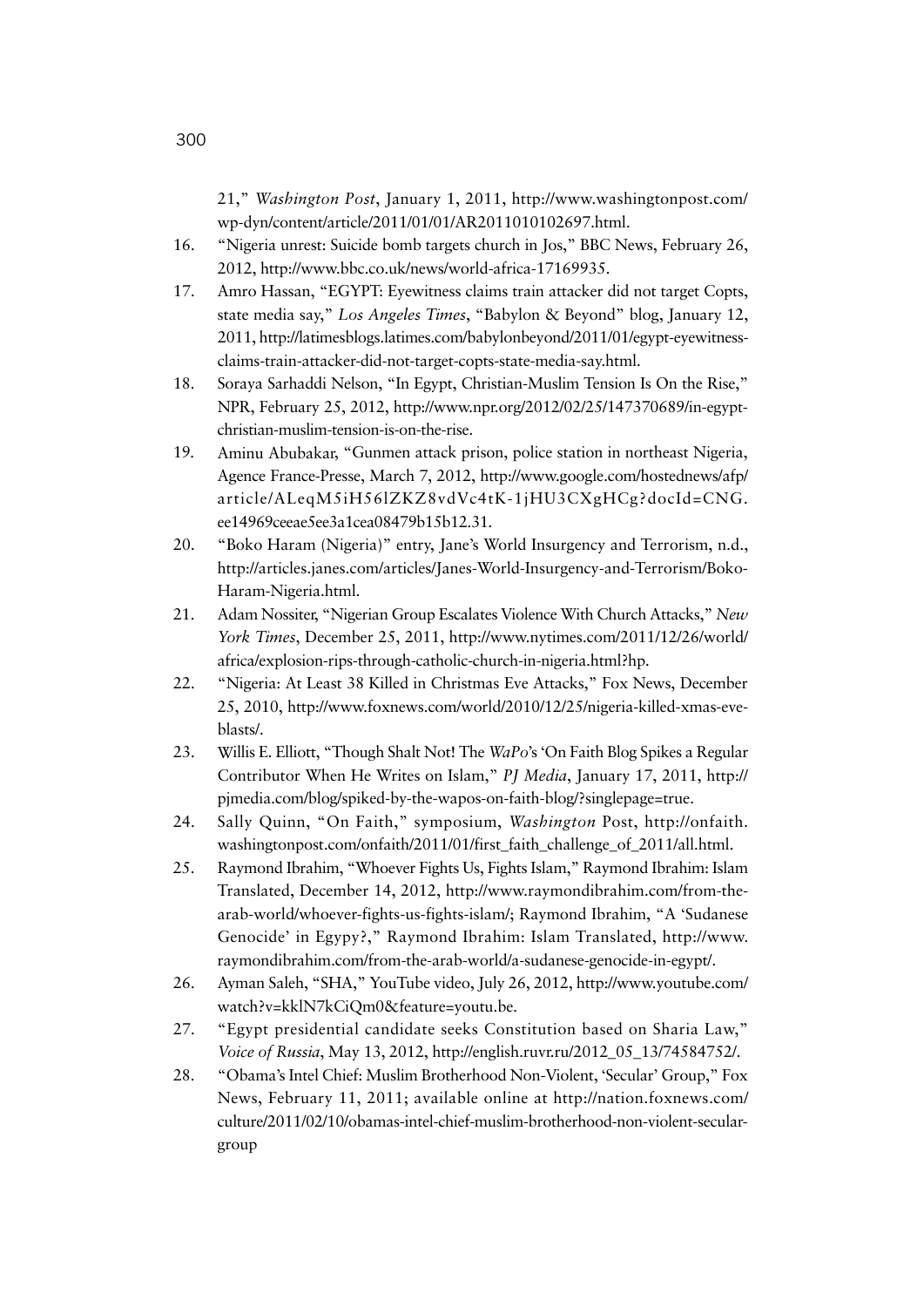21," *Washington Post*, January 1, 2011, http://www.washingtonpost.com/wp-dyn/content/article/2011/01/01/AR2011010102697.html.

16. "Nigeria unrest: Suicide bomb targets church in Jos," BBC News, February 26, 2012, http://www.bbc.co.uk/news/world-africa-17169935.
17. Amro Hassan, "EGYPT: Eyewitness claims train attacker did not target Copts, state media say," *Los Angeles Times*, "Babylon & Beyond" blog, January 12, 2011, http://latimesblogs.latimes.com/babylonbeyond/2011/01/egypt-eyewitness-claims-train-attacker-did-not-target-copts-state-media-say.html.
18. Soraya Sarhaddi Nelson, "In Egypt, Christian-Muslim Tension Is On the Rise," NPR, February 25, 2012, http://www.npr.org/2012/02/25/147370689/in-egypt-christian-muslim-tension-is-on-the-rise.
19. Aminu Abubakar, "Gunmen attack prison, police station in northeast Nigeria, Agence France-Presse, March 7, 2012, http://www.google.com/hostednews/afp/article/ALeqM5iH56lZKZ8vdVc4tK-1jHU3CXgHCg?docId=CNG.ee14969ceeae5ee3a1cea08479b15b12.31.
20. "Boko Haram (Nigeria)" entry, Jane's World Insurgency and Terrorism, n.d., http://articles.janes.com/articles/Janes-World-Insurgency-and-Terrorism/Boko-Haram-Nigeria.html.
21. Adam Nossiter, "Nigerian Group Escalates Violence With Church Attacks," *New York Times*, December 25, 2011, http://www.nytimes.com/2011/12/26/world/africa/explosion-rips-through-catholic-church-in-nigeria.html?hp.
22. "Nigeria: At Least 38 Killed in Christmas Eve Attacks," Fox News, December 25, 2010, http://www.foxnews.com/world/2010/12/25/nigeria-killed-xmas-eve-blasts/.
23. Willis E. Elliott, "Though Shalt Not! The *WaPo*'s 'On Faith Blog Spikes a Regular Contributor When He Writes on Islam," *PJ Media*, January 17, 2011, http://pjmedia.com/blog/spiked-by-the-wapos-on-faith-blog/?singlepage=true.
24. Sally Quinn, "On Faith," symposium, *Washington* Post, http://onfaith.washingtonpost.com/onfaith/2011/01/first_faith_challenge_of_2011/all.html.
25. Raymond Ibrahim, "Whoever Fights Us, Fights Islam," Raymond Ibrahim: Islam Translated, December 14, 2012, http://www.raymondibrahim.com/from-the-arab-world/whoever-fights-us-fights-islam/; Raymond Ibrahim, "A 'Sudanese Genocide' in Egypy?," Raymond Ibrahim: Islam Translated, http://www.raymondibrahim.com/from-the-arab-world/a-sudanese-genocide-in-egypt/.
26. Ayman Saleh, "SHA," YouTube video, July 26, 2012, http://www.youtube.com/watch?v=kklN7kCiQm0&feature=youtu.be.
27. "Egypt presidential candidate seeks Constitution based on Sharia Law," *Voice of Russia*, May 13, 2012, http://english.ruvr.ru/2012_05_13/74584752/.
28. "Obama's Intel Chief: Muslim Brotherhood Non-Violent, 'Secular' Group," Fox News, February 11, 2011; available online at http://nation.foxnews.com/culture/2011/02/10/obamas-intel-chief-muslim-brotherhood-non-violent-secular-group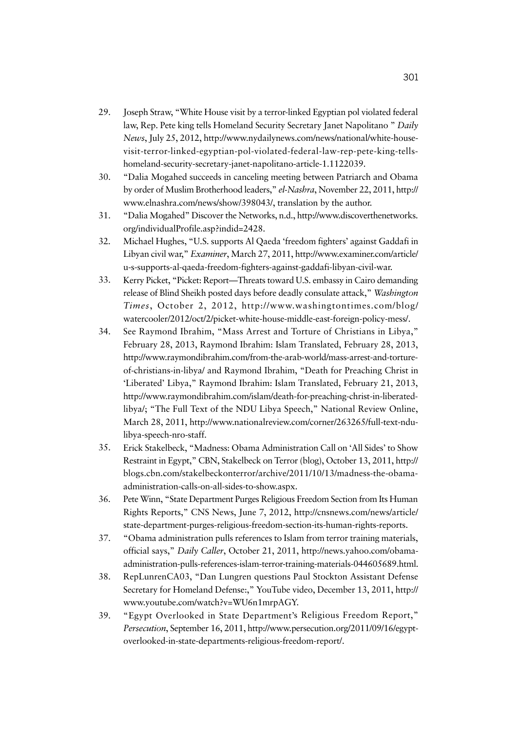29. Joseph Straw, "White House visit by a terror-linked Egyptian pol violated federal law, Rep. Pete king tells Homeland Security Secretary Janet Napolitano " *Daily News*, July 25, 2012, http://www.nydailynews.com/news/national/white-house-visit-terror-linked-egyptian-pol-violated-federal-law-rep-pete-king-tells-homeland-security-secretary-janet-napolitano-article-1.1122039.
30. "Dalia Mogahed succeeds in canceling meeting between Patriarch and Obama by order of Muslim Brotherhood leaders," *el-Nashra*, November 22, 2011, http://www.elnashra.com/news/show/398043/, translation by the author.
31. "Dalia Mogahed" Discover the Networks, n.d., http://www.discoverthenetworks.org/individualProfile.asp?indid=2428.
32. Michael Hughes, "U.S. supports Al Qaeda 'freedom fighters' against Gaddafi in Libyan civil war," *Examiner*, March 27, 2011, http://www.examiner.com/article/u-s-supports-al-qaeda-freedom-fighters-against-gaddafi-libyan-civil-war.
33. Kerry Picket, "Picket: Report—Threats toward U.S. embassy in Cairo demanding release of Blind Sheikh posted days before deadly consulate attack," *Washington Times*, October 2, 2012, http://www.washingtontimes.com/blog/watercooler/2012/oct/2/picket-white-house-middle-east-foreign-policy-mess/.
34. See Raymond Ibrahim, "Mass Arrest and Torture of Christians in Libya," February 28, 2013, Raymond Ibrahim: Islam Translated, February 28, 2013, http://www.raymondibrahim.com/from-the-arab-world/mass-arrest-and-torture-of-christians-in-libya/ and Raymond Ibrahim, "Death for Preaching Christ in 'Liberated' Libya," Raymond Ibrahim: Islam Translated, February 21, 2013, http://www.raymondibrahim.com/islam/death-for-preaching-christ-in-liberated-libya/; "The Full Text of the NDU Libya Speech," National Review Online, March 28, 2011, http://www.nationalreview.com/corner/263265/full-text-ndu-libya-speech-nro-staff.
35. Erick Stakelbeck, "Madness: Obama Administration Call on 'All Sides' to Show Restraint in Egypt," CBN, Stakelbeck on Terror (blog), October 13, 2011, http://blogs.cbn.com/stakelbeckonterror/archive/2011/10/13/madness-the-obama-administration-calls-on-all-sides-to-show.aspx.
36. Pete Winn, "State Department Purges Religious Freedom Section from Its Human Rights Reports," CNS News, June 7, 2012, http://cnsnews.com/news/article/state-department-purges-religious-freedom-section-its-human-rights-reports.
37. "Obama administration pulls references to Islam from terror training materials, official says," *Daily Caller*, October 21, 2011, http://news.yahoo.com/obama-administration-pulls-references-islam-terror-training-materials-044605689.html.
38. RepLunrenCA03, "Dan Lungren questions Paul Stockton Assistant Defense Secretary for Homeland Defense:," YouTube video, December 13, 2011, http://www.youtube.com/watch?v=WU6n1mrpAGY.
39. "Egypt Overlooked in State Department's Religious Freedom Report," *Persecution*, September 16, 2011, http://www.persecution.org/2011/09/16/egypt-overlooked-in-state-departments-religious-freedom-report/.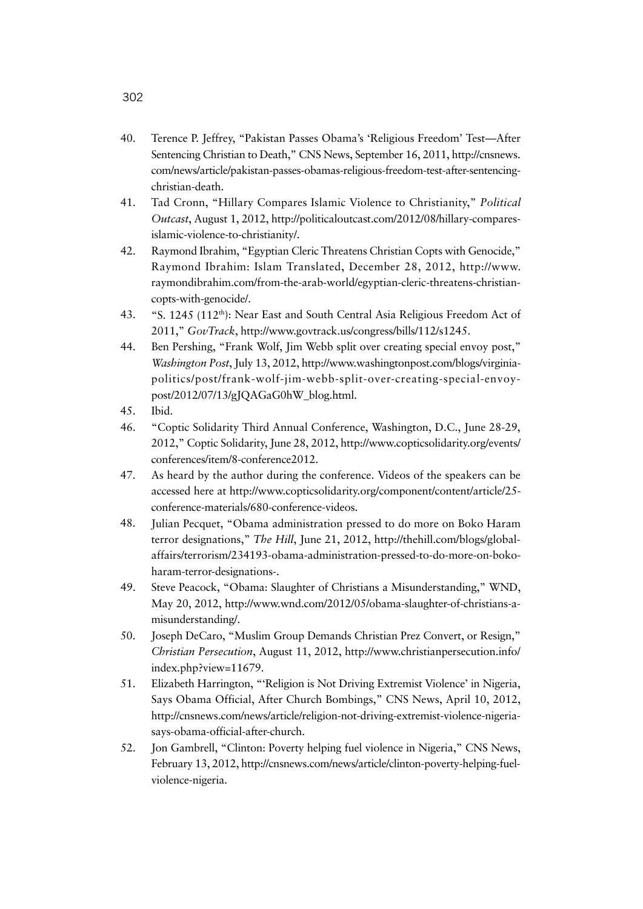40. Terence P. Jeffrey, "Pakistan Passes Obama's 'Religious Freedom' Test—After Sentencing Christian to Death," CNS News, September 16, 2011, http://cnsnews.com/news/article/pakistan-passes-obamas-religious-freedom-test-after-sentencing-christian-death.
41. Tad Cronn, "Hillary Compares Islamic Violence to Christianity," *Political Outcast*, August 1, 2012, http://politicaloutcast.com/2012/08/hillary-compares-islamic-violence-to-christianity/.
42. Raymond Ibrahim, "Egyptian Cleric Threatens Christian Copts with Genocide," Raymond Ibrahim: Islam Translated, December 28, 2012, http://www.raymondibrahim.com/from-the-arab-world/egyptian-cleric-threatens-christian-copts-with-genocide/.
43. "S. 1245 (112th): Near East and South Central Asia Religious Freedom Act of 2011," *GovTrack*, http://www.govtrack.us/congress/bills/112/s1245.
44. Ben Pershing, "Frank Wolf, Jim Webb split over creating special envoy post," *Washington Post*, July 13, 2012, http://www.washingtonpost.com/blogs/virginia-politics/post/frank-wolf-jim-webb-split-over-creating-special-envoy-post/2012/07/13/gJQAGaG0hW_blog.html.
45. Ibid.
46. "Coptic Solidarity Third Annual Conference, Washington, D.C., June 28-29, 2012," Coptic Solidarity, June 28, 2012, http://www.copticsolidarity.org/events/conferences/item/8-conference2012.
47. As heard by the author during the conference. Videos of the speakers can be accessed here at http://www.copticsolidarity.org/component/content/article/25-conference-materials/680-conference-videos.
48. Julian Pecquet, "Obama administration pressed to do more on Boko Haram terror designations," *The Hill*, June 21, 2012, http://thehill.com/blogs/global-affairs/terrorism/234193-obama-administration-pressed-to-do-more-on-boko-haram-terror-designations-.
49. Steve Peacock, "Obama: Slaughter of Christians a Misunderstanding," WND, May 20, 2012, http://www.wnd.com/2012/05/obama-slaughter-of-christians-a-misunderstanding/.
50. Joseph DeCaro, "Muslim Group Demands Christian Prez Convert, or Resign," *Christian Persecution*, August 11, 2012, http://www.christianpersecution.info/index.php?view=11679.
51. Elizabeth Harrington, "'Religion is Not Driving Extremist Violence' in Nigeria, Says Obama Official, After Church Bombings," CNS News, April 10, 2012, http://cnsnews.com/news/article/religion-not-driving-extremist-violence-nigeria-says-obama-official-after-church.
52. Jon Gambrell, "Clinton: Poverty helping fuel violence in Nigeria," CNS News, February 13, 2012, http://cnsnews.com/news/article/clinton-poverty-helping-fuel-violence-nigeria.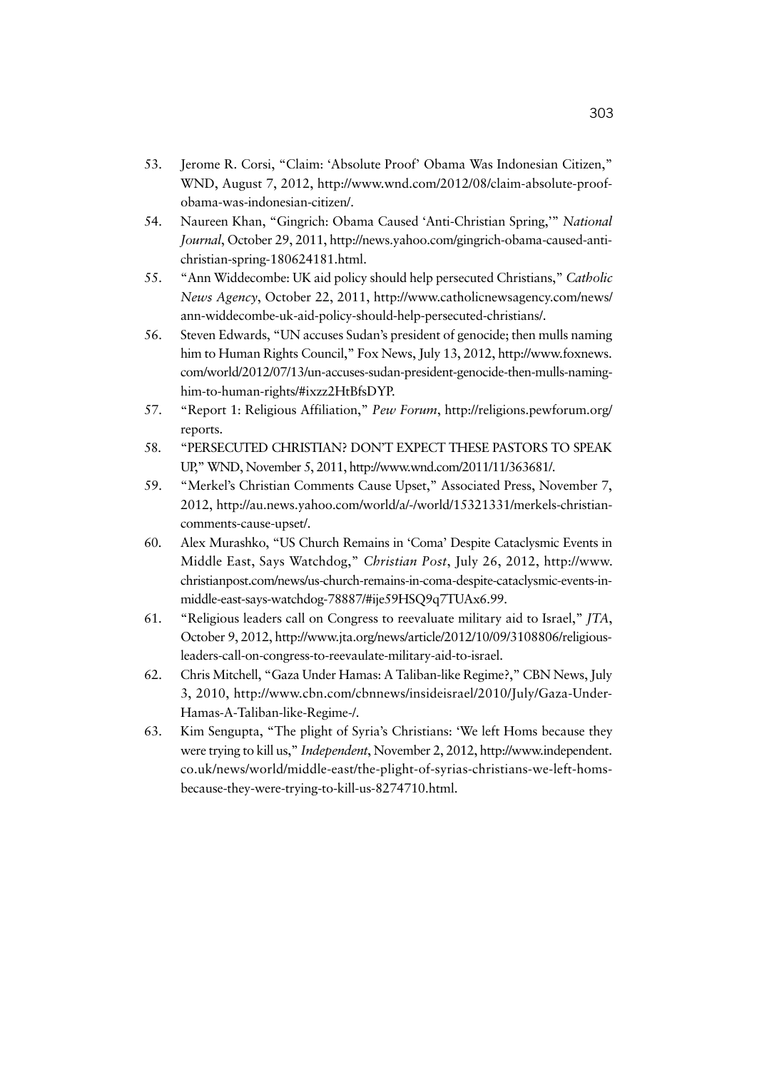53. Jerome R. Corsi, "Claim: 'Absolute Proof' Obama Was Indonesian Citizen," WND, August 7, 2012, http://www.wnd.com/2012/08/claim-absolute-proof-obama-was-indonesian-citizen/.
54. Naureen Khan, "Gingrich: Obama Caused 'Anti-Christian Spring,'" *National Journal*, October 29, 2011, http://news.yahoo.com/gingrich-obama-caused-anti-christian-spring-180624181.html.
55. "Ann Widdecombe: UK aid policy should help persecuted Christians," *Catholic News Agency*, October 22, 2011, http://www.catholicnewsagency.com/news/ann-widdecombe-uk-aid-policy-should-help-persecuted-christians/.
56. Steven Edwards, "UN accuses Sudan's president of genocide; then mulls naming him to Human Rights Council," Fox News, July 13, 2012, http://www.foxnews.com/world/2012/07/13/un-accuses-sudan-president-genocide-then-mulls-naming-him-to-human-rights/#ixzz2HtBfsDYP.
57. "Report 1: Religious Affiliation," *Pew Forum*, http://religions.pewforum.org/reports.
58. "PERSECUTED CHRISTIAN? DON'T EXPECT THESE PASTORS TO SPEAK UP," WND, November 5, 2011, http://www.wnd.com/2011/11/363681/.
59. "Merkel's Christian Comments Cause Upset," Associated Press, November 7, 2012, http://au.news.yahoo.com/world/a/-/world/15321331/merkels-christian-comments-cause-upset/.
60. Alex Murashko, "US Church Remains in 'Coma' Despite Cataclysmic Events in Middle East, Says Watchdog," *Christian Post*, July 26, 2012, http://www.christianpost.com/news/us-church-remains-in-coma-despite-cataclysmic-events-in-middle-east-says-watchdog-78887/#ije59HSQ9q7TUAx6.99.
61. "Religious leaders call on Congress to reevaluate military aid to Israel," *JTA*, October 9, 2012, http://www.jta.org/news/article/2012/10/09/3108806/religious-leaders-call-on-congress-to-reevaulate-military-aid-to-israel.
62. Chris Mitchell, "Gaza Under Hamas: A Taliban-like Regime?," CBN News, July 3, 2010, http://www.cbn.com/cbnnews/insideisrael/2010/July/Gaza-Under-Hamas-A-Taliban-like-Regime-/.
63. Kim Sengupta, "The plight of Syria's Christians: 'We left Homs because they were trying to kill us," *Independent*, November 2, 2012, http://www.independent.co.uk/news/world/middle-east/the-plight-of-syrias-christians-we-left-homs-because-they-were-trying-to-kill-us-8274710.html.